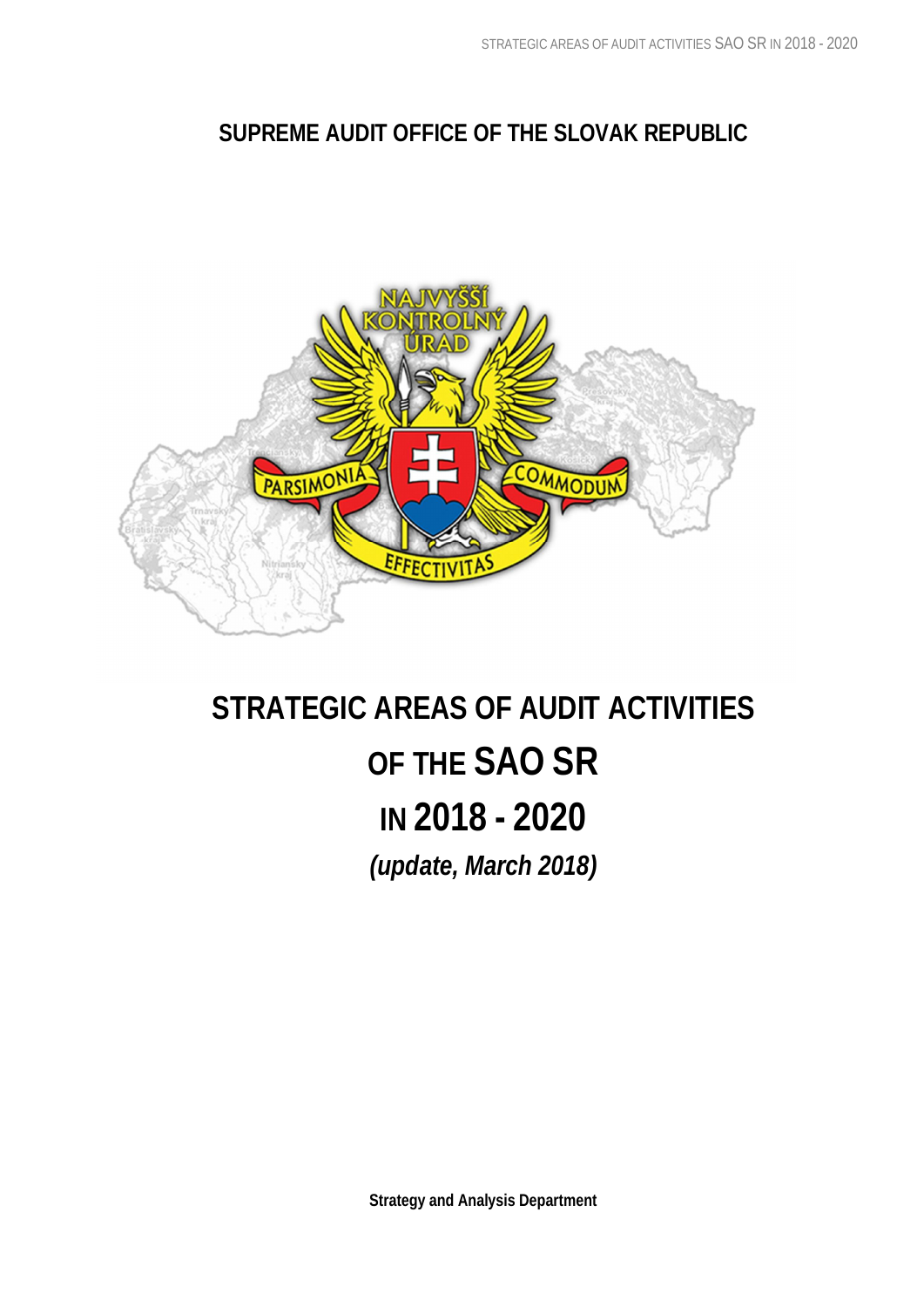**SUPREME AUDIT OFFICE OF THE SLOVAK REPUBLIC**

# STRATEGIC AREAS OF AUDIT ACTIVITIES OF THE SAO SR IN 2018 - 2020

***(update, March 2018)***

**Strategy and Analysis Department**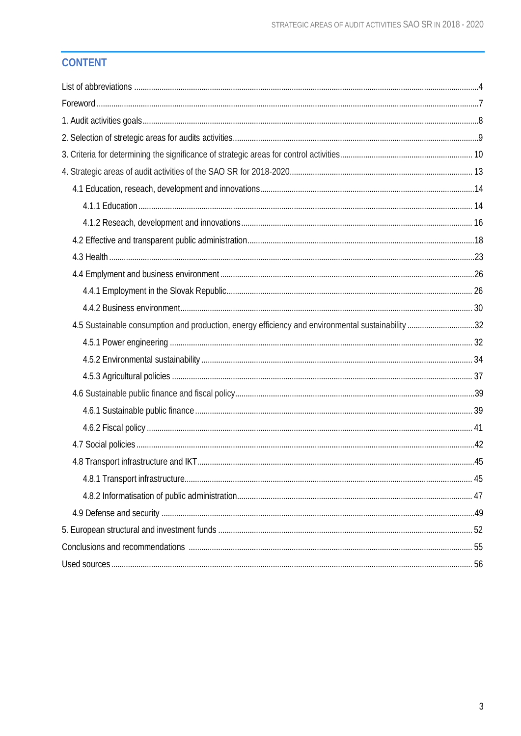## CONTENT

List of abbreviations ....................................................................................................................................4

Foreword .......................................................................................................................................................7

1. Audit activities goals ...................................................................................................................................8

2. Selection of stretegic areas for audits activities .........................................................................................9

3. Criteria for determining the significance of strategic areas for control activities .................................... 10

4. Strategic areas of audit activities of the SAO SR for 2018-2020 ............................................................. 13

- 4.1 Education, reseach, development and innovations ............................................................................14
  - 4.1.1 Education ..................................................................................................................................... 14
  - 4.1.2 Reseach, development and innovations ....................................................................................... 16
- 4.2 Effective and transparent public administration ...................................................................................18
- 4.3 Health ......................................................................................................................................................23
- 4.4 Emplyment and business environment .................................................................................................26
  - 4.4.1 Employment in the Slovak Republic .............................................................................................. 26
  - 4.4.2 Business environment ................................................................................................................... 30
- 4.5 Sustainable consumption and production, energy efficiency and environmental sustainability ...............32
  - 4.5.1 Power engineering ......................................................................................................................... 32
  - 4.5.2 Environmental sustainability .......................................................................................................... 34
  - 4.5.3 Agricultural policies ........................................................................................................................ 37
- 4.6 Sustainable public finance and fiscal policy ..........................................................................................39
  - 4.6.1 Sustainable public finance ............................................................................................................. 39
  - 4.6.2 Fiscal policy ................................................................................................................................... 41
- 4.7 Social policies .........................................................................................................................................42
- 4.8 Transport infrastructure and IKT .............................................................................................................45
  - 4.8.1 Transport infrastructure .................................................................................................................. 45
  - 4.8.2 Informatisation of public administration .......................................................................................... 47
- 4.9 Defense and security ..............................................................................................................................49

5. European structural and investment funds .............................................................................................. 52

Conclusions and recommendations ............................................................................................................ 55

Used sources ............................................................................................................................................... 56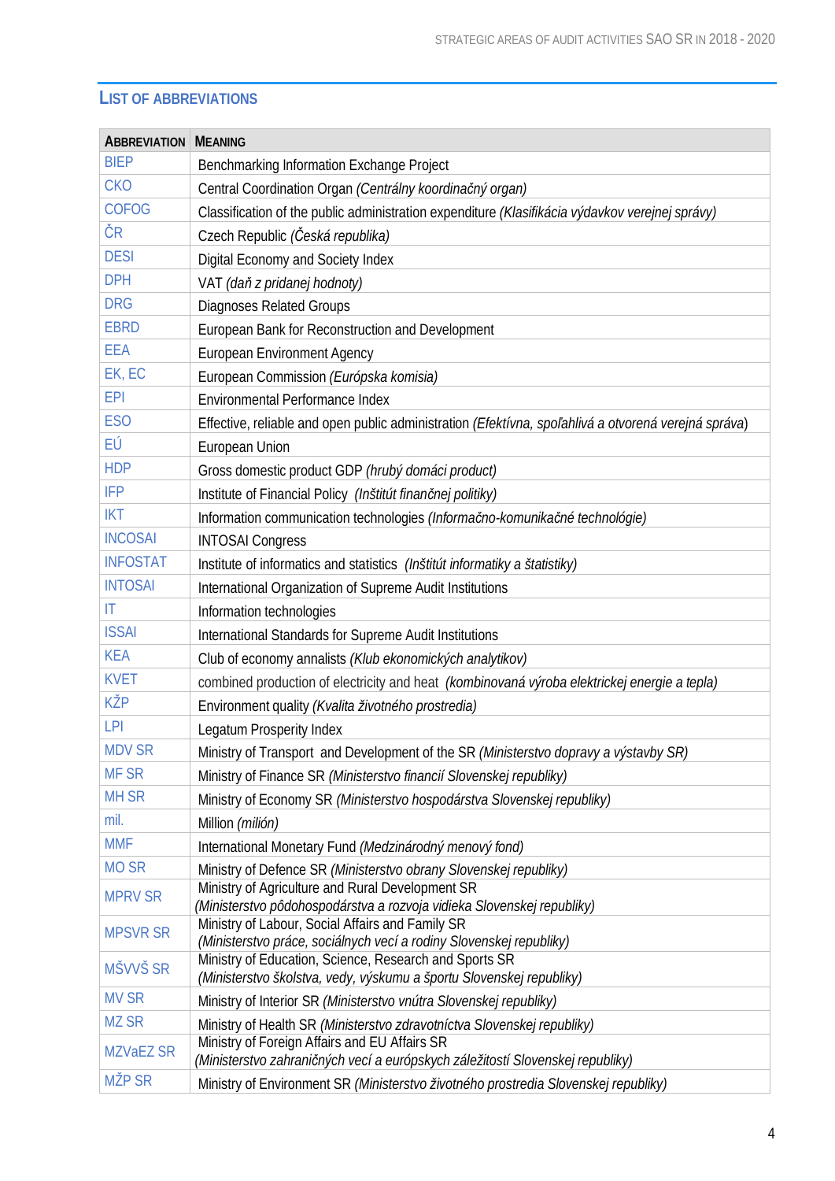## List of Abbreviations

| Abbreviation | Meaning |
|---|---|
| BIEP | Benchmarking Information Exchange Project |
| CKO | Central Coordination Organ *(Centrálny koordinačný organ)* |
| COFOG | Classification of the public administration expenditure *(Klasifikácia výdavkov verejnej správy)* |
| ČR | Czech Republic *(Česká republika)* |
| DESI | Digital Economy and Society Index |
| DPH | VAT *(daň z pridanej hodnoty)* |
| DRG | Diagnoses Related Groups |
| EBRD | European Bank for Reconstruction and Development |
| EEA | European Environment Agency |
| EK, EC | European Commission *(Európska komisia)* |
| EPI | Environmental Performance Index |
| ESO | Effective, reliable and open public administration *(Efektívna, spoľahlivá a otvorená verejná správa)* |
| EÚ | European Union |
| HDP | Gross domestic product GDP *(hrubý domáci product)* |
| IFP | Institute of Financial Policy *(Inštitút finančnej politiky)* |
| IKT | Information communication technologies *(Informačno-komunikačné technológie)* |
| INCOSAI | INTOSAI Congress |
| INFOSTAT | Institute of informatics and statistics *(Inštitút informatiky a štatistiky)* |
| INTOSAI | International Organization of Supreme Audit Institutions |
| IT | Information technologies |
| ISSAI | International Standards for Supreme Audit Institutions |
| KEA | Club of economy annalists *(Klub ekonomických analytikov)* |
| KVET | combined production of electricity and heat *(kombinovaná výroba elektrickej energie a tepla)* |
| KŽP | Environment quality *(Kvalita životného prostredia)* |
| LPI | Legatum Prosperity Index |
| MDV SR | Ministry of Transport and Development of the SR *(Ministerstvo dopravy a výstavby SR)* |
| MF SR | Ministry of Finance SR *(Ministerstvo financií Slovenskej republiky)* |
| MH SR | Ministry of Economy SR *(Ministerstvo hospodárstva Slovenskej republiky)* |
| mil. | Million *(milión)* |
| MMF | International Monetary Fund *(Medzinárodný menový fond)* |
| MO SR | Ministry of Defence SR *(Ministerstvo obrany Slovenskej republiky)* |
| MPRV SR | Ministry of Agriculture and Rural Development SR *(Ministerstvo pôdohospodárstva a rozvoja vidieka Slovenskej republiky)* |
| MPSVR SR | Ministry of Labour, Social Affairs and Family SR *(Ministerstvo práce, sociálnych vecí a rodiny Slovenskej republiky)* |
| MŠVVŠ SR | Ministry of Education, Science, Research and Sports SR *(Ministerstvo školstva, vedy, výskumu a športu Slovenskej republiky)* |
| MV SR | Ministry of Interior SR *(Ministerstvo vnútra Slovenskej republiky)* |
| MZ SR | Ministry of Health SR *(Ministerstvo zdravotníctva Slovenskej republiky)* |
| MZVaEZ SR | Ministry of Foreign Affairs and EU Affairs SR *(Ministerstvo zahraničných vecí a európskych záležitostí Slovenskej republiky)* |
| MŽP SR | Ministry of Environment SR *(Ministerstvo životného prostredia Slovenskej republiky)* |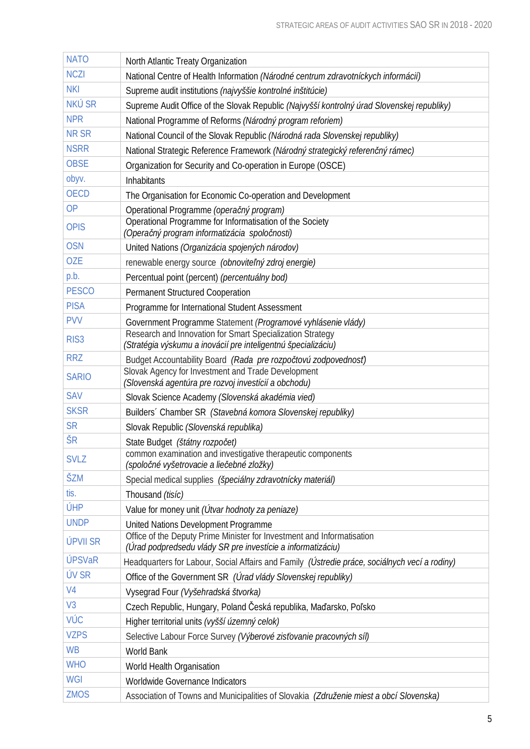| | |
|---|---|
| NATO | North Atlantic Treaty Organization |
| NCZI | National Centre of Health Information *(Národné centrum zdravotníckych informácií)* |
| NKI | Supreme audit institutions *(najvyššie kontrolné inštitúcie)* |
| NKÚ SR | Supreme Audit Office of the Slovak Republic *(Najvyšší kontrolný úrad Slovenskej republiky)* |
| NPR | National Programme of Reforms *(Národný program reforiem)* |
| NR SR | National Council of the Slovak Republic *(Národná rada Slovenskej republiky)* |
| NSRR | National Strategic Reference Framework *(Národný strategický referenčný rámec)* |
| OBSE | Organization for Security and Co-operation in Europe (OSCE) |
| obyv. | Inhabitants |
| OECD | The Organisation for Economic Co-operation and Development |
| OP | Operational Programme *(operačný program)* |
| OPIS | Operational Programme for Informatisation of the Society *(Operačný program informatizácia spoločnosti)* |
| OSN | United Nations *(Organizácia spojených národov)* |
| OZE | renewable energy source *(obnoviteľný zdroj energie)* |
| p.b. | Percentual point (percent) *(percentuálny bod)* |
| PESCO | Permanent Structured Cooperation |
| PISA | Programme for International Student Assessment |
| PVV | Government Programme Statement *(Programové vyhlásenie vlády)* |
| RIS3 | Research and Innovation for Smart Specialization Strategy *(Stratégia výskumu a inovácií pre inteligentnú špecializáciu)* |
| RRZ | Budget Accountability Board *(Rada pre rozpočtovú zodpovednosť)* |
| SARIO | Slovak Agency for Investment and Trade Development *(Slovenská agentúra pre rozvoj investícií a obchodu)* |
| SAV | Slovak Science Academy *(Slovenská akadémia vied)* |
| SKSR | Builders´ Chamber SR *(Stavebná komora Slovenskej republiky)* |
| SR | Slovak Republic *(Slovenská republika)* |
| ŠR | State Budget *(štátny rozpočet)* |
| SVLZ | common examination and investigative therapeutic components *(spoločné vyšetrovacie a liečebné zložky)* |
| ŠZM | Special medical supplies *(špeciálny zdravotnícky materiál)* |
| tis. | Thousand *(tisíc)* |
| ÚHP | Value for money unit *(Útvar hodnoty za peniaze)* |
| UNDP | United Nations Development Programme |
| ÚPVII SR | Office of the Deputy Prime Minister for Investment and Informatisation *(Úrad podpredsedu vlády SR pre investície a informatizáciu)* |
| ÚPSVaR | Headquarters for Labour, Social Affairs and Family *(Ústredie práce, sociálnych vecí a rodiny)* |
| ÚV SR | Office of the Government SR *(Úrad vlády Slovenskej republiky)* |
| V4 | Vysegrad Four *(Vyšehradská štvorka)* |
| V3 | Czech Republic, Hungary, Poland Česká republika, Maďarsko, Poľsko |
| VÚC | Higher territorial units *(vyšší územný celok)* |
| VZPS | Selective Labour Force Survey *(Výberové zisťovanie pracovných síl)* |
| WB | World Bank |
| WHO | World Health Organisation |
| WGI | Worldwide Governance Indicators |
| ZMOS | Association of Towns and Municipalities of Slovakia *(Združenie miest a obcí Slovenska)* |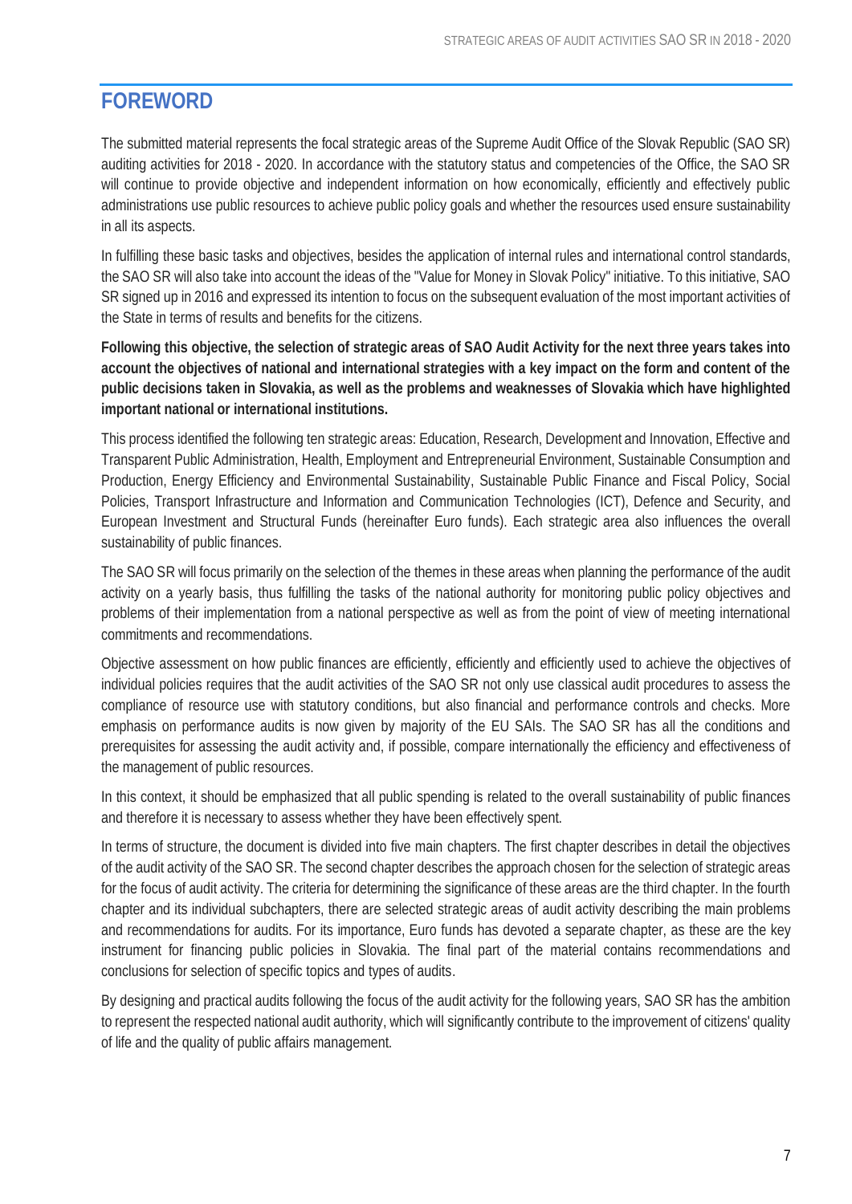## FOREWORD

The submitted material represents the focal strategic areas of the Supreme Audit Office of the Slovak Republic (SAO SR) auditing activities for 2018 - 2020. In accordance with the statutory status and competencies of the Office, the SAO SR will continue to provide objective and independent information on how economically, efficiently and effectively public administrations use public resources to achieve public policy goals and whether the resources used ensure sustainability in all its aspects.

In fulfilling these basic tasks and objectives, besides the application of internal rules and international control standards, the SAO SR will also take into account the ideas of the "Value for Money in Slovak Policy" initiative. To this initiative, SAO SR signed up in 2016 and expressed its intention to focus on the subsequent evaluation of the most important activities of the State in terms of results and benefits for the citizens.

**Following this objective, the selection of strategic areas of SAO Audit Activity for the next three years takes into account the objectives of national and international strategies with a key impact on the form and content of the public decisions taken in Slovakia, as well as the problems and weaknesses of Slovakia which have highlighted important national or international institutions.**

This process identified the following ten strategic areas: Education, Research, Development and Innovation, Effective and Transparent Public Administration, Health, Employment and Entrepreneurial Environment, Sustainable Consumption and Production, Energy Efficiency and Environmental Sustainability, Sustainable Public Finance and Fiscal Policy, Social Policies, Transport Infrastructure and Information and Communication Technologies (ICT), Defence and Security, and European Investment and Structural Funds (hereinafter Euro funds). Each strategic area also influences the overall sustainability of public finances.

The SAO SR will focus primarily on the selection of the themes in these areas when planning the performance of the audit activity on a yearly basis, thus fulfilling the tasks of the national authority for monitoring public policy objectives and problems of their implementation from a national perspective as well as from the point of view of meeting international commitments and recommendations.

Objective assessment on how public finances are efficiently, efficiently and efficiently used to achieve the objectives of individual policies requires that the audit activities of the SAO SR not only use classical audit procedures to assess the compliance of resource use with statutory conditions, but also financial and performance controls and checks. More emphasis on performance audits is now given by majority of the EU SAIs. The SAO SR has all the conditions and prerequisites for assessing the audit activity and, if possible, compare internationally the efficiency and effectiveness of the management of public resources.

In this context, it should be emphasized that all public spending is related to the overall sustainability of public finances and therefore it is necessary to assess whether they have been effectively spent.

In terms of structure, the document is divided into five main chapters. The first chapter describes in detail the objectives of the audit activity of the SAO SR. The second chapter describes the approach chosen for the selection of strategic areas for the focus of audit activity. The criteria for determining the significance of these areas are the third chapter. In the fourth chapter and its individual subchapters, there are selected strategic areas of audit activity describing the main problems and recommendations for audits. For its importance, Euro funds has devoted a separate chapter, as these are the key instrument for financing public policies in Slovakia. The final part of the material contains recommendations and conclusions for selection of specific topics and types of audits.

By designing and practical audits following the focus of the audit activity for the following years, SAO SR has the ambition to represent the respected national audit authority, which will significantly contribute to the improvement of citizens' quality of life and the quality of public affairs management.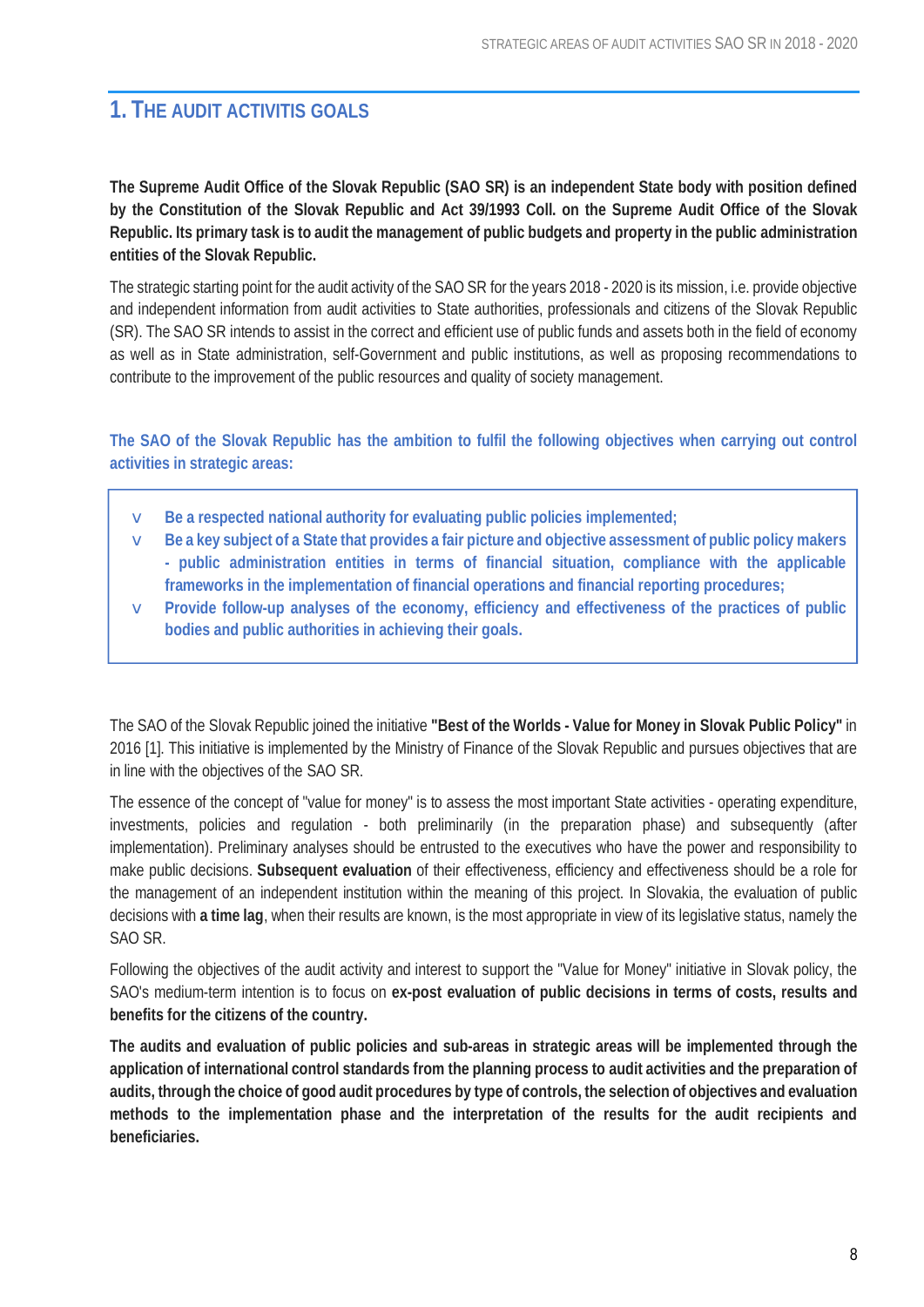## 1. THE AUDIT ACTIVITIS GOALS

**The Supreme Audit Office of the Slovak Republic (SAO SR) is an independent State body with position defined by the Constitution of the Slovak Republic and Act 39/1993 Coll. on the Supreme Audit Office of the Slovak Republic. Its primary task is to audit the management of public budgets and property in the public administration entities of the Slovak Republic.**

The strategic starting point for the audit activity of the SAO SR for the years 2018 - 2020 is its mission, i.e. provide objective and independent information from audit activities to State authorities, professionals and citizens of the Slovak Republic (SR). The SAO SR intends to assist in the correct and efficient use of public funds and assets both in the field of economy as well as in State administration, self-Government and public institutions, as well as proposing recommendations to contribute to the improvement of the public resources and quality of society management.

**The SAO of the Slovak Republic has the ambition to fulfil the following objectives when carrying out control activities in strategic areas:**

- **Be a respected national authority for evaluating public policies implemented;**
- **Be a key subject of a State that provides a fair picture and objective assessment of public policy makers - public administration entities in terms of financial situation, compliance with the applicable frameworks in the implementation of financial operations and financial reporting procedures;**
- **Provide follow-up analyses of the economy, efficiency and effectiveness of the practices of public bodies and public authorities in achieving their goals.**

The SAO of the Slovak Republic joined the initiative **"Best of the Worlds - Value for Money in Slovak Public Policy"** in 2016 [1]. This initiative is implemented by the Ministry of Finance of the Slovak Republic and pursues objectives that are in line with the objectives of the SAO SR.

The essence of the concept of "value for money" is to assess the most important State activities - operating expenditure, investments, policies and regulation - both preliminarily (in the preparation phase) and subsequently (after implementation). Preliminary analyses should be entrusted to the executives who have the power and responsibility to make public decisions. **Subsequent evaluation** of their effectiveness, efficiency and effectiveness should be a role for the management of an independent institution within the meaning of this project. In Slovakia, the evaluation of public decisions with **a time lag**, when their results are known, is the most appropriate in view of its legislative status, namely the SAO SR.

Following the objectives of the audit activity and interest to support the "Value for Money" initiative in Slovak policy, the SAO's medium-term intention is to focus on **ex-post evaluation of public decisions in terms of costs, results and benefits for the citizens of the country.**

**The audits and evaluation of public policies and sub-areas in strategic areas will be implemented through the application of international control standards from the planning process to audit activities and the preparation of audits, through the choice of good audit procedures by type of controls, the selection of objectives and evaluation methods to the implementation phase and the interpretation of the results for the audit recipients and beneficiaries.**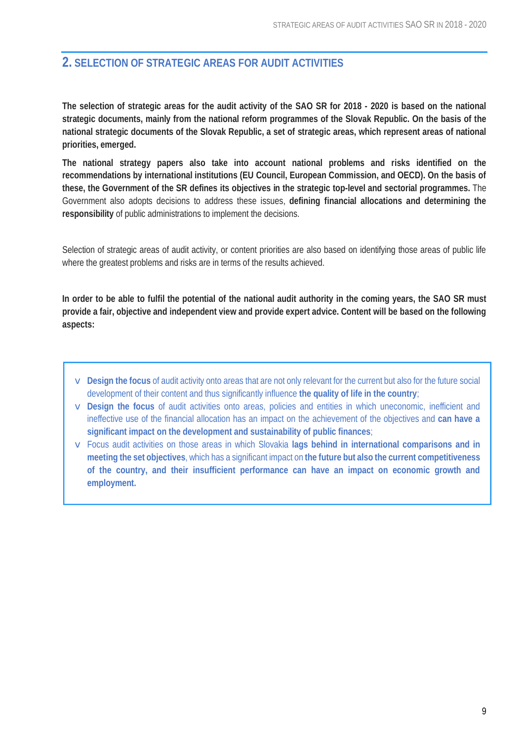## 2. SELECTION OF STRATEGIC AREAS FOR AUDIT ACTIVITIES

**The selection of strategic areas for the audit activity of the SAO SR for 2018 - 2020 is based on the national strategic documents, mainly from the national reform programmes of the Slovak Republic. On the basis of the national strategic documents of the Slovak Republic, a set of strategic areas, which represent areas of national priorities, emerged.**

**The national strategy papers also take into account national problems and risks identified on the recommendations by international institutions (EU Council, European Commission, and OECD). On the basis of these, the Government of the SR defines its objectives in the strategic top-level and sectorial programmes.** The Government also adopts decisions to address these issues, **defining financial allocations and determining the responsibility** of public administrations to implement the decisions.

Selection of strategic areas of audit activity, or content priorities are also based on identifying those areas of public life where the greatest problems and risks are in terms of the results achieved.

**In order to be able to fulfil the potential of the national audit authority in the coming years, the SAO SR must provide a fair, objective and independent view and provide expert advice. Content will be based on the following aspects:**

- **Design the focus** of audit activity onto areas that are not only relevant for the current but also for the future social development of their content and thus significantly influence **the quality of life in the country**;
- **Design the focus** of audit activities onto areas, policies and entities in which uneconomic, inefficient and ineffective use of the financial allocation has an impact on the achievement of the objectives and **can have a significant impact on the development and sustainability of public finances**;
- Focus audit activities on those areas in which Slovakia **lags behind in international comparisons and in meeting the set objectives**, which has a significant impact on **the future but also the current competitiveness of the country, and their insufficient performance can have an impact on economic growth and employment.**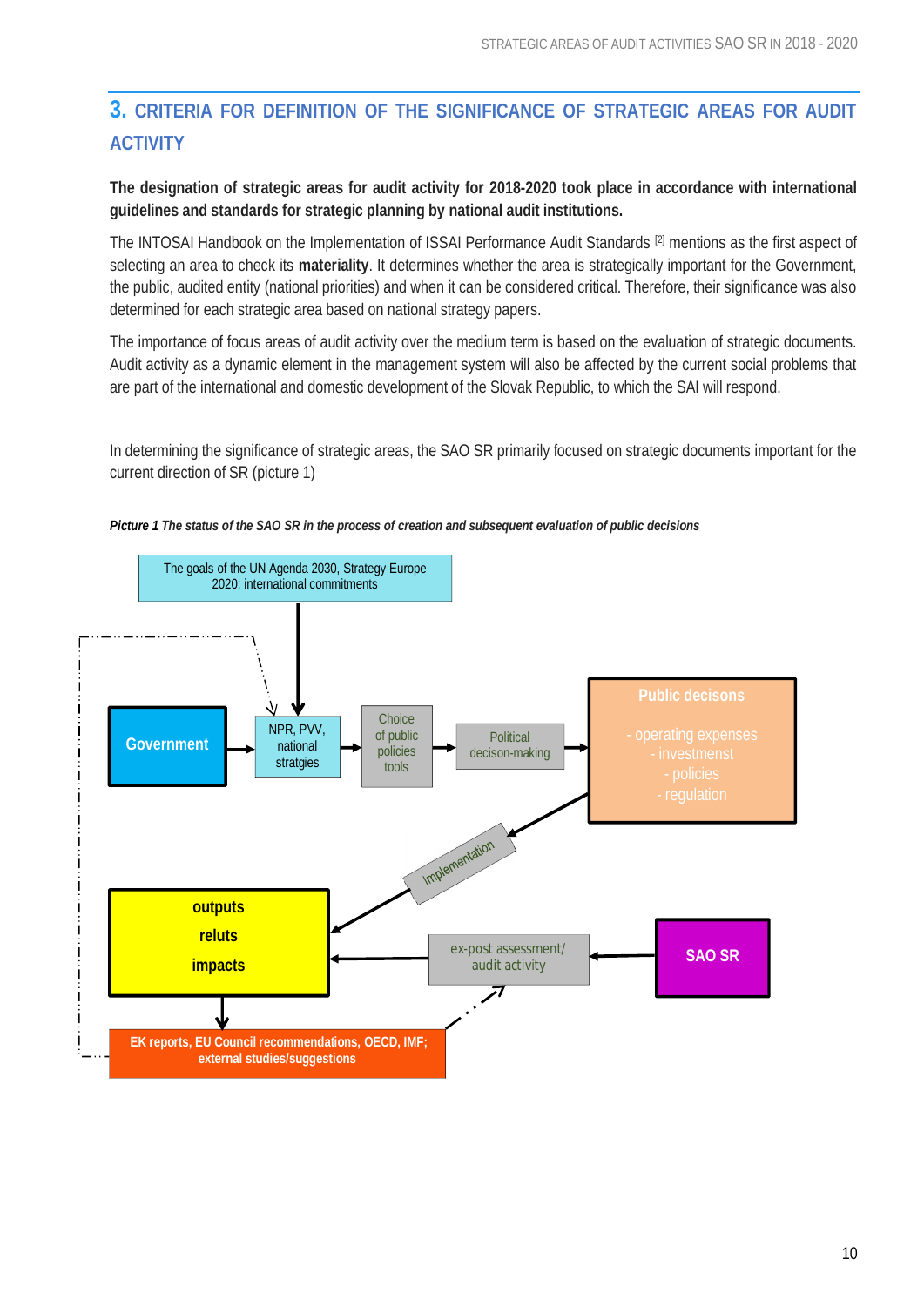## 3. CRITERIA FOR DEFINITION OF THE SIGNIFICANCE OF STRATEGIC AREAS FOR AUDIT ACTIVITY

**The designation of strategic areas for audit activity for 2018-2020 took place in accordance with international guidelines and standards for strategic planning by national audit institutions.**

The INTOSAI Handbook on the Implementation of ISSAI Performance Audit Standards [2] mentions as the first aspect of selecting an area to check its **materiality**. It determines whether the area is strategically important for the Government, the public, audited entity (national priorities) and when it can be considered critical. Therefore, their significance was also determined for each strategic area based on national strategy papers.

The importance of focus areas of audit activity over the medium term is based on the evaluation of strategic documents. Audit activity as a dynamic element in the management system will also be affected by the current social problems that are part of the international and domestic development of the Slovak Republic, to which the SAI will respond.

In determining the significance of strategic areas, the SAO SR primarily focused on strategic documents important for the current direction of SR (picture 1)

***Picture 1** The status of the SAO SR in the process of creation and subsequent evaluation of public decisions*

The goals of the UN Agenda 2030, Strategy Europe 2020; international commitments

Government → NPR, PVV, national stratgies → Choice of public policies tools → Political decison-making → Public decisons
- operating expenses
- investment
- policies
- regulation

Implementation

outputs
reluts
impacts

ex-post assessment/ audit activity

SAO SR

EK reports, EU Council recommendations, OECD, IMF; external studies/suggestions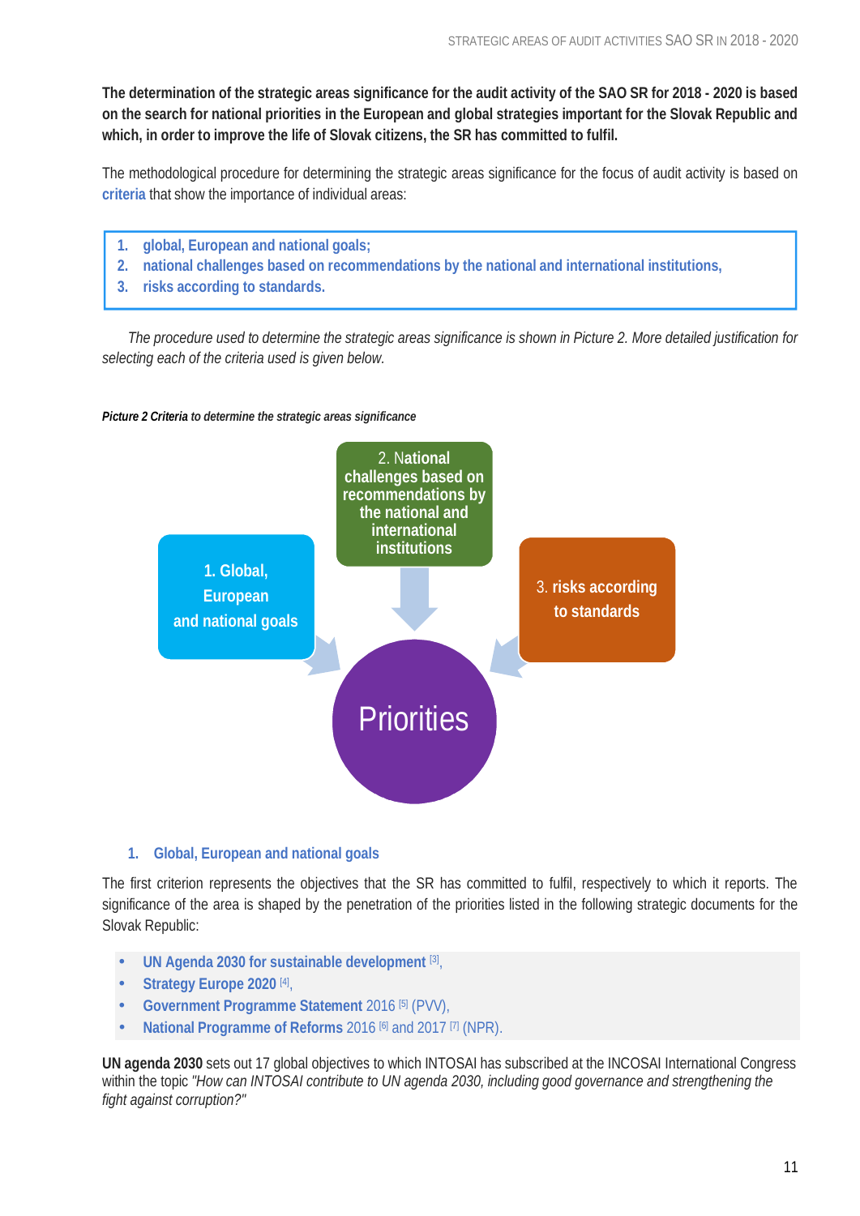**The determination of the strategic areas significance for the audit activity of the SAO SR for 2018 - 2020 is based on the search for national priorities in the European and global strategies important for the Slovak Republic and which, in order to improve the life of Slovak citizens, the SR has committed to fulfil.**

The methodological procedure for determining the strategic areas significance for the focus of audit activity is based on **criteria** that show the importance of individual areas:

1. **global, European and national goals;**
2. **national challenges based on recommendations by the national and international institutions,**
3. **risks according to standards.**

*The procedure used to determine the strategic areas significance is shown in Picture 2. More detailed justification for selecting each of the criteria used is given below.*

***Picture 2** Criteria to determine the strategic areas significance*

1. Global, European and national goals

2. National challenges based on recommendations by the national and international institutions

3. risks according to standards

Priorities

### 1. Global, European and national goals

The first criterion represents the objectives that the SR has committed to fulfil, respectively to which it reports. The significance of the area is shaped by the penetration of the priorities listed in the following strategic documents for the Slovak Republic:

- **UN Agenda 2030 for sustainable development** [3],
- **Strategy Europe 2020** [4],
- **Government Programme Statement** 2016 [5] (PVV),
- **National Programme of Reforms** 2016 [6] and 2017 [7] (NPR).

**UN agenda 2030** sets out 17 global objectives to which INTOSAI has subscribed at the INCOSAI International Congress within the topic *"How can INTOSAI contribute to UN agenda 2030, including good governance and strengthening the fight against corruption?"*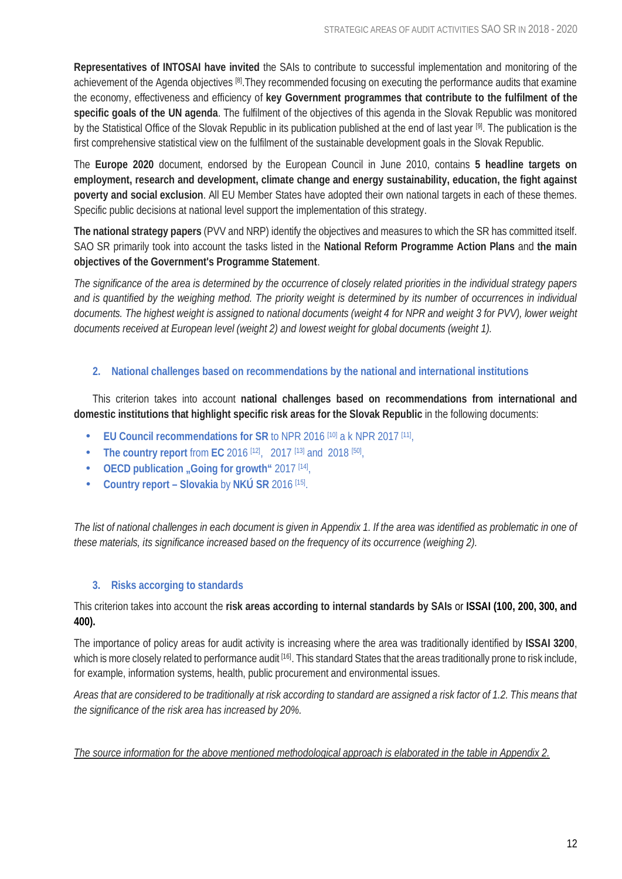**Representatives of INTOSAI have invited** the SAIs to contribute to successful implementation and monitoring of the achievement of the Agenda objectives [8].They recommended focusing on executing the performance audits that examine the economy, effectiveness and efficiency of **key Government programmes that contribute to the fulfilment of the specific goals of the UN agenda**. The fulfilment of the objectives of this agenda in the Slovak Republic was monitored by the Statistical Office of the Slovak Republic in its publication published at the end of last year [9]. The publication is the first comprehensive statistical view on the fulfilment of the sustainable development goals in the Slovak Republic.

The **Europe 2020** document, endorsed by the European Council in June 2010, contains **5 headline targets on employment, research and development, climate change and energy sustainability, education, the fight against poverty and social exclusion**. All EU Member States have adopted their own national targets in each of these themes. Specific public decisions at national level support the implementation of this strategy.

**The national strategy papers** (PVV and NRP) identify the objectives and measures to which the SR has committed itself. SAO SR primarily took into account the tasks listed in the **National Reform Programme Action Plans** and **the main objectives of the Government's Programme Statement**.

*The significance of the area is determined by the occurrence of closely related priorities in the individual strategy papers and is quantified by the weighing method. The priority weight is determined by its number of occurrences in individual documents. The highest weight is assigned to national documents (weight 4 for NPR and weight 3 for PVV), lower weight documents received at European level (weight 2) and lowest weight for global documents (weight 1).*

## 2. National challenges based on recommendations by the national and international institutions

This criterion takes into account **national challenges based on recommendations from international and domestic institutions that highlight specific risk areas for the Slovak Republic** in the following documents:

- **EU Council recommendations for SR** to NPR 2016 [10] a k NPR 2017 [11],
- **The country report** from **EC** 2016 [12], 2017 [13] and 2018 [50],
- **OECD publication „Going for growth"** 2017 [14],
- **Country report – Slovakia** by **NKÚ SR** 2016 [15].

*The list of national challenges in each document is given in Appendix 1. If the area was identified as problematic in one of these materials, its significance increased based on the frequency of its occurrence (weighing 2).*

## 3. Risks accorging to standards

This criterion takes into account the **risk areas according to internal standards by SAIs** or **ISSAI (100, 200, 300, and 400).**

The importance of policy areas for audit activity is increasing where the area was traditionally identified by **ISSAI 3200**, which is more closely related to performance audit [16]. This standard States that the areas traditionally prone to risk include, for example, information systems, health, public procurement and environmental issues.

*Areas that are considered to be traditionally at risk according to standard are assigned a risk factor of 1.2. This means that the significance of the risk area has increased by 20%.*

<u>*The source information for the above mentioned methodological approach is elaborated in the table in Appendix 2.*</u>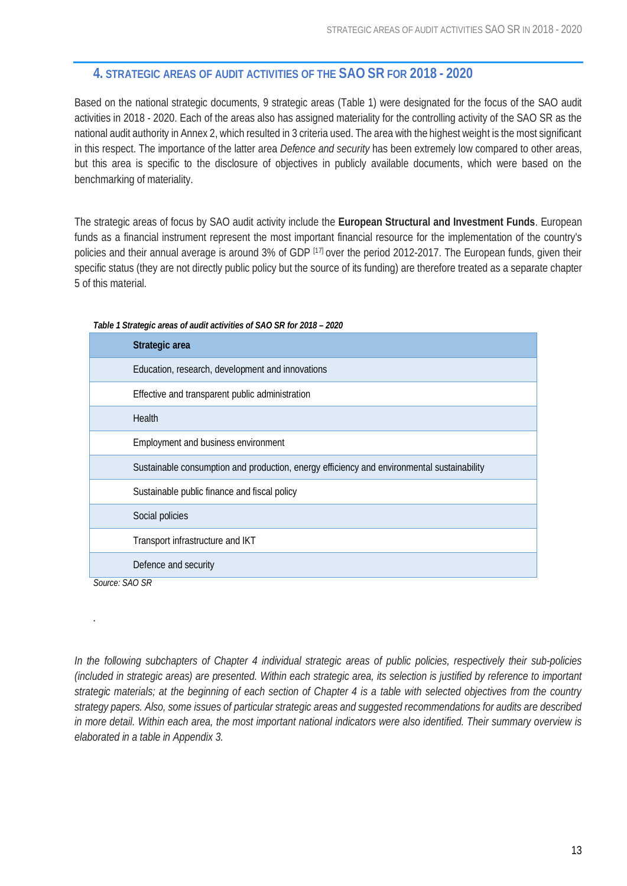## 4. STRATEGIC AREAS OF AUDIT ACTIVITIES OF THE SAO SR FOR 2018 - 2020

Based on the national strategic documents, 9 strategic areas (Table 1) were designated for the focus of the SAO audit activities in 2018 - 2020. Each of the areas also has assigned materiality for the controlling activity of the SAO SR as the national audit authority in Annex 2, which resulted in 3 criteria used. The area with the highest weight is the most significant in this respect. The importance of the latter area *Defence and security* has been extremely low compared to other areas, but this area is specific to the disclosure of objectives in publicly available documents, which were based on the benchmarking of materiality.

The strategic areas of focus by SAO audit activity include the **European Structural and Investment Funds**. European funds as a financial instrument represent the most important financial resource for the implementation of the country's policies and their annual average is around 3% of GDP [17] over the period 2012-2017. The European funds, given their specific status (they are not directly public policy but the source of its funding) are therefore treated as a separate chapter 5 of this material.

*Table 1 Strategic areas of audit activities of SAO SR for 2018 – 2020*

| Strategic area |
|---|
| Education, research, development and innovations |
| Effective and transparent public administration |
| Health |
| Employment and business environment |
| Sustainable consumption and production, energy efficiency and environmental sustainability |
| Sustainable public finance and fiscal policy |
| Social policies |
| Transport infrastructure and IKT |
| Defence and security |

*Source: SAO SR*

.

*In the following subchapters of Chapter 4 individual strategic areas of public policies, respectively their sub-policies (included in strategic areas) are presented. Within each strategic area, its selection is justified by reference to important strategic materials; at the beginning of each section of Chapter 4 is a table with selected objectives from the country strategy papers. Also, some issues of particular strategic areas and suggested recommendations for audits are described in more detail. Within each area, the most important national indicators were also identified. Their summary overview is elaborated in a table in Appendix 3.*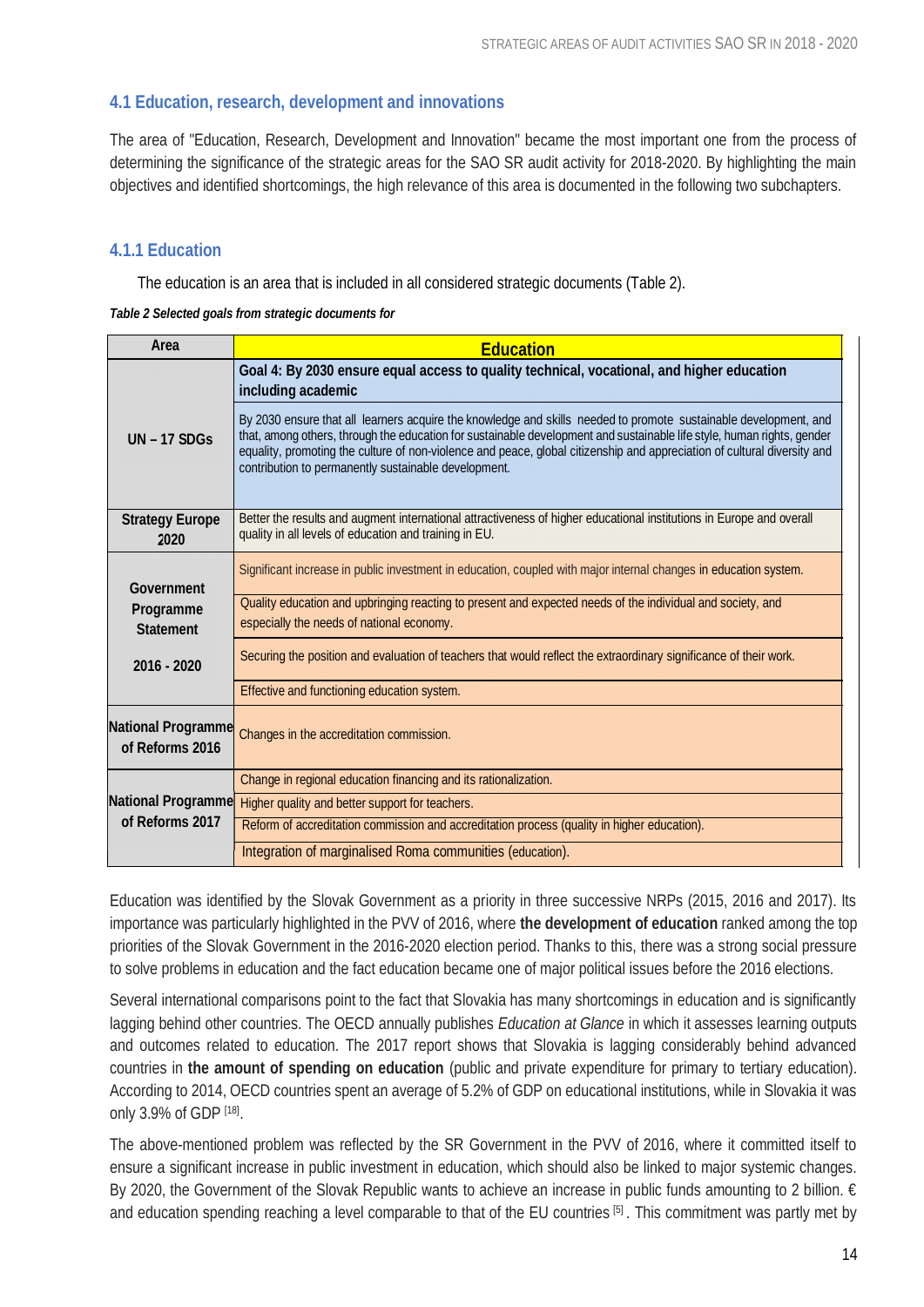## 4.1 Education, research, development and innovations

The area of "Education, Research, Development and Innovation" became the most important one from the process of determining the significance of the strategic areas for the SAO SR audit activity for 2018-2020. By highlighting the main objectives and identified shortcomings, the high relevance of this area is documented in the following two subchapters.

### 4.1.1 Education

The education is an area that is included in all considered strategic documents (Table 2).

*Table 2 Selected goals from strategic documents for*

| Area | Education |
|---|---|
| UN – 17 SDGs | **Goal 4: By 2030 ensure equal access to quality technical, vocational, and higher education including academic** |
| | By 2030 ensure that all learners acquire the knowledge and skills needed to promote sustainable development, and that, among others, through the education for sustainable development and sustainable life style, human rights, gender equality, promoting the culture of non-violence and peace, global citizenship and appreciation of cultural diversity and contribution to permanently sustainable development. |
| Strategy Europe 2020 | Better the results and augment international attractiveness of higher educational institutions in Europe and overall quality in all levels of education and training in EU. |
| Government Programme Statement 2016 - 2020 | Significant increase in public investment in education, coupled with major internal changes in education system. |
| | Quality education and upbringing reacting to present and expected needs of the individual and society, and especially the needs of national economy. |
| | Securing the position and evaluation of teachers that would reflect the extraordinary significance of their work. |
| | Effective and functioning education system. |
| National Programme of Reforms 2016 | Changes in the accreditation commission. |
| National Programme of Reforms 2017 | Change in regional education financing and its rationalization. |
| | Higher quality and better support for teachers. |
| | Reform of accreditation commission and accreditation process (quality in higher education). |
| | Integration of marginalised Roma communities (education). |

Education was identified by the Slovak Government as a priority in three successive NRPs (2015, 2016 and 2017). Its importance was particularly highlighted in the PVV of 2016, where **the development of education** ranked among the top priorities of the Slovak Government in the 2016-2020 election period. Thanks to this, there was a strong social pressure to solve problems in education and the fact education became one of major political issues before the 2016 elections.

Several international comparisons point to the fact that Slovakia has many shortcomings in education and is significantly lagging behind other countries. The OECD annually publishes *Education at Glance* in which it assesses learning outputs and outcomes related to education. The 2017 report shows that Slovakia is lagging considerably behind advanced countries in **the amount of spending on education** (public and private expenditure for primary to tertiary education). According to 2014, OECD countries spent an average of 5.2% of GDP on educational institutions, while in Slovakia it was only 3.9% of GDP [18].

The above-mentioned problem was reflected by the SR Government in the PVV of 2016, where it committed itself to ensure a significant increase in public investment in education, which should also be linked to major systemic changes. By 2020, the Government of the Slovak Republic wants to achieve an increase in public funds amounting to 2 billion. € and education spending reaching a level comparable to that of the EU countries [5] . This commitment was partly met by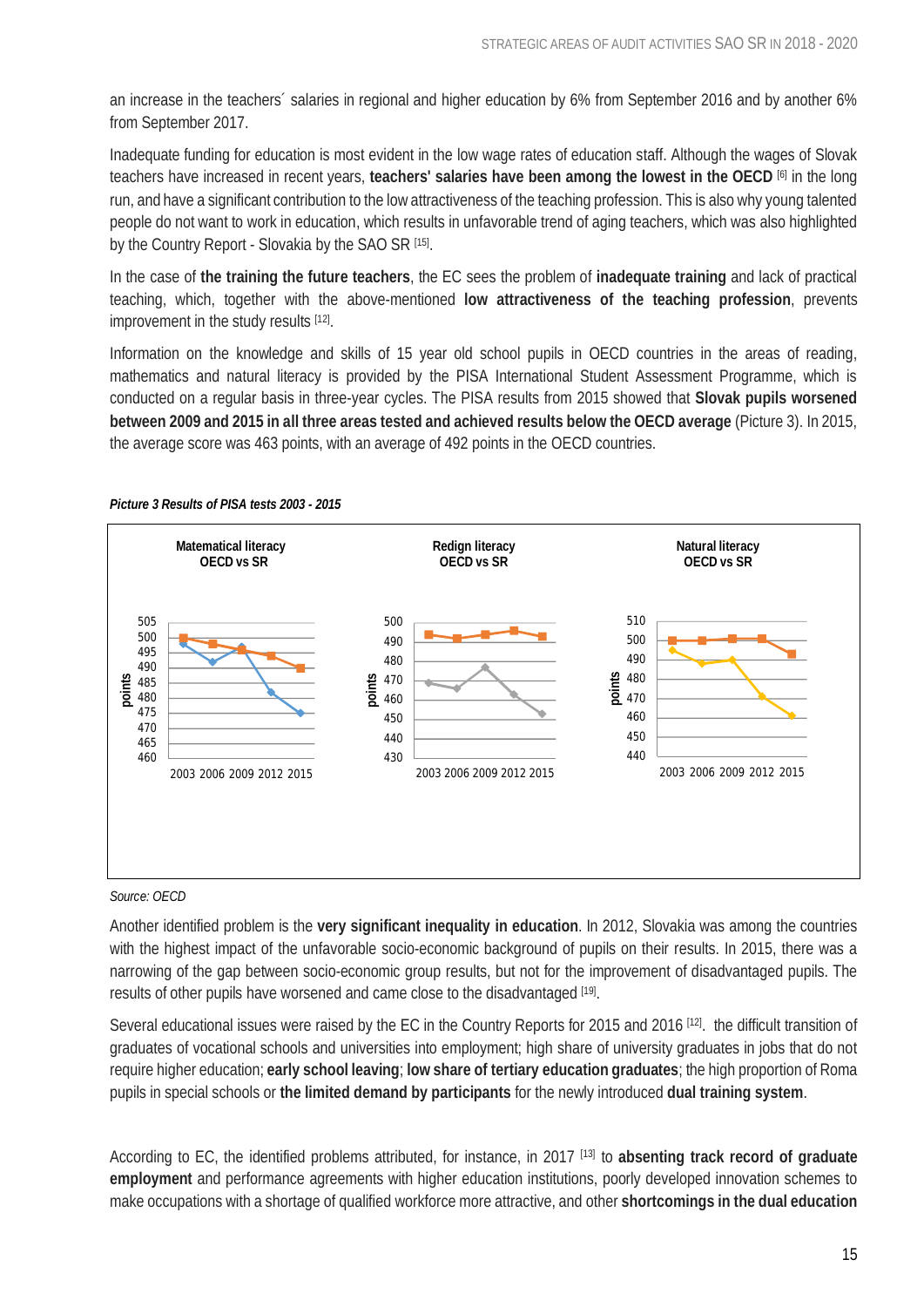an increase in the teachers´ salaries in regional and higher education by 6% from September 2016 and by another 6% from September 2017.

Inadequate funding for education is most evident in the low wage rates of education staff. Although the wages of Slovak teachers have increased in recent years, **teachers' salaries have been among the lowest in the OECD** [6] in the long run, and have a significant contribution to the low attractiveness of the teaching profession. This is also why young talented people do not want to work in education, which results in unfavorable trend of aging teachers, which was also highlighted by the Country Report - Slovakia by the SAO SR [15].

In the case of **the training the future teachers**, the EC sees the problem of **inadequate training** and lack of practical teaching, which, together with the above-mentioned **low attractiveness of the teaching profession**, prevents improvement in the study results [12].

Information on the knowledge and skills of 15 year old school pupils in OECD countries in the areas of reading, mathematics and natural literacy is provided by the PISA International Student Assessment Programme, which is conducted on a regular basis in three-year cycles. The PISA results from 2015 showed that **Slovak pupils worsened between 2009 and 2015 in all three areas tested and achieved results below the OECD average** (Picture 3). In 2015, the average score was 463 points, with an average of 492 points in the OECD countries.

*Picture 3 Results of PISA tests 2003 - 2015*

Matematical literacy OECD vs SR | Redign literacy OECD vs SR | Natural literacy OECD vs SR

*Source: OECD*

Another identified problem is the **very significant inequality in education**. In 2012, Slovakia was among the countries with the highest impact of the unfavorable socio-economic background of pupils on their results. In 2015, there was a narrowing of the gap between socio-economic group results, but not for the improvement of disadvantaged pupils. The results of other pupils have worsened and came close to the disadvantaged [19].

Several educational issues were raised by the EC in the Country Reports for 2015 and 2016 [12]. the difficult transition of graduates of vocational schools and universities into employment; high share of university graduates in jobs that do not require higher education; **early school leaving**; **low share of tertiary education graduates**; the high proportion of Roma pupils in special schools or **the limited demand by participants** for the newly introduced **dual training system**.

According to EC, the identified problems attributed, for instance, in 2017 [13] to **absenting track record of graduate employment** and performance agreements with higher education institutions, poorly developed innovation schemes to make occupations with a shortage of qualified workforce more attractive, and other **shortcomings in the dual education**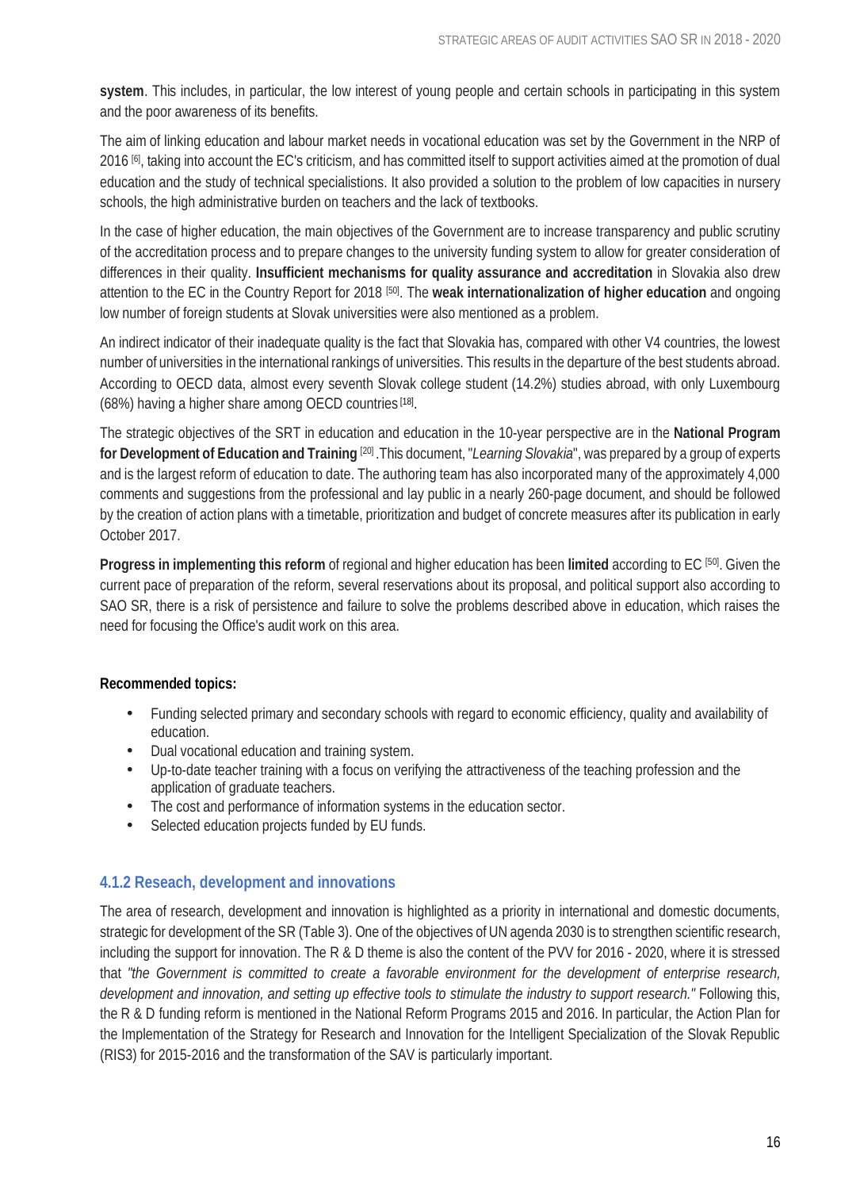**system**. This includes, in particular, the low interest of young people and certain schools in participating in this system and the poor awareness of its benefits.

The aim of linking education and labour market needs in vocational education was set by the Government in the NRP of 2016 [6], taking into account the EC's criticism, and has committed itself to support activities aimed at the promotion of dual education and the study of technical specialistions. It also provided a solution to the problem of low capacities in nursery schools, the high administrative burden on teachers and the lack of textbooks.

In the case of higher education, the main objectives of the Government are to increase transparency and public scrutiny of the accreditation process and to prepare changes to the university funding system to allow for greater consideration of differences in their quality. **Insufficient mechanisms for quality assurance and accreditation** in Slovakia also drew attention to the EC in the Country Report for 2018 [50]. The **weak internationalization of higher education** and ongoing low number of foreign students at Slovak universities were also mentioned as a problem.

An indirect indicator of their inadequate quality is the fact that Slovakia has, compared with other V4 countries, the lowest number of universities in the international rankings of universities. This results in the departure of the best students abroad. According to OECD data, almost every seventh Slovak college student (14.2%) studies abroad, with only Luxembourg (68%) having a higher share among OECD countries [18].

The strategic objectives of the SRT in education and education in the 10-year perspective are in the **National Program for Development of Education and Training** [20] .This document, "*Learning Slovakia*", was prepared by a group of experts and is the largest reform of education to date. The authoring team has also incorporated many of the approximately 4,000 comments and suggestions from the professional and lay public in a nearly 260-page document, and should be followed by the creation of action plans with a timetable, prioritization and budget of concrete measures after its publication in early October 2017.

**Progress in implementing this reform** of regional and higher education has been **limited** according to EC [50]. Given the current pace of preparation of the reform, several reservations about its proposal, and political support also according to SAO SR, there is a risk of persistence and failure to solve the problems described above in education, which raises the need for focusing the Office's audit work on this area.

**Recommended topics:**

- Funding selected primary and secondary schools with regard to economic efficiency, quality and availability of education.
- Dual vocational education and training system.
- Up-to-date teacher training with a focus on verifying the attractiveness of the teaching profession and the application of graduate teachers.
- The cost and performance of information systems in the education sector.
- Selected education projects funded by EU funds.

### 4.1.2 Reseach, development and innovations

The area of research, development and innovation is highlighted as a priority in international and domestic documents, strategic for development of the SR (Table 3). One of the objectives of UN agenda 2030 is to strengthen scientific research, including the support for innovation. The R & D theme is also the content of the PVV for 2016 - 2020, where it is stressed that *"the Government is committed to create a favorable environment for the development of enterprise research, development and innovation, and setting up effective tools to stimulate the industry to support research."* Following this, the R & D funding reform is mentioned in the National Reform Programs 2015 and 2016. In particular, the Action Plan for the Implementation of the Strategy for Research and Innovation for the Intelligent Specialization of the Slovak Republic (RIS3) for 2015-2016 and the transformation of the SAV is particularly important.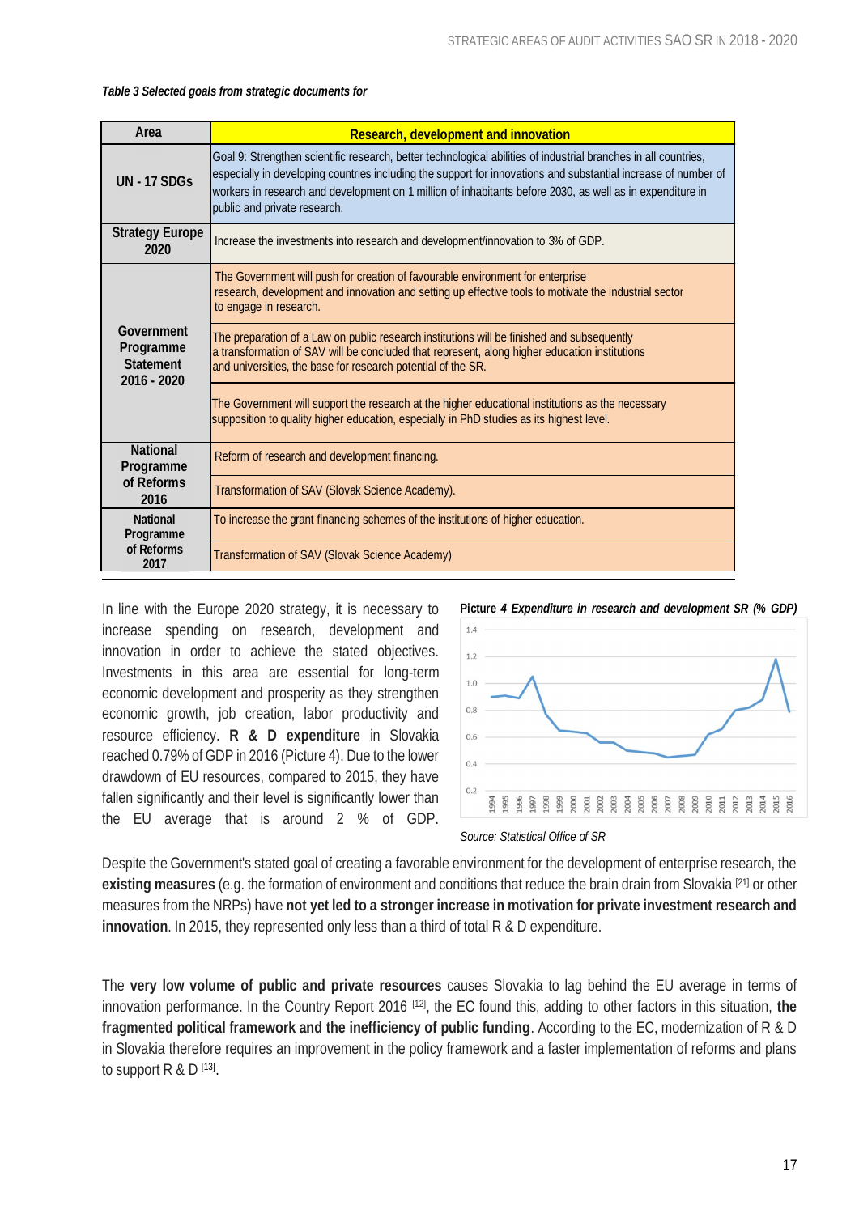*Table 3 Selected goals from strategic documents for*

| Area | Research, development and innovation |
|---|---|
| UN - 17 SDGs | Goal 9: Strengthen scientific research, better technological abilities of industrial branches in all countries, especially in developing countries including the support for innovations and substantial increase of number of workers in research and development on 1 million of inhabitants before 2030, as well as in expenditure in public and private research. |
| Strategy Europe 2020 | Increase the investments into research and development/innovation to 3% of GDP. |
| Government Programme Statement 2016 - 2020 | The Government will push for creation of favourable environment for enterprise research, development and innovation and setting up effective tools to motivate the industrial sector to engage in research. |
| | The preparation of a Law on public research institutions will be finished and subsequently a transformation of SAV will be concluded that represent, along higher education institutions and universities, the base for research potential of the SR. |
| | The Government will support the research at the higher educational institutions as the necessary supposition to quality higher education, especially in PhD studies as its highest level. |
| National Programme of Reforms 2016 | Reform of research and development financing. |
| | Transformation of SAV (Slovak Science Academy). |
| National Programme of Reforms 2017 | To increase the grant financing schemes of the institutions of higher education. |
| | Transformation of SAV (Slovak Science Academy) |

In line with the Europe 2020 strategy, it is necessary to increase spending on research, development and innovation in order to achieve the stated objectives. Investments in this area are essential for long-term economic development and prosperity as they strengthen economic growth, job creation, labor productivity and resource efficiency. **R & D expenditure** in Slovakia reached 0.79% of GDP in 2016 (Picture 4). Due to the lower drawdown of EU resources, compared to 2015, they have fallen significantly and their level is significantly lower than the EU average that is around 2 % of GDP.

**Picture** ***4 Expenditure in research and development SR (% GDP)***

*Source: Statistical Office of SR*

Despite the Government's stated goal of creating a favorable environment for the development of enterprise research, the **existing measures** (e.g. the formation of environment and conditions that reduce the brain drain from Slovakia [21] or other measures from the NRPs) have **not yet led to a stronger increase in motivation for private investment research and innovation**. In 2015, they represented only less than a third of total R & D expenditure.

The **very low volume of public and private resources** causes Slovakia to lag behind the EU average in terms of innovation performance. In the Country Report 2016 [12], the EC found this, adding to other factors in this situation, **the fragmented political framework and the inefficiency of public funding**. According to the EC, modernization of R & D in Slovakia therefore requires an improvement in the policy framework and a faster implementation of reforms and plans to support R & D [13].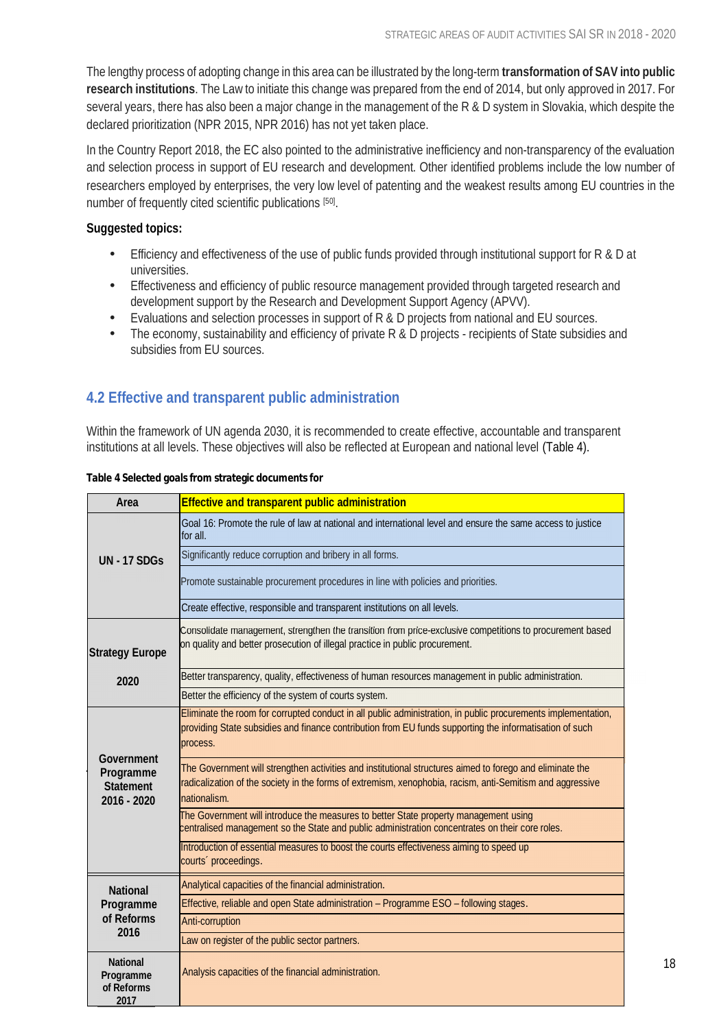The lengthy process of adopting change in this area can be illustrated by the long-term **transformation of SAV into public research institutions**. The Law to initiate this change was prepared from the end of 2014, but only approved in 2017. For several years, there has also been a major change in the management of the R & D system in Slovakia, which despite the declared prioritization (NPR 2015, NPR 2016) has not yet taken place.

In the Country Report 2018, the EC also pointed to the administrative inefficiency and non-transparency of the evaluation and selection process in support of EU research and development. Other identified problems include the low number of researchers employed by enterprises, the very low level of patenting and the weakest results among EU countries in the number of frequently cited scientific publications [50].

**Suggested topics:**

- Efficiency and effectiveness of the use of public funds provided through institutional support for R & D at universities.
- Effectiveness and efficiency of public resource management provided through targeted research and development support by the Research and Development Support Agency (APVV).
- Evaluations and selection processes in support of R & D projects from national and EU sources.
- The economy, sustainability and efficiency of private R & D projects - recipients of State subsidies and subsidies from EU sources.

## 4.2 Effective and transparent public administration

Within the framework of UN agenda 2030, it is recommended to create effective, accountable and transparent institutions at all levels. These objectives will also be reflected at European and national level (Table 4).

**Table 4 Selected goals from strategic documents for**

| Area | Effective and transparent public administration |
|---|---|
| UN - 17 SDGs | Goal 16: Promote the rule of law at national and international level and ensure the same access to justice for all. |
| | Significantly reduce corruption and bribery in all forms. |
| | Promote sustainable procurement procedures in line with policies and priorities. |
| | Create effective, responsible and transparent institutions on all levels. |
| Strategy Europe 2020 | Consolidate management, strengthen the transition from price-exclusive competitions to procurement based on quality and better prosecution of illegal practice in public procurement. |
| | Better transparency, quality, effectiveness of human resources management in public administration. |
| | Better the efficiency of the system of courts system. |
| Government Programme Statement 2016 - 2020 | Eliminate the room for corrupted conduct in all public administration, in public procurements implementation, providing State subsidies and finance contribution from EU funds supporting the informatisation of such process. |
| | The Government will strengthen activities and institutional structures aimed to forego and eliminate the radicalization of the society in the forms of extremism, xenophobia, racism, anti-Semitism and aggressive nationalism. |
| | The Government will introduce the measures to better State property management using centralised management so the State and public administration concentrates on their core roles. |
| | Introduction of essential measures to boost the courts effectiveness aiming to speed up courts´ proceedings. |
| National Programme of Reforms 2016 | Analytical capacities of the financial administration. |
| | Effective, reliable and open State administration – Programme ESO – following stages. |
| | Anti-corruption |
| | Law on register of the public sector partners. |
| National Programme of Reforms 2017 | Analysis capacities of the financial administration. |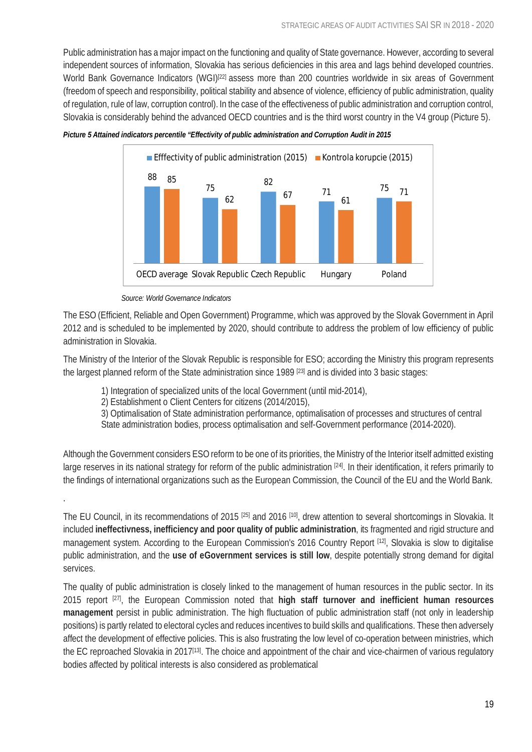Public administration has a major impact on the functioning and quality of State governance. However, according to several independent sources of information, Slovakia has serious deficiencies in this area and lags behind developed countries. World Bank Governance Indicators (WGI)[22] assess more than 200 countries worldwide in six areas of Government (freedom of speech and responsibility, political stability and absence of violence, efficiency of public administration, quality of regulation, rule of law, corruption control). In the case of the effectiveness of public administration and corruption control, Slovakia is considerably behind the advanced OECD countries and is the third worst country in the V4 group (Picture 5).

***Picture 5 Attained indicators percentile "Effectivity of public administration and Corruption Audit in 2015***

| | Efffectivity of public administration (2015) | Kontrola korupcie (2015) |
|---|---|---|
| OECD average | 88 | 85 |
| Slovak Republic | 75 | 62 |
| Czech Republic | 82 | 67 |
| Hungary | 71 | 61 |
| Poland | 75 | 71 |

*Source: World Governance Indicators*

The ESO (Efficient, Reliable and Open Government) Programme, which was approved by the Slovak Government in April 2012 and is scheduled to be implemented by 2020, should contribute to address the problem of low efficiency of public administration in Slovakia.

The Ministry of the Interior of the Slovak Republic is responsible for ESO; according the Ministry this program represents the largest planned reform of the State administration since 1989 [23] and is divided into 3 basic stages:

1) Integration of specialized units of the local Government (until mid-2014),
2) Establishment o Client Centers for citizens (2014/2015),
3) Optimalisation of State administration performance, optimalisation of processes and structures of central State administration bodies, process optimalisation and self-Government performance (2014-2020).

Although the Government considers ESO reform to be one of its priorities, the Ministry of the Interior itself admitted existing large reserves in its national strategy for reform of the public administration [24]. In their identification, it refers primarily to the findings of international organizations such as the European Commission, the Council of the EU and the World Bank.

.

The EU Council, in its recommendations of 2015 [25] and 2016 [10], drew attention to several shortcomings in Slovakia. It included **ineffectivness, inefficiency and poor quality of public administration**, its fragmented and rigid structure and management system. According to the European Commission's 2016 Country Report [12], Slovakia is slow to digitalise public administration, and the **use of eGovernment services is still low**, despite potentially strong demand for digital services.

The quality of public administration is closely linked to the management of human resources in the public sector. In its 2015 report [27], the European Commission noted that **high staff turnover and inefficient human resources management** persist in public administration. The high fluctuation of public administration staff (not only in leadership positions) is partly related to electoral cycles and reduces incentives to build skills and qualifications. These then adversely affect the development of effective policies. This is also frustrating the low level of co-operation between ministries, which the EC reproached Slovakia in 2017[13]. The choice and appointment of the chair and vice-chairmen of various regulatory bodies affected by political interests is also considered as problematical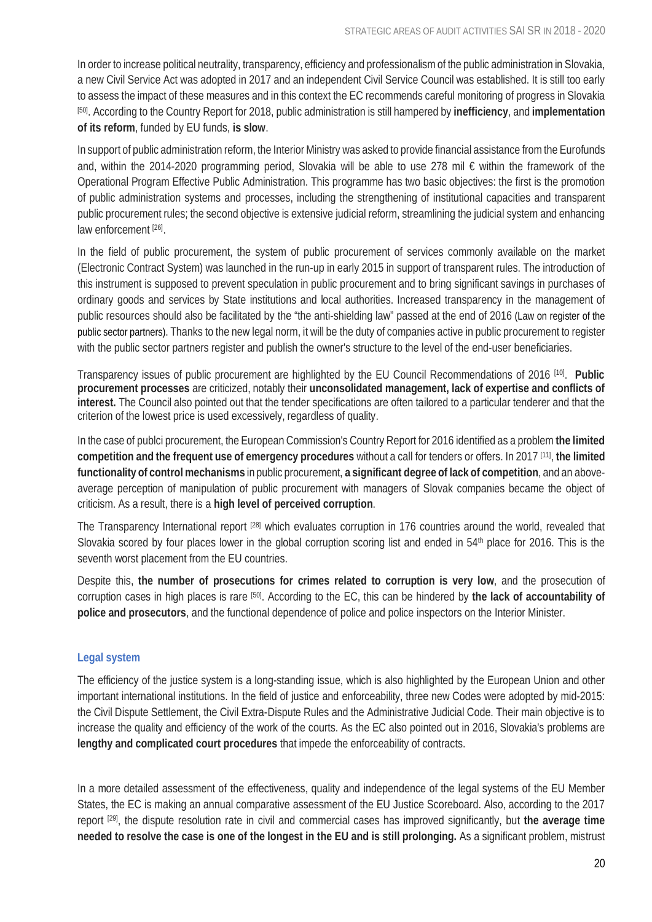In order to increase political neutrality, transparency, efficiency and professionalism of the public administration in Slovakia, a new Civil Service Act was adopted in 2017 and an independent Civil Service Council was established. It is still too early to assess the impact of these measures and in this context the EC recommends careful monitoring of progress in Slovakia [50]. According to the Country Report for 2018, public administration is still hampered by **inefficiency**, and **implementation of its reform**, funded by EU funds, **is slow**.

In support of public administration reform, the Interior Ministry was asked to provide financial assistance from the Eurofunds and, within the 2014-2020 programming period, Slovakia will be able to use 278 mil € within the framework of the Operational Program Effective Public Administration. This programme has two basic objectives: the first is the promotion of public administration systems and processes, including the strengthening of institutional capacities and transparent public procurement rules; the second objective is extensive judicial reform, streamlining the judicial system and enhancing law enforcement [26].

In the field of public procurement, the system of public procurement of services commonly available on the market (Electronic Contract System) was launched in the run-up in early 2015 in support of transparent rules. The introduction of this instrument is supposed to prevent speculation in public procurement and to bring significant savings in purchases of ordinary goods and services by State institutions and local authorities. Increased transparency in the management of public resources should also be facilitated by the "the anti-shielding law" passed at the end of 2016 (Law on register of the public sector partners). Thanks to the new legal norm, it will be the duty of companies active in public procurement to register with the public sector partners register and publish the owner's structure to the level of the end-user beneficiaries.

Transparency issues of public procurement are highlighted by the EU Council Recommendations of 2016 [10]. **Public procurement processes** are criticized, notably their **unconsolidated management, lack of expertise and conflicts of interest.** The Council also pointed out that the tender specifications are often tailored to a particular tenderer and that the criterion of the lowest price is used excessively, regardless of quality.

In the case of publci procurement, the European Commission's Country Report for 2016 identified as a problem **the limited competition and the frequent use of emergency procedures** without a call for tenders or offers. In 2017 [11], **the limited functionality of control mechanisms** in public procurement, **a significant degree of lack of competition**, and an above-average perception of manipulation of public procurement with managers of Slovak companies became the object of criticism. As a result, there is a **high level of perceived corruption**.

The Transparency International report [28] which evaluates corruption in 176 countries around the world, revealed that Slovakia scored by four places lower in the global corruption scoring list and ended in 54th place for 2016. This is the seventh worst placement from the EU countries.

Despite this, **the number of prosecutions for crimes related to corruption is very low**, and the prosecution of corruption cases in high places is rare [50]. According to the EC, this can be hindered by **the lack of accountability of police and prosecutors**, and the functional dependence of police and police inspectors on the Interior Minister.

### Legal system

The efficiency of the justice system is a long-standing issue, which is also highlighted by the European Union and other important international institutions. In the field of justice and enforceability, three new Codes were adopted by mid-2015: the Civil Dispute Settlement, the Civil Extra-Dispute Rules and the Administrative Judicial Code. Their main objective is to increase the quality and efficiency of the work of the courts. As the EC also pointed out in 2016, Slovakia's problems are **lengthy and complicated court procedures** that impede the enforceability of contracts.

In a more detailed assessment of the effectiveness, quality and independence of the legal systems of the EU Member States, the EC is making an annual comparative assessment of the EU Justice Scoreboard. Also, according to the 2017 report [29], the dispute resolution rate in civil and commercial cases has improved significantly, but **the average time needed to resolve the case is one of the longest in the EU and is still prolonging.** As a significant problem, mistrust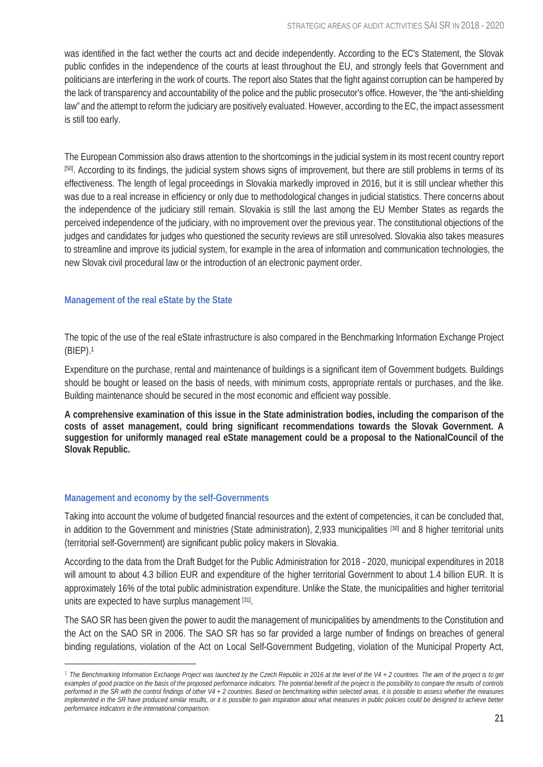was identified in the fact wether the courts act and decide independently. According to the EC's Statement, the Slovak public confides in the independence of the courts at least throughout the EU, and strongly feels that Government and politicians are interfering in the work of courts. The report also States that the fight against corruption can be hampered by the lack of transparency and accountability of the police and the public prosecutor's office. However, the "the anti-shielding law" and the attempt to reform the judiciary are positively evaluated. However, according to the EC, the impact assessment is still too early.

The European Commission also draws attention to the shortcomings in the judicial system in its most recent country report [50]. According to its findings, the judicial system shows signs of improvement, but there are still problems in terms of its effectiveness. The length of legal proceedings in Slovakia markedly improved in 2016, but it is still unclear whether this was due to a real increase in efficiency or only due to methodological changes in judicial statistics. There concerns about the independence of the judiciary still remain. Slovakia is still the last among the EU Member States as regards the perceived independence of the judiciary, with no improvement over the previous year. The constitutional objections of the judges and candidates for judges who questioned the security reviews are still unresolved. Slovakia also takes measures to streamline and improve its judicial system, for example in the area of information and communication technologies, the new Slovak civil procedural law or the introduction of an electronic payment order.

### Management of the real eState by the State

The topic of the use of the real eState infrastructure is also compared in the Benchmarking Information Exchange Project (BIEP).[1]

Expenditure on the purchase, rental and maintenance of buildings is a significant item of Government budgets. Buildings should be bought or leased on the basis of needs, with minimum costs, appropriate rentals or purchases, and the like. Building maintenance should be secured in the most economic and efficient way possible.

**A comprehensive examination of this issue in the State administration bodies, including the comparison of the costs of asset management, could bring significant recommendations towards the Slovak Government. A suggestion for uniformly managed real eState management could be a proposal to the NationalCouncil of the Slovak Republic.**

### Management and economy by the self-Governments

Taking into account the volume of budgeted financial resources and the extent of competencies, it can be concluded that, in addition to the Government and ministries (State administration), 2,933 municipalities [30] and 8 higher territorial units (territorial self-Government) are significant public policy makers in Slovakia.

According to the data from the Draft Budget for the Public Administration for 2018 - 2020, municipal expenditures in 2018 will amount to about 4.3 billion EUR and expenditure of the higher territorial Government to about 1.4 billion EUR. It is approximately 16% of the total public administration expenditure. Unlike the State, the municipalities and higher territorial units are expected to have surplus management [31].

The SAO SR has been given the power to audit the management of municipalities by amendments to the Constitution and the Act on the SAO SR in 2006. The SAO SR has so far provided a large number of findings on breaches of general binding regulations, violation of the Act on Local Self-Government Budgeting, violation of the Municipal Property Act,

---

[1] *The Benchmarking Information Exchange Project was launched by the Czech Republic in 2016 at the level of the V4 + 2 countries. The aim of the project is to get examples of good practice on the basis of the proposed performance indicators. The potential benefit of the project is the possibility to compare the results of controls performed in the SR with the control findings of other V4 + 2 countries. Based on benchmarking within selected areas, it is possible to assess whether the measures implemented in the SR have produced similar results, or it is possible to gain inspiration about what measures in public policies could be designed to achieve better performance indicators in the international comparison.*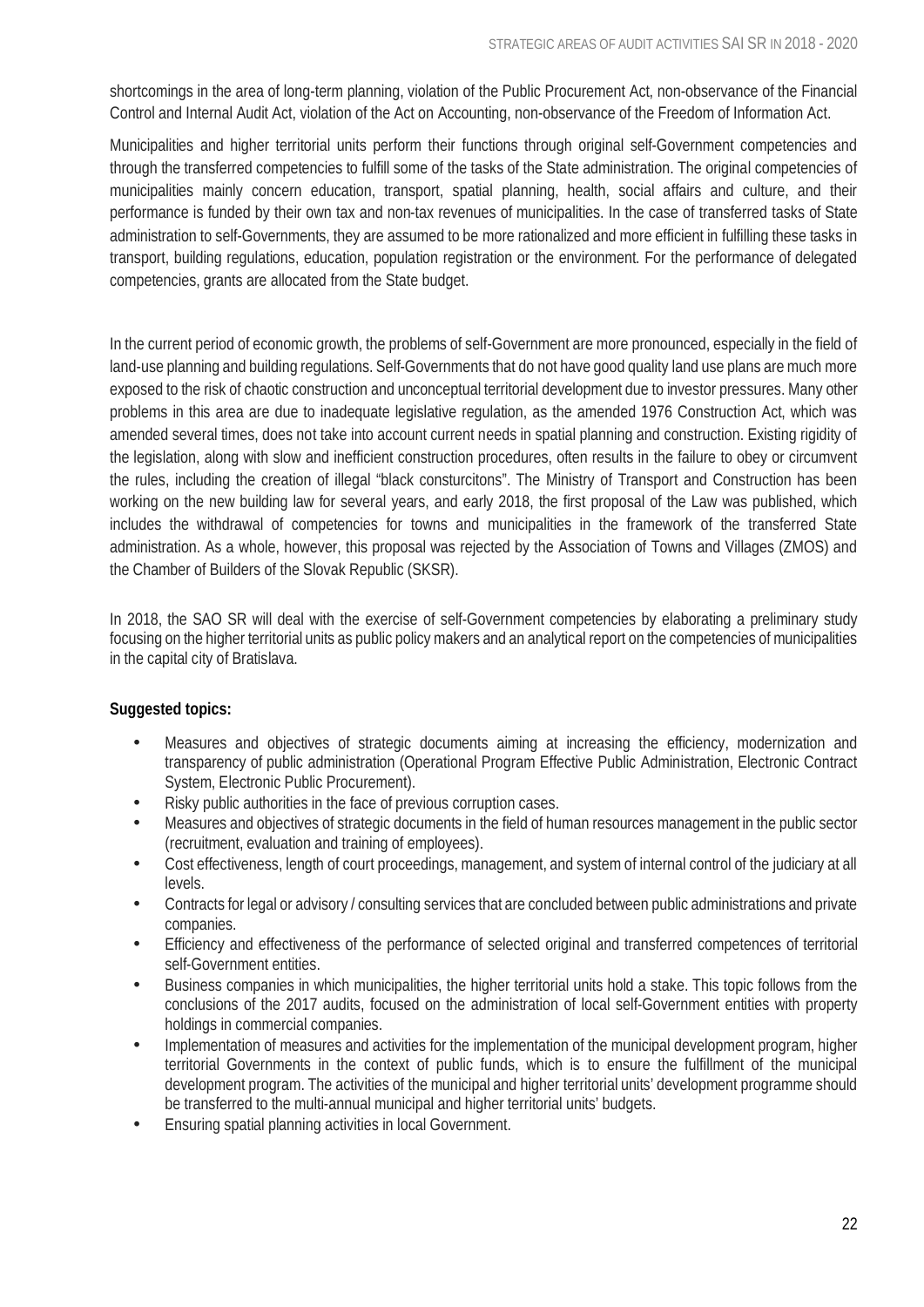shortcomings in the area of long-term planning, violation of the Public Procurement Act, non-observance of the Financial Control and Internal Audit Act, violation of the Act on Accounting, non-observance of the Freedom of Information Act.

Municipalities and higher territorial units perform their functions through original self-Government competencies and through the transferred competencies to fulfill some of the tasks of the State administration. The original competencies of municipalities mainly concern education, transport, spatial planning, health, social affairs and culture, and their performance is funded by their own tax and non-tax revenues of municipalities. In the case of transferred tasks of State administration to self-Governments, they are assumed to be more rationalized and more efficient in fulfilling these tasks in transport, building regulations, education, population registration or the environment. For the performance of delegated competencies, grants are allocated from the State budget.

In the current period of economic growth, the problems of self-Government are more pronounced, especially in the field of land-use planning and building regulations. Self-Governments that do not have good quality land use plans are much more exposed to the risk of chaotic construction and unconceptual territorial development due to investor pressures. Many other problems in this area are due to inadequate legislative regulation, as the amended 1976 Construction Act, which was amended several times, does not take into account current needs in spatial planning and construction. Existing rigidity of the legislation, along with slow and inefficient construction procedures, often results in the failure to obey or circumvent the rules, including the creation of illegal "black consturcitons". The Ministry of Transport and Construction has been working on the new building law for several years, and early 2018, the first proposal of the Law was published, which includes the withdrawal of competencies for towns and municipalities in the framework of the transferred State administration. As a whole, however, this proposal was rejected by the Association of Towns and Villages (ZMOS) and the Chamber of Builders of the Slovak Republic (SKSR).

In 2018, the SAO SR will deal with the exercise of self-Government competencies by elaborating a preliminary study focusing on the higher territorial units as public policy makers and an analytical report on the competencies of municipalities in the capital city of Bratislava.

**Suggested topics:**

- Measures and objectives of strategic documents aiming at increasing the efficiency, modernization and transparency of public administration (Operational Program Effective Public Administration, Electronic Contract System, Electronic Public Procurement).
- Risky public authorities in the face of previous corruption cases.
- Measures and objectives of strategic documents in the field of human resources management in the public sector (recruitment, evaluation and training of employees).
- Cost effectiveness, length of court proceedings, management, and system of internal control of the judiciary at all levels.
- Contracts for legal or advisory / consulting services that are concluded between public administrations and private companies.
- Efficiency and effectiveness of the performance of selected original and transferred competences of territorial self-Government entities.
- Business companies in which municipalities, the higher territorial units hold a stake. This topic follows from the conclusions of the 2017 audits, focused on the administration of local self-Government entities with property holdings in commercial companies.
- Implementation of measures and activities for the implementation of the municipal development program, higher territorial Governments in the context of public funds, which is to ensure the fulfillment of the municipal development program. The activities of the municipal and higher territorial units' development programme should be transferred to the multi-annual municipal and higher territorial units' budgets.
- Ensuring spatial planning activities in local Government.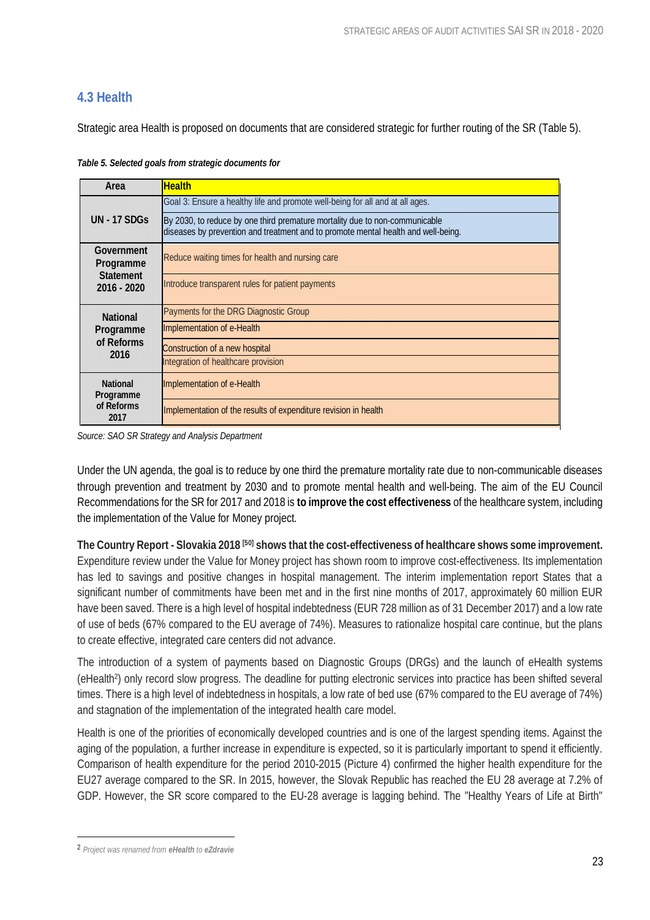## 4.3 Health

Strategic area Health is proposed on documents that are considered strategic for further routing of the SR (Table 5).

*Table 5. Selected goals from strategic documents for*

| Area | Health |
|---|---|
| UN - 17 SDGs | Goal 3: Ensure a healthy life and promote well-being for all and at all ages. |
| | By 2030, to reduce by one third premature mortality due to non-communicable diseases by prevention and treatment and to promote mental health and well-being. |
| Government Programme Statement 2016 - 2020 | Reduce waiting times for health and nursing care |
| | Introduce transparent rules for patient payments |
| National Programme of Reforms 2016 | Payments for the DRG Diagnostic Group |
| | Implementation of e-Health |
| | Construction of a new hospital |
| | Integration of healthcare provision |
| National Programme of Reforms 2017 | Implementation of e-Health |
| | Implementation of the results of expenditure revision in health |

*Source: SAO SR Strategy and Analysis Department*

Under the UN agenda, the goal is to reduce by one third the premature mortality rate due to non-communicable diseases through prevention and treatment by 2030 and to promote mental health and well-being. The aim of the EU Council Recommendations for the SR for 2017 and 2018 is **to improve the cost effectiveness** of the healthcare system, including the implementation of the Value for Money project.

**The Country Report - Slovakia 2018 [50] shows that the cost-effectiveness of healthcare shows some improvement.** Expenditure review under the Value for Money project has shown room to improve cost-effectiveness. Its implementation has led to savings and positive changes in hospital management. The interim implementation report States that a significant number of commitments have been met and in the first nine months of 2017, approximately 60 million EUR have been saved. There is a high level of hospital indebtedness (EUR 728 million as of 31 December 2017) and a low rate of use of beds (67% compared to the EU average of 74%). Measures to rationalize hospital care continue, but the plans to create effective, integrated care centers did not advance.

The introduction of a system of payments based on Diagnostic Groups (DRGs) and the launch of eHealth systems (eHealth[2]) only record slow progress. The deadline for putting electronic services into practice has been shifted several times. There is a high level of indebtedness in hospitals, a low rate of bed use (67% compared to the EU average of 74%) and stagnation of the implementation of the integrated health care model.

Health is one of the priorities of economically developed countries and is one of the largest spending items. Against the aging of the population, a further increase in expenditure is expected, so it is particularly important to spend it efficiently. Comparison of health expenditure for the period 2010-2015 (Picture 4) confirmed the higher health expenditure for the EU27 average compared to the SR. In 2015, however, the Slovak Republic has reached the EU 28 average at 7.2% of GDP. However, the SR score compared to the EU-28 average is lagging behind. The "Healthy Years of Life at Birth"

---

[2] *Project was renamed from **eHealth** to **eZdravie***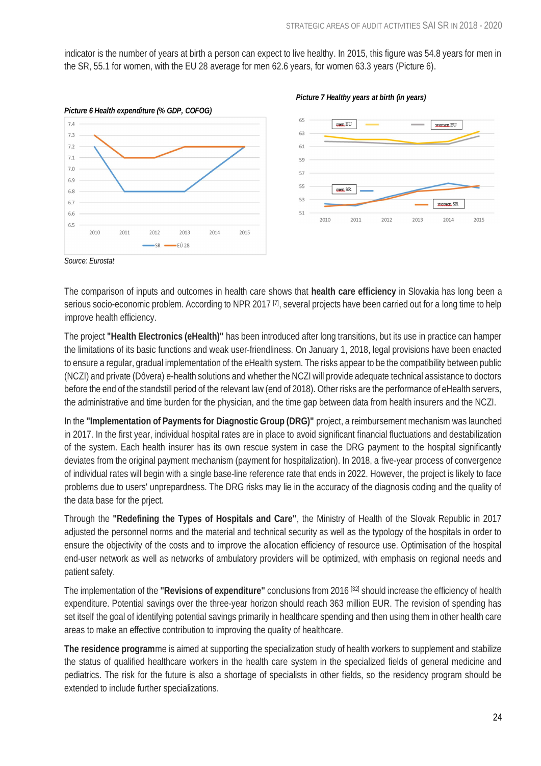indicator is the number of years at birth a person can expect to live healthy. In 2015, this figure was 54.8 years for men in the SR, 55.1 for women, with the EU 28 average for men 62.6 years, for women 63.3 years (Picture 6).

*Picture 6 Health expenditure (% GDP, COFOG)*

*Picture 7 Healthy years at birth (in years)*

*Source: Eurostat*

The comparison of inputs and outcomes in health care shows that **health care efficiency** in Slovakia has long been a serious socio-economic problem. According to NPR 2017 [7], several projects have been carried out for a long time to help improve health efficiency.

The project **"Health Electronics (eHealth)"** has been introduced after long transitions, but its use in practice can hamper the limitations of its basic functions and weak user-friendliness. On January 1, 2018, legal provisions have been enacted to ensure a regular, gradual implementation of the eHealth system. The risks appear to be the compatibility between public (NCZI) and private (Dôvera) e-health solutions and whether the NCZI will provide adequate technical assistance to doctors before the end of the standstill period of the relevant law (end of 2018). Other risks are the performance of eHealth servers, the administrative and time burden for the physician, and the time gap between data from health insurers and the NCZI.

In the **"Implementation of Payments for Diagnostic Group (DRG)"** project, a reimbursement mechanism was launched in 2017. In the first year, individual hospital rates are in place to avoid significant financial fluctuations and destabilization of the system. Each health insurer has its own rescue system in case the DRG payment to the hospital significantly deviates from the original payment mechanism (payment for hospitalization). In 2018, a five-year process of convergence of individual rates will begin with a single base-line reference rate that ends in 2022. However, the project is likely to face problems due to users' unpreparedness. The DRG risks may lie in the accuracy of the diagnosis coding and the quality of the data base for the prject.

Through the **"Redefining the Types of Hospitals and Care"**, the Ministry of Health of the Slovak Republic in 2017 adjusted the personnel norms and the material and technical security as well as the typology of the hospitals in order to ensure the objectivity of the costs and to improve the allocation efficiency of resource use. Optimisation of the hospital end-user network as well as networks of ambulatory providers will be optimized, with emphasis on regional needs and patient safety.

The implementation of the **"Revisions of expenditure"** conclusions from 2016 [32] should increase the efficiency of health expenditure. Potential savings over the three-year horizon should reach 363 million EUR. The revision of spending has set itself the goal of identifying potential savings primarily in healthcare spending and then using them in other health care areas to make an effective contribution to improving the quality of healthcare.

**The residence program**me is aimed at supporting the specialization study of health workers to supplement and stabilize the status of qualified healthcare workers in the health care system in the specialized fields of general medicine and pediatrics. The risk for the future is also a shortage of specialists in other fields, so the residency program should be extended to include further specializations.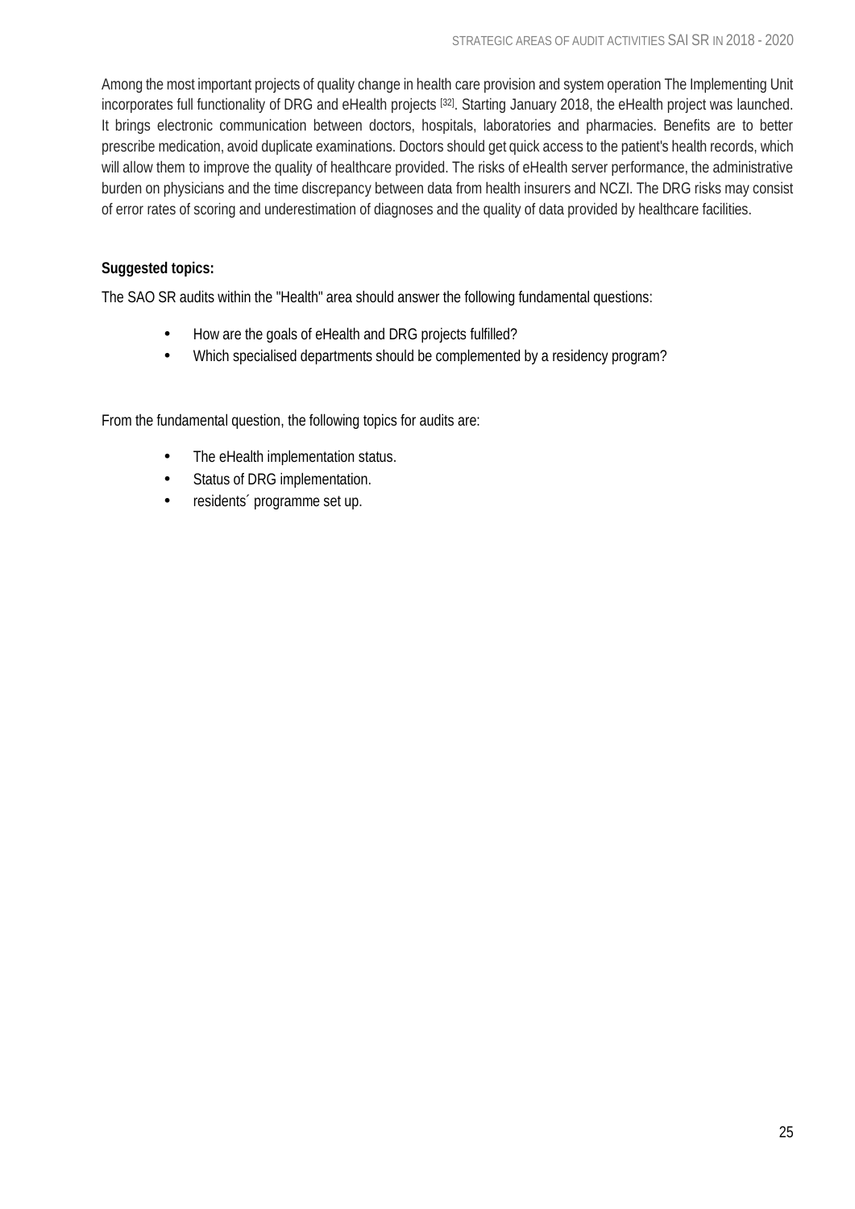Among the most important projects of quality change in health care provision and system operation The Implementing Unit incorporates full functionality of DRG and eHealth projects [32]. Starting January 2018, the eHealth project was launched. It brings electronic communication between doctors, hospitals, laboratories and pharmacies. Benefits are to better prescribe medication, avoid duplicate examinations. Doctors should get quick access to the patient's health records, which will allow them to improve the quality of healthcare provided. The risks of eHealth server performance, the administrative burden on physicians and the time discrepancy between data from health insurers and NCZI. The DRG risks may consist of error rates of scoring and underestimation of diagnoses and the quality of data provided by healthcare facilities.

**Suggested topics:**

The SAO SR audits within the "Health" area should answer the following fundamental questions:

- How are the goals of eHealth and DRG projects fulfilled?
- Which specialised departments should be complemented by a residency program?

From the fundamental question, the following topics for audits are:

- The eHealth implementation status.
- Status of DRG implementation.
- residents´ programme set up.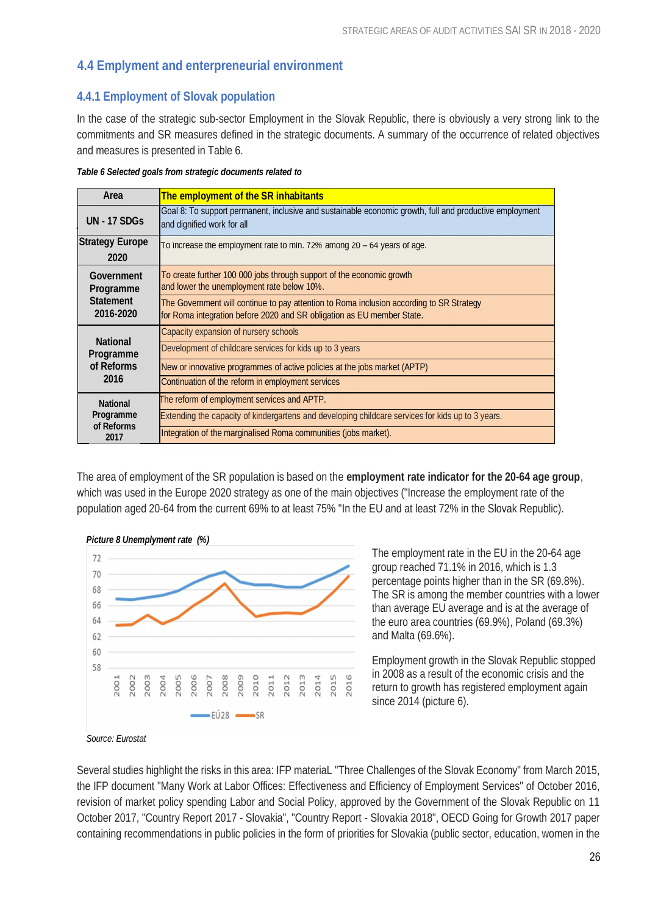## 4.4 Emplyment and enterpreneurial environment

### 4.4.1 Employment of Slovak population

In the case of the strategic sub-sector Employment in the Slovak Republic, there is obviously a very strong link to the commitments and SR measures defined in the strategic documents. A summary of the occurrence of related objectives and measures is presented in Table 6.

***Table 6 Selected goals from strategic documents related to***

| Area | The employment of the SR inhabitants |
|---|---|
| UN - 17 SDGs | Goal 8: To support permanent, inclusive and sustainable economic growth, full and productive employment and dignified work for all |
| Strategy Europe 2020 | To increase the employment rate to min. 72% among 20 – 64 years of age. |
| Government Programme Statement 2016-2020 | To create further 100 000 jobs through support of the economic growth and lower the unemployment rate below 10%. |
| | The Government will continue to pay attention to Roma inclusion according to SR Strategy for Roma integration before 2020 and SR obligation as EU member State. |
| National Programme of Reforms 2016 | Capacity expansion of nursery schools |
| | Development of childcare services for kids up to 3 years |
| | New or innovative programmes of active policies at the jobs market (APTP) |
| | Continuation of the reform in employment services |
| National Programme of Reforms 2017 | The reform of employment services and APTP. |
| | Extending the capacity of kindergartens and developing childcare services for kids up to 3 years. |
| | Integration of the marginalised Roma communities (jobs market). |

The area of employment of the SR population is based on the **employment rate indicator for the 20-64 age group**, which was used in the Europe 2020 strategy as one of the main objectives ("Increase the employment rate of the population aged 20-64 from the current 69% to at least 75% "In the EU and at least 72% in the Slovak Republic).

***Picture 8 Unemployment rate (%)***

Source: Eurostat

The employment rate in the EU in the 20-64 age group reached 71.1% in 2016, which is 1.3 percentage points higher than in the SR (69.8%). The SR is among the member countries with a lower than average EU average and is at the average of the euro area countries (69.9%), Poland (69.3%) and Malta (69.6%).

Employment growth in the Slovak Republic stopped in 2008 as a result of the economic crisis and the return to growth has registered employment again since 2014 (picture 6).

Several studies highlight the risks in this area: IFP materiaL "Three Challenges of the Slovak Economy" from March 2015, the IFP document "Many Work at Labor Offices: Effectiveness and Efficiency of Employment Services" of October 2016, revision of market policy spending Labor and Social Policy, approved by the Government of the Slovak Republic on 11 October 2017, "Country Report 2017 - Slovakia", "Country Report - Slovakia 2018", OECD Going for Growth 2017 paper containing recommendations in public policies in the form of priorities for Slovakia (public sector, education, women in the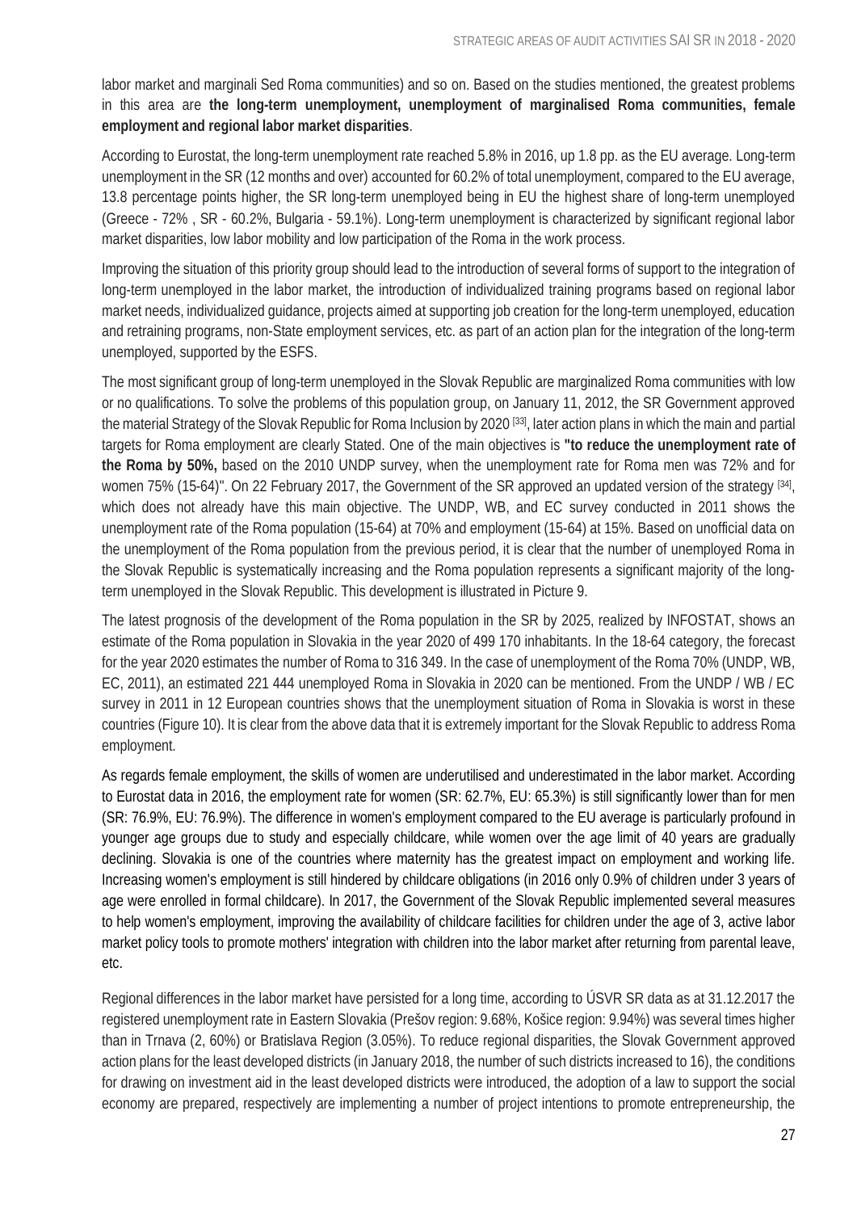labor market and marginali Sed Roma communities) and so on. Based on the studies mentioned, the greatest problems in this area are **the long-term unemployment, unemployment of marginalised Roma communities, female employment and regional labor market disparities**.

According to Eurostat, the long-term unemployment rate reached 5.8% in 2016, up 1.8 pp. as the EU average. Long-term unemployment in the SR (12 months and over) accounted for 60.2% of total unemployment, compared to the EU average, 13.8 percentage points higher, the SR long-term unemployed being in EU the highest share of long-term unemployed (Greece - 72% , SR - 60.2%, Bulgaria - 59.1%). Long-term unemployment is characterized by significant regional labor market disparities, low labor mobility and low participation of the Roma in the work process.

Improving the situation of this priority group should lead to the introduction of several forms of support to the integration of long-term unemployed in the labor market, the introduction of individualized training programs based on regional labor market needs, individualized guidance, projects aimed at supporting job creation for the long-term unemployed, education and retraining programs, non-State employment services, etc. as part of an action plan for the integration of the long-term unemployed, supported by the ESFS.

The most significant group of long-term unemployed in the Slovak Republic are marginalized Roma communities with low or no qualifications. To solve the problems of this population group, on January 11, 2012, the SR Government approved the material Strategy of the Slovak Republic for Roma Inclusion by 2020 [33], later action plans in which the main and partial targets for Roma employment are clearly Stated. One of the main objectives is **"to reduce the unemployment rate of the Roma by 50%,** based on the 2010 UNDP survey, when the unemployment rate for Roma men was 72% and for women 75% (15-64)". On 22 February 2017, the Government of the SR approved an updated version of the strategy [34], which does not already have this main objective. The UNDP, WB, and EC survey conducted in 2011 shows the unemployment rate of the Roma population (15-64) at 70% and employment (15-64) at 15%. Based on unofficial data on the unemployment of the Roma population from the previous period, it is clear that the number of unemployed Roma in the Slovak Republic is systematically increasing and the Roma population represents a significant majority of the long-term unemployed in the Slovak Republic. This development is illustrated in Picture 9.

The latest prognosis of the development of the Roma population in the SR by 2025, realized by INFOSTAT, shows an estimate of the Roma population in Slovakia in the year 2020 of 499 170 inhabitants. In the 18-64 category, the forecast for the year 2020 estimates the number of Roma to 316 349. In the case of unemployment of the Roma 70% (UNDP, WB, EC, 2011), an estimated 221 444 unemployed Roma in Slovakia in 2020 can be mentioned. From the UNDP / WB / EC survey in 2011 in 12 European countries shows that the unemployment situation of Roma in Slovakia is worst in these countries (Figure 10). It is clear from the above data that it is extremely important for the Slovak Republic to address Roma employment.

As regards female employment, the skills of women are underutilised and underestimated in the labor market. According to Eurostat data in 2016, the employment rate for women (SR: 62.7%, EU: 65.3%) is still significantly lower than for men (SR: 76.9%, EU: 76.9%). The difference in women's employment compared to the EU average is particularly profound in younger age groups due to study and especially childcare, while women over the age limit of 40 years are gradually declining. Slovakia is one of the countries where maternity has the greatest impact on employment and working life. Increasing women's employment is still hindered by childcare obligations (in 2016 only 0.9% of children under 3 years of age were enrolled in formal childcare). In 2017, the Government of the Slovak Republic implemented several measures to help women's employment, improving the availability of childcare facilities for children under the age of 3, active labor market policy tools to promote mothers' integration with children into the labor market after returning from parental leave, etc.

Regional differences in the labor market have persisted for a long time, according to ÚSVR SR data as at 31.12.2017 the registered unemployment rate in Eastern Slovakia (Prešov region: 9.68%, Košice region: 9.94%) was several times higher than in Trnava (2, 60%) or Bratislava Region (3.05%). To reduce regional disparities, the Slovak Government approved action plans for the least developed districts (in January 2018, the number of such districts increased to 16), the conditions for drawing on investment aid in the least developed districts were introduced, the adoption of a law to support the social economy are prepared, respectively are implementing a number of project intentions to promote entrepreneurship, the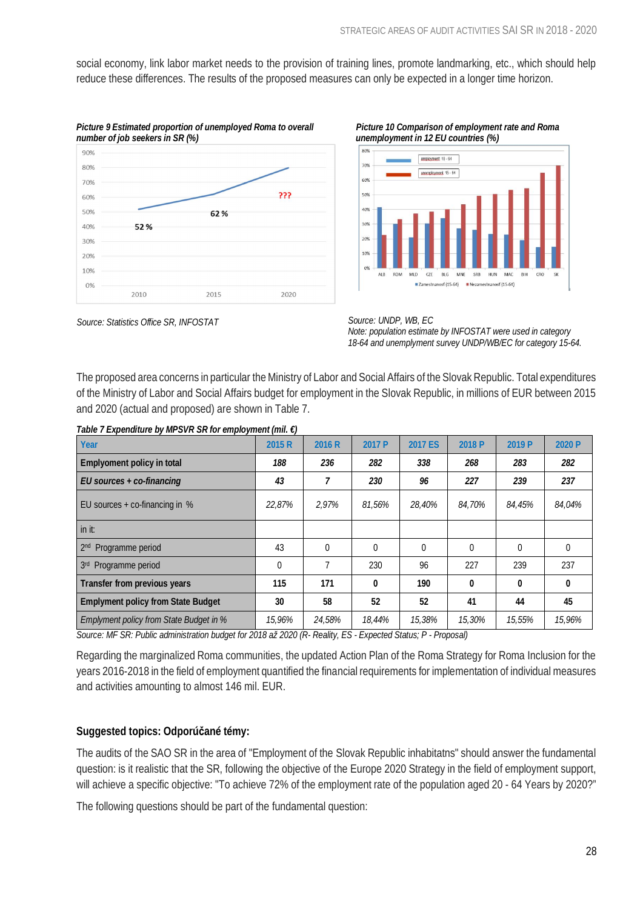social economy, link labor market needs to the provision of training lines, promote landmarking, etc., which should help reduce these differences. The results of the proposed measures can only be expected in a longer time horizon.

*Picture 9 Estimated proportion of unemployed Roma to overall number of job seekers in SR (%)*

Source: Statistics Office SR, INFOSTAT

*Picture 10 Comparison of employment rate and Roma unemployment in 12 EU countries (%)*

Source: UNDP, WB, EC
Note: population estimate by INFOSTAT were used in category 18-64 and unemplyment survey UNDP/WB/EC for category 15-64.

The proposed area concerns in particular the Ministry of Labor and Social Affairs of the Slovak Republic. Total expenditures of the Ministry of Labor and Social Affairs budget for employment in the Slovak Republic, in millions of EUR between 2015 and 2020 (actual and proposed) are shown in Table 7.

*Table 7 Expenditure by MPSVR SR for employment (mil. €)*

| Year | 2015 R | 2016 R | 2017 P | 2017 ES | 2018 P | 2019 P | 2020 P |
|---|---|---|---|---|---|---|---|
| **Employment policy in total** | ***188*** | ***236*** | ***282*** | ***338*** | ***268*** | ***283*** | ***282*** |
| ***EU sources + co-financing*** | ***43*** | ***7*** | ***230*** | ***96*** | ***227*** | ***239*** | ***237*** |
| EU sources + co-financing in % | *22,87%* | *2,97%* | *81,56%* | *28,40%* | *84,70%* | *84,45%* | *84,04%* |
| in it: | | | | | | | |
| 2nd Programme period | 43 | 0 | 0 | 0 | 0 | 0 | 0 |
| 3rd Programme period | 0 | 7 | 230 | 96 | 227 | 239 | 237 |
| **Transfer from previous years** | **115** | **171** | **0** | **190** | **0** | **0** | **0** |
| **Emplyment policy from State Budget** | **30** | **58** | **52** | **52** | **41** | **44** | **45** |
| *Emplyment policy from State Budget in %* | *15,96%* | *24,58%* | *18,44%* | *15,38%* | *15,30%* | *15,55%* | *15,96%* |

*Source: MF SR: Public administration budget for 2018 až 2020 (R- Reality, ES - Expected Status; P - Proposal)*

Regarding the marginalized Roma communities, the updated Action Plan of the Roma Strategy for Roma Inclusion for the years 2016-2018 in the field of employment quantified the financial requirements for implementation of individual measures and activities amounting to almost 146 mil. EUR.

**Suggested topics: Odporúčané témy:**

The audits of the SAO SR in the area of "Employment of the Slovak Republic inhabitatns" should answer the fundamental question: is it realistic that the SR, following the objective of the Europe 2020 Strategy in the field of employment support, will achieve a specific objective: "To achieve 72% of the employment rate of the population aged 20 - 64 Years by 2020?"

The following questions should be part of the fundamental question: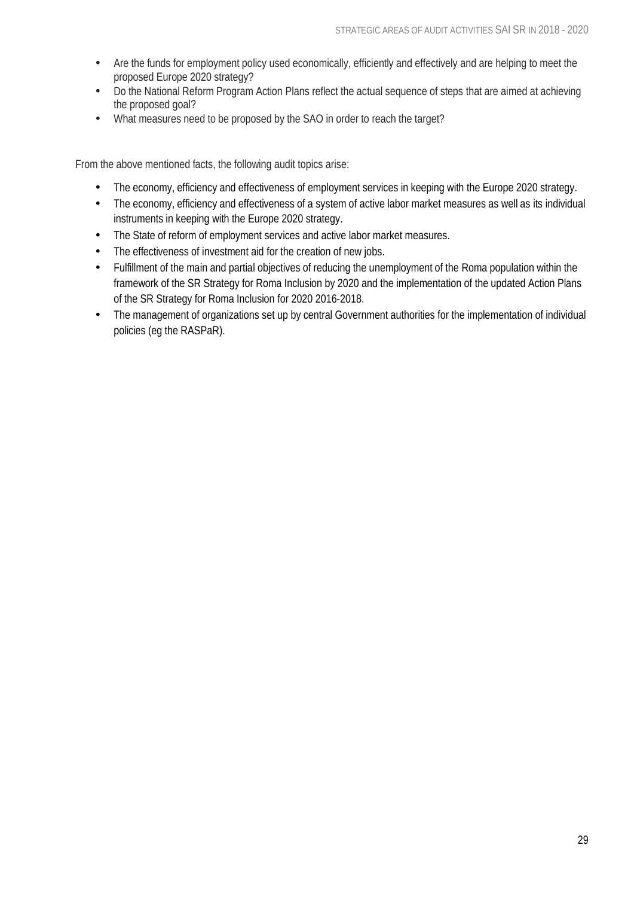- Are the funds for employment policy used economically, efficiently and effectively and are helping to meet the proposed Europe 2020 strategy?
- Do the National Reform Program Action Plans reflect the actual sequence of steps that are aimed at achieving the proposed goal?
- What measures need to be proposed by the SAO in order to reach the target?

From the above mentioned facts, the following audit topics arise:

- The economy, efficiency and effectiveness of employment services in keeping with the Europe 2020 strategy.
- The economy, efficiency and effectiveness of a system of active labor market measures as well as its individual instruments in keeping with the Europe 2020 strategy.
- The State of reform of employment services and active labor market measures.
- The effectiveness of investment aid for the creation of new jobs.
- Fulfillment of the main and partial objectives of reducing the unemployment of the Roma population within the framework of the SR Strategy for Roma Inclusion by 2020 and the implementation of the updated Action Plans of the SR Strategy for Roma Inclusion for 2020 2016-2018.
- The management of organizations set up by central Government authorities for the implementation of individual policies (eg the RASPaR).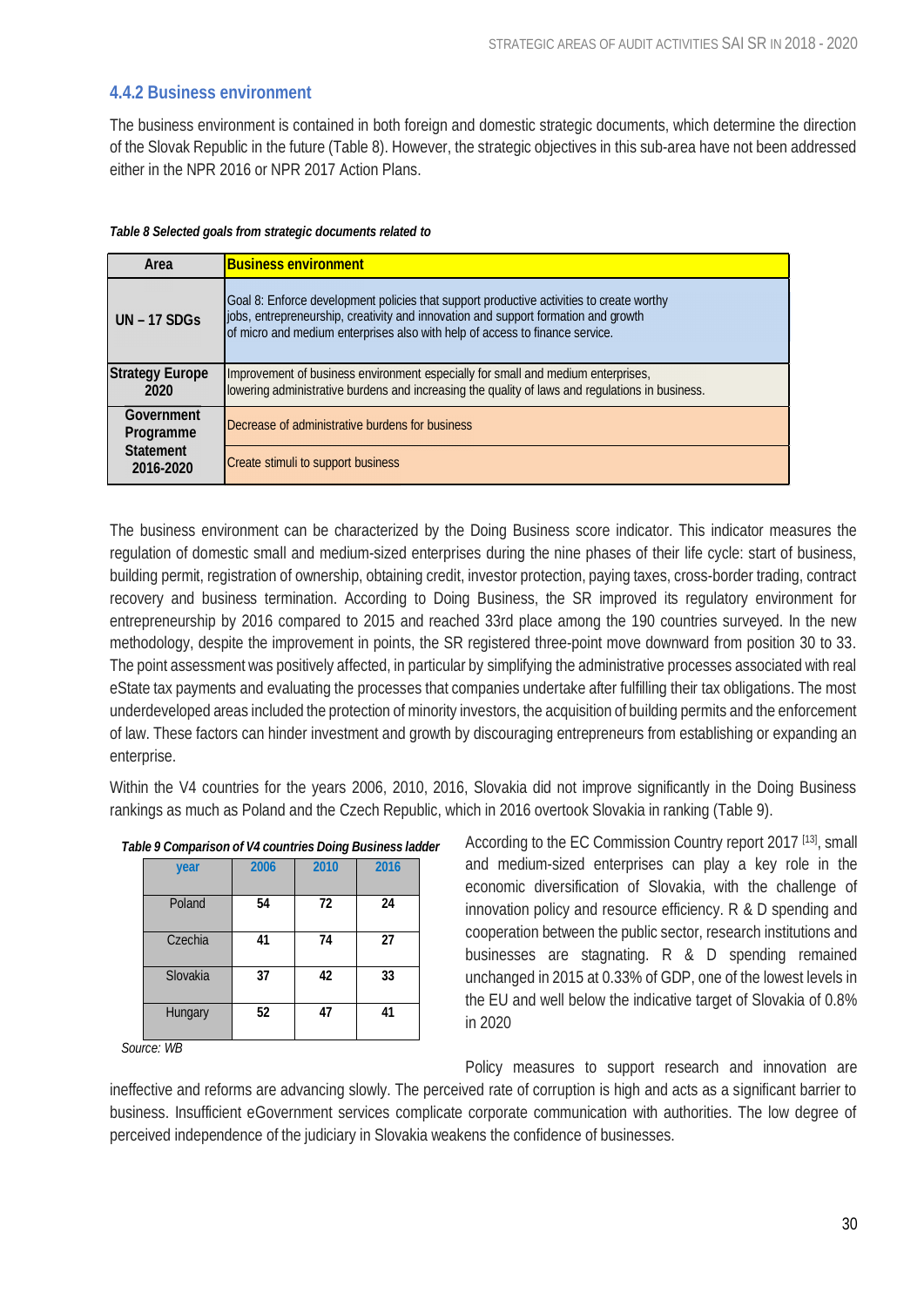### 4.4.2 Business environment

The business environment is contained in both foreign and domestic strategic documents, which determine the direction of the Slovak Republic in the future (Table 8). However, the strategic objectives in this sub-area have not been addressed either in the NPR 2016 or NPR 2017 Action Plans.

***Table 8 Selected goals from strategic documents related to***

| Area | Business environment |
|---|---|
| UN – 17 SDGs | Goal 8: Enforce development policies that support productive activities to create worthy jobs, entrepreneurship, creativity and innovation and support formation and growth of micro and medium enterprises also with help of access to finance service. |
| Strategy Europe 2020 | Improvement of business environment especially for small and medium enterprises, lowering administrative burdens and increasing the quality of laws and regulations in business. |
| Government Programme Statement 2016-2020 | Decrease of administrative burdens for business |
| | Create stimuli to support business |

The business environment can be characterized by the Doing Business score indicator. This indicator measures the regulation of domestic small and medium-sized enterprises during the nine phases of their life cycle: start of business, building permit, registration of ownership, obtaining credit, investor protection, paying taxes, cross-border trading, contract recovery and business termination. According to Doing Business, the SR improved its regulatory environment for entrepreneurship by 2016 compared to 2015 and reached 33rd place among the 190 countries surveyed. In the new methodology, despite the improvement in points, the SR registered three-point move downward from position 30 to 33. The point assessment was positively affected, in particular by simplifying the administrative processes associated with real eState tax payments and evaluating the processes that companies undertake after fulfilling their tax obligations. The most underdeveloped areas included the protection of minority investors, the acquisition of building permits and the enforcement of law. These factors can hinder investment and growth by discouraging entrepreneurs from establishing or expanding an enterprise.

Within the V4 countries for the years 2006, 2010, 2016, Slovakia did not improve significantly in the Doing Business rankings as much as Poland and the Czech Republic, which in 2016 overtook Slovakia in ranking (Table 9).

***Table 9 Comparison of V4 countries Doing Business ladder***

| year | 2006 | 2010 | 2016 |
|---|---|---|---|
| Poland | 54 | 72 | 24 |
| Czechia | 41 | 74 | 27 |
| Slovakia | 37 | 42 | 33 |
| Hungary | 52 | 47 | 41 |

*Source: WB*

According to the EC Commission Country report 2017 [13], small and medium-sized enterprises can play a key role in the economic diversification of Slovakia, with the challenge of innovation policy and resource efficiency. R & D spending and cooperation between the public sector, research institutions and businesses are stagnating. R & D spending remained unchanged in 2015 at 0.33% of GDP, one of the lowest levels in the EU and well below the indicative target of Slovakia of 0.8% in 2020

Policy measures to support research and innovation are ineffective and reforms are advancing slowly. The perceived rate of corruption is high and acts as a significant barrier to business. Insufficient eGovernment services complicate corporate communication with authorities. The low degree of perceived independence of the judiciary in Slovakia weakens the confidence of businesses.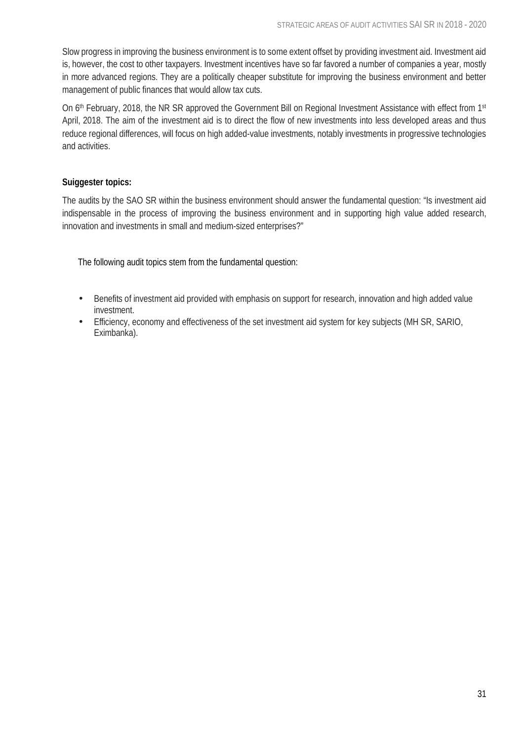Slow progress in improving the business environment is to some extent offset by providing investment aid. Investment aid is, however, the cost to other taxpayers. Investment incentives have so far favored a number of companies a year, mostly in more advanced regions. They are a politically cheaper substitute for improving the business environment and better management of public finances that would allow tax cuts.

On 6th February, 2018, the NR SR approved the Government Bill on Regional Investment Assistance with effect from 1st April, 2018. The aim of the investment aid is to direct the flow of new investments into less developed areas and thus reduce regional differences, will focus on high added-value investments, notably investments in progressive technologies and activities.

**Suiggester topics:**

The audits by the SAO SR within the business environment should answer the fundamental question: "Is investment aid indispensable in the process of improving the business environment and in supporting high value added research, innovation and investments in small and medium-sized enterprises?"

The following audit topics stem from the fundamental question:

- Benefits of investment aid provided with emphasis on support for research, innovation and high added value investment.
- Efficiency, economy and effectiveness of the set investment aid system for key subjects (MH SR, SARIO, Eximbanka).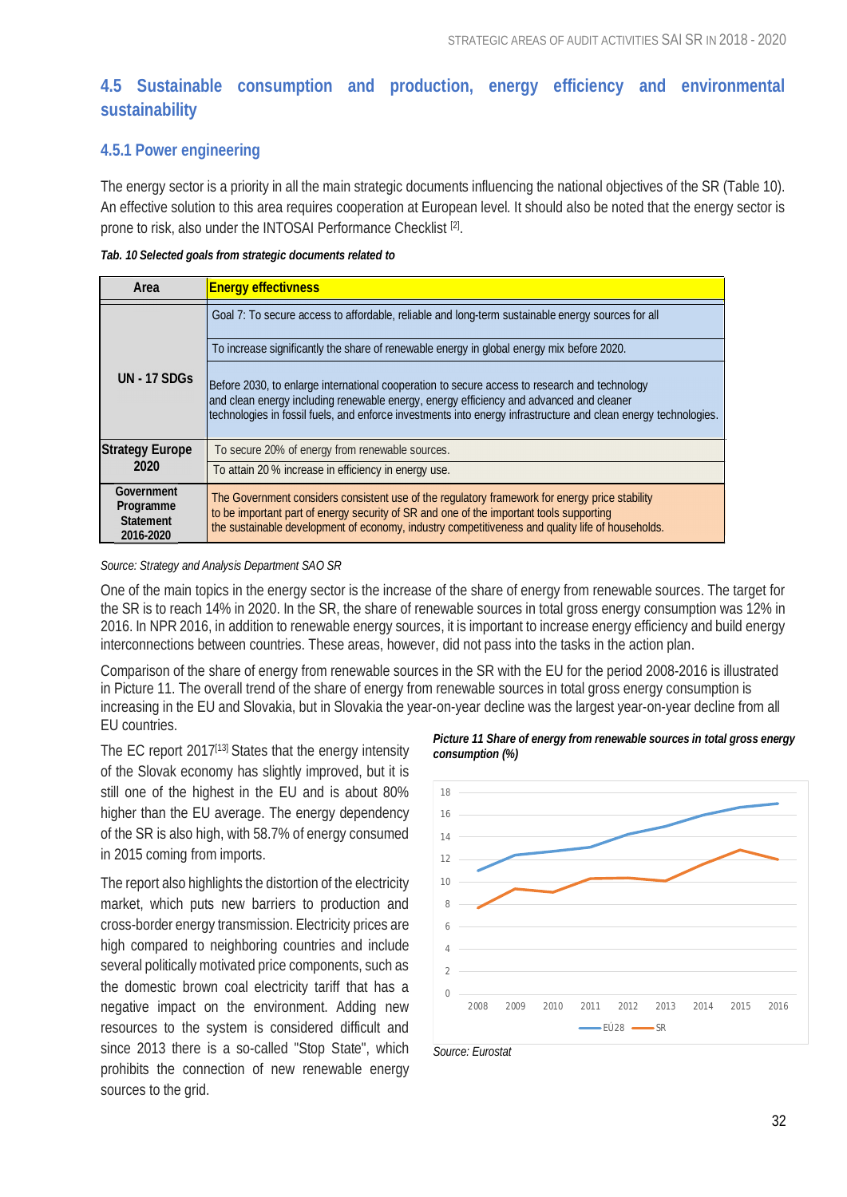## 4.5 Sustainable consumption and production, energy efficiency and environmental sustainability

### 4.5.1 Power engineering

The energy sector is a priority in all the main strategic documents influencing the national objectives of the SR (Table 10). An effective solution to this area requires cooperation at European level. It should also be noted that the energy sector is prone to risk, also under the INTOSAI Performance Checklist [2].

*Tab. 10 Selected goals from strategic documents related to*

| Area | Energy effectivness |
|---|---|
| UN - 17 SDGs | Goal 7: To secure access to affordable, reliable and long-term sustainable energy sources for all |
| | To increase significantly the share of renewable energy in global energy mix before 2020. |
| | Before 2030, to enlarge international cooperation to secure access to research and technology and clean energy including renewable energy, energy efficiency and advanced and cleaner technologies in fossil fuels, and enforce investments into energy infrastructure and clean energy technologies. |
| Strategy Europe 2020 | To secure 20% of energy from renewable sources. |
| | To attain 20 % increase in efficiency in energy use. |
| Government Programme Statement 2016-2020 | The Government considers consistent use of the regulatory framework for energy price stability to be important part of energy security of SR and one of the important tools supporting the sustainable development of economy, industry competitiveness and quality life of households. |

*Source: Strategy and Analysis Department SAO SR*

One of the main topics in the energy sector is the increase of the share of energy from renewable sources. The target for the SR is to reach 14% in 2020. In the SR, the share of renewable sources in total gross energy consumption was 12% in 2016. In NPR 2016, in addition to renewable energy sources, it is important to increase energy efficiency and build energy interconnections between countries. These areas, however, did not pass into the tasks in the action plan.

Comparison of the share of energy from renewable sources in the SR with the EU for the period 2008-2016 is illustrated in Picture 11. The overall trend of the share of energy from renewable sources in total gross energy consumption is increasing in the EU and Slovakia, but in Slovakia the year-on-year decline was the largest year-on-year decline from all EU countries.

The EC report 2017[13] States that the energy intensity of the Slovak economy has slightly improved, but it is still one of the highest in the EU and is about 80% higher than the EU average. The energy dependency of the SR is also high, with 58.7% of energy consumed in 2015 coming from imports.

The report also highlights the distortion of the electricity market, which puts new barriers to production and cross-border energy transmission. Electricity prices are high compared to neighboring countries and include several politically motivated price components, such as the domestic brown coal electricity tariff that has a negative impact on the environment. Adding new resources to the system is considered difficult and since 2013 there is a so-called "Stop State", which prohibits the connection of new renewable energy sources to the grid.

*Picture 11 Share of energy from renewable sources in total gross energy consumption (%)*

*Source: Eurostat*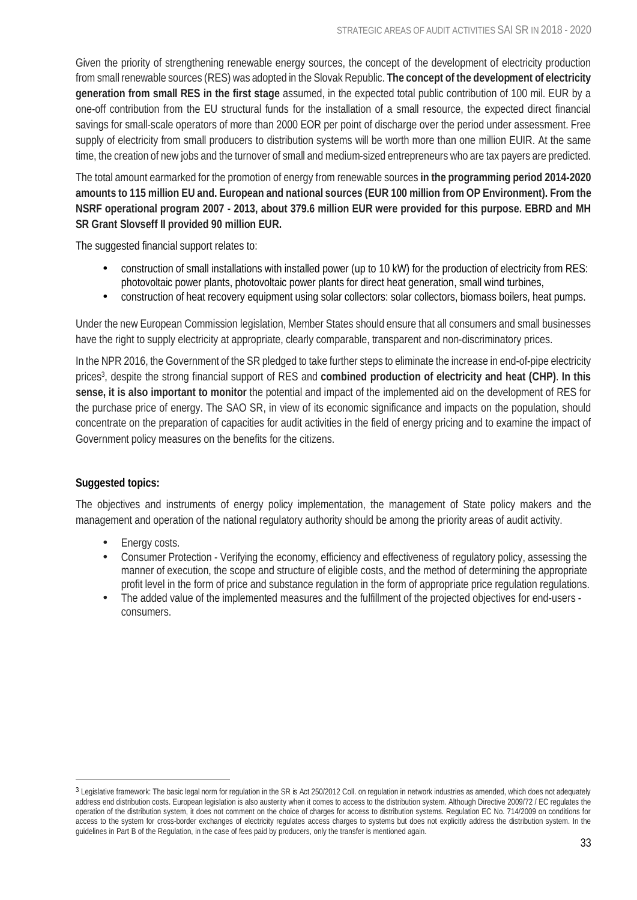Given the priority of strengthening renewable energy sources, the concept of the development of electricity production from small renewable sources (RES) was adopted in the Slovak Republic. **The concept of the development of electricity generation from small RES in the first stage** assumed, in the expected total public contribution of 100 mil. EUR by a one-off contribution from the EU structural funds for the installation of a small resource, the expected direct financial savings for small-scale operators of more than 2000 EOR per point of discharge over the period under assessment. Free supply of electricity from small producers to distribution systems will be worth more than one million EUIR. At the same time, the creation of new jobs and the turnover of small and medium-sized entrepreneurs who are tax payers are predicted.

The total amount earmarked for the promotion of energy from renewable sources **in the programming period 2014-2020 amounts to 115 million EU and. European and national sources (EUR 100 million from OP Environment). From the NSRF operational program 2007 - 2013, about 379.6 million EUR were provided for this purpose. EBRD and MH SR Grant Slovseff II provided 90 million EUR.**

The suggested financial support relates to:

- construction of small installations with installed power (up to 10 kW) for the production of electricity from RES: photovoltaic power plants, photovoltaic power plants for direct heat generation, small wind turbines,
- construction of heat recovery equipment using solar collectors: solar collectors, biomass boilers, heat pumps.

Under the new European Commission legislation, Member States should ensure that all consumers and small businesses have the right to supply electricity at appropriate, clearly comparable, transparent and non-discriminatory prices.

In the NPR 2016, the Government of the SR pledged to take further steps to eliminate the increase in end-of-pipe electricity prices[3], despite the strong financial support of RES and **combined production of electricity and heat (CHP)**. **In this sense, it is also important to monitor** the potential and impact of the implemented aid on the development of RES for the purchase price of energy. The SAO SR, in view of its economic significance and impacts on the population, should concentrate on the preparation of capacities for audit activities in the field of energy pricing and to examine the impact of Government policy measures on the benefits for the citizens.

**Suggested topics:**

The objectives and instruments of energy policy implementation, the management of State policy makers and the management and operation of the national regulatory authority should be among the priority areas of audit activity.

- Energy costs.
- Consumer Protection - Verifying the economy, efficiency and effectiveness of regulatory policy, assessing the manner of execution, the scope and structure of eligible costs, and the method of determining the appropriate profit level in the form of price and substance regulation in the form of appropriate price regulation regulations.
- The added value of the implemented measures and the fulfillment of the projected objectives for end-users - consumers.

---

[3] Legislative framework: The basic legal norm for regulation in the SR is Act 250/2012 Coll. on regulation in network industries as amended, which does not adequately address end distribution costs. European legislation is also austerity when it comes to access to the distribution system. Although Directive 2009/72 / EC regulates the operation of the distribution system, it does not comment on the choice of charges for access to distribution systems. Regulation EC No. 714/2009 on conditions for access to the system for cross-border exchanges of electricity regulates access charges to systems but does not explicitly address the distribution system. In the guidelines in Part B of the Regulation, in the case of fees paid by producers, only the transfer is mentioned again.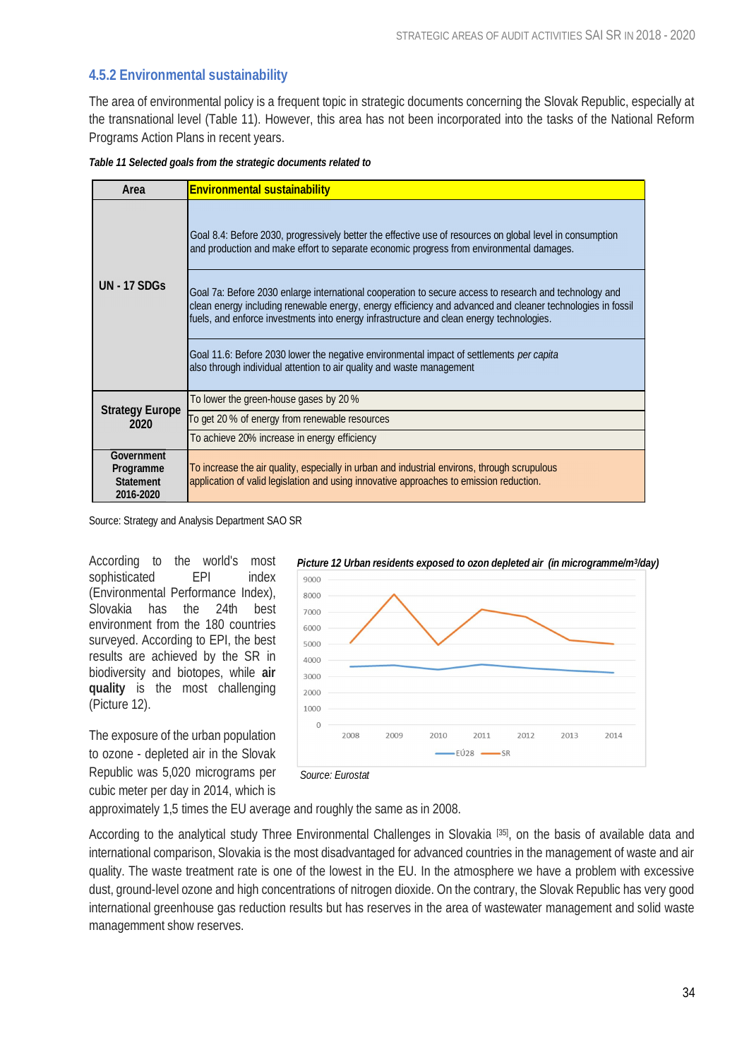### 4.5.2 Environmental sustainability

The area of environmental policy is a frequent topic in strategic documents concerning the Slovak Republic, especially at the transnational level (Table 11). However, this area has not been incorporated into the tasks of the National Reform Programs Action Plans in recent years.

***Table 11 Selected goals from the strategic documents related to***

| Area | Environmental sustainability |
|---|---|
| UN - 17 SDGs | Goal 8.4: Before 2030, progressively better the effective use of resources on global level in consumption and production and make effort to separate economic progress from environmental damages. |
| | Goal 7a: Before 2030 enlarge international cooperation to secure access to research and technology and clean energy including renewable energy, energy efficiency and advanced and cleaner technologies in fossil fuels, and enforce investments into energy infrastructure and clean energy technologies. |
| | Goal 11.6: Before 2030 lower the negative environmental impact of settlements *per capita* also through individual attention to air quality and waste management |
| Strategy Europe 2020 | To lower the green-house gases by 20 % |
| | To get 20 % of energy from renewable resources |
| | To achieve 20% increase in energy efficiency |
| Government Programme Statement 2016-2020 | To increase the air quality, especially in urban and industrial environs, through scrupulous application of valid legislation and using innovative approaches to emission reduction. |

Source: Strategy and Analysis Department SAO SR

According to the world's most sophisticated EPI index (Environmental Performance Index), Slovakia has the 24th best environment from the 180 countries surveyed. According to EPI, the best results are achieved by the SR in biodiversity and biotopes, while **air quality** is the most challenging (Picture 12).

***Picture 12 Urban residents exposed to ozon depleted air (in microgramme/m³/day)***

| Year | EÚ28 | SR |
|---|---|---|
| 2008 | ~3600 | ~5100 |
| 2009 | ~3700 | ~8100 |
| 2010 | ~3400 | ~5000 |
| 2011 | ~3700 | ~7100 |
| 2012 | ~3500 | ~6700 |
| 2013 | ~3400 | ~5300 |
| 2014 | ~3300 | ~5000 |

*Source: Eurostat*

The exposure of the urban population to ozone - depleted air in the Slovak Republic was 5,020 micrograms per cubic meter per day in 2014, which is approximately 1,5 times the EU average and roughly the same as in 2008.

According to the analytical study Three Environmental Challenges in Slovakia [35], on the basis of available data and international comparison, Slovakia is the most disadvantaged for advanced countries in the management of waste and air quality. The waste treatment rate is one of the lowest in the EU. In the atmosphere we have a problem with excessive dust, ground-level ozone and high concentrations of nitrogen dioxide. On the contrary, the Slovak Republic has very good international greenhouse gas reduction results but has reserves in the area of wastewater management and solid waste managemment show reserves.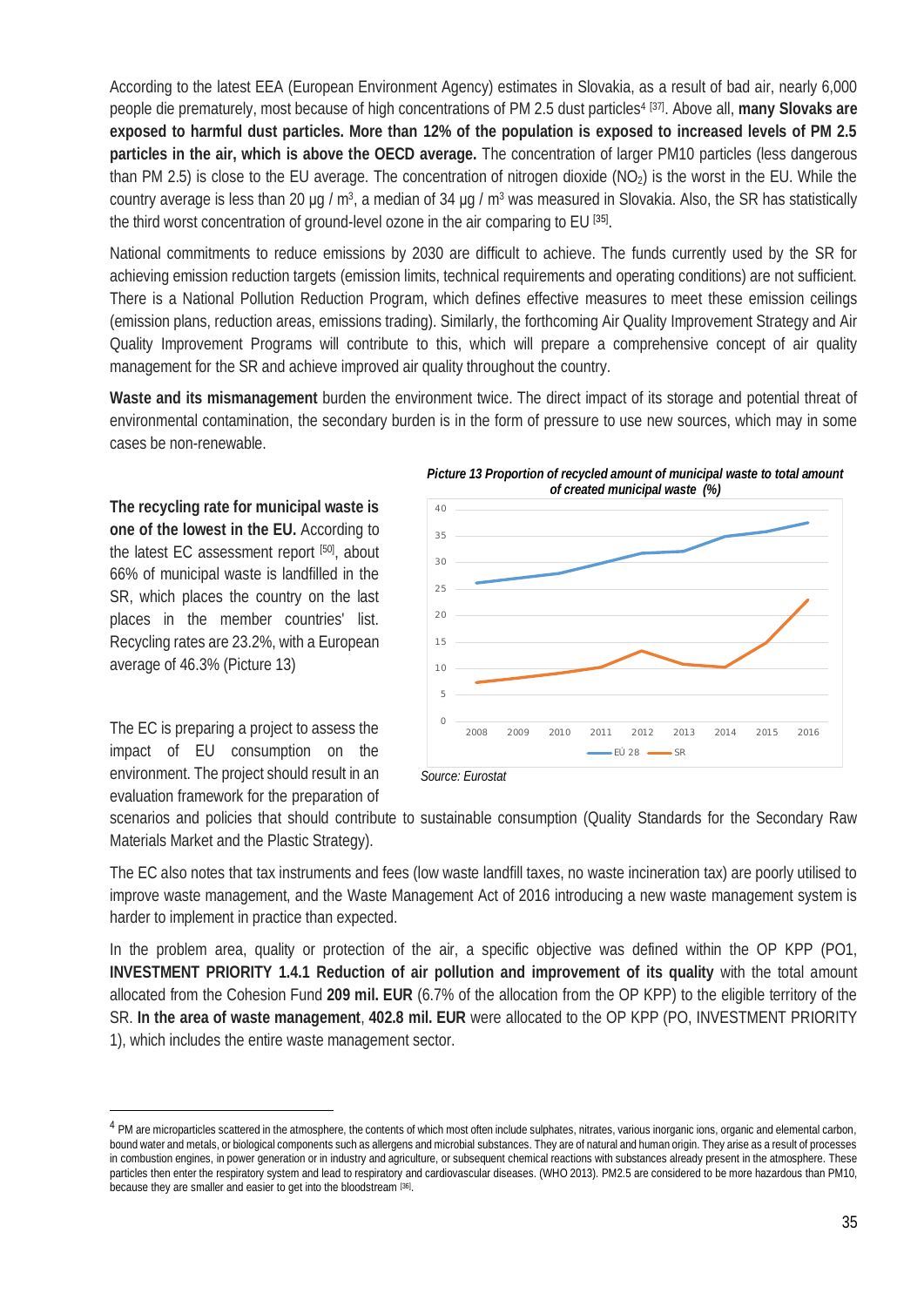According to the latest EEA (European Environment Agency) estimates in Slovakia, as a result of bad air, nearly 6,000 people die prematurely, most because of high concentrations of PM 2.5 dust particles[4] [37]. Above all, **many Slovaks are exposed to harmful dust particles. More than 12% of the population is exposed to increased levels of PM 2.5 particles in the air, which is above the OECD average.** The concentration of larger PM10 particles (less dangerous than PM 2.5) is close to the EU average. The concentration of nitrogen dioxide ($NO_2$) is the worst in the EU. While the country average is less than 20 µg / $m^3$, a median of 34 µg / $m^3$ was measured in Slovakia. Also, the SR has statistically the third worst concentration of ground-level ozone in the air comparing to EU [35].

National commitments to reduce emissions by 2030 are difficult to achieve. The funds currently used by the SR for achieving emission reduction targets (emission limits, technical requirements and operating conditions) are not sufficient. There is a National Pollution Reduction Program, which defines effective measures to meet these emission ceilings (emission plans, reduction areas, emissions trading). Similarly, the forthcoming Air Quality Improvement Strategy and Air Quality Improvement Programs will contribute to this, which will prepare a comprehensive concept of air quality management for the SR and achieve improved air quality throughout the country.

**Waste and its mismanagement** burden the environment twice. The direct impact of its storage and potential threat of environmental contamination, the secondary burden is in the form of pressure to use new sources, which may in some cases be non-renewable.

**The recycling rate for municipal waste is one of the lowest in the EU.** According to the latest EC assessment report [50], about 66% of municipal waste is landfilled in the SR, which places the country on the last places in the member countries' list. Recycling rates are 23.2%, with a European average of 46.3% (Picture 13)

***Picture 13 Proportion of recycled amount of municipal waste to total amount of created municipal waste (%)***

*Source: Eurostat*

The EC is preparing a project to assess the impact of EU consumption on the environment. The project should result in an evaluation framework for the preparation of scenarios and policies that should contribute to sustainable consumption (Quality Standards for the Secondary Raw Materials Market and the Plastic Strategy).

The EC also notes that tax instruments and fees (low waste landfill taxes, no waste incineration tax) are poorly utilised to improve waste management, and the Waste Management Act of 2016 introducing a new waste management system is harder to implement in practice than expected.

In the problem area, quality or protection of the air, a specific objective was defined within the OP KPP (PO1, **INVESTMENT PRIORITY 1.4.1 Reduction of air pollution and improvement of its quality** with the total amount allocated from the Cohesion Fund **209 mil. EUR** (6.7% of the allocation from the OP KPP) to the eligible territory of the SR. **In the area of waste management**, **402.8 mil. EUR** were allocated to the OP KPP (PO, INVESTMENT PRIORITY 1), which includes the entire waste management sector.

[4] PM are microparticles scattered in the atmosphere, the contents of which most often include sulphates, nitrates, various inorganic ions, organic and elemental carbon, bound water and metals, or biological components such as allergens and microbial substances. They are of natural and human origin. They arise as a result of processes in combustion engines, in power generation or in industry and agriculture, or subsequent chemical reactions with substances already present in the atmosphere. These particles then enter the respiratory system and lead to respiratory and cardiovascular diseases. (WHO 2013). PM2.5 are considered to be more hazardous than PM10, because they are smaller and easier to get into the bloodstream [36].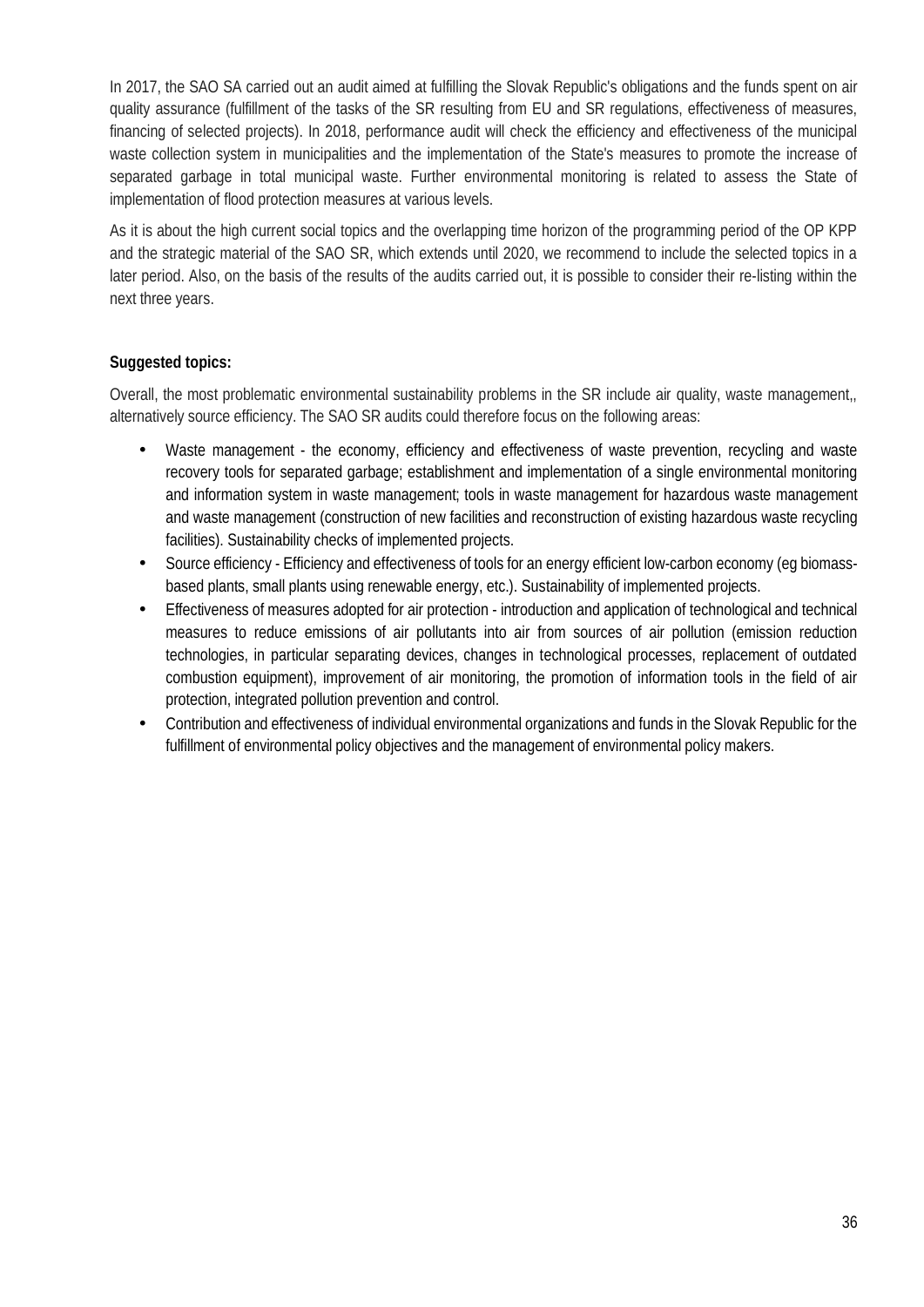In 2017, the SAO SA carried out an audit aimed at fulfilling the Slovak Republic's obligations and the funds spent on air quality assurance (fulfillment of the tasks of the SR resulting from EU and SR regulations, effectiveness of measures, financing of selected projects). In 2018, performance audit will check the efficiency and effectiveness of the municipal waste collection system in municipalities and the implementation of the State's measures to promote the increase of separated garbage in total municipal waste. Further environmental monitoring is related to assess the State of implementation of flood protection measures at various levels.

As it is about the high current social topics and the overlapping time horizon of the programming period of the OP KPP and the strategic material of the SAO SR, which extends until 2020, we recommend to include the selected topics in a later period. Also, on the basis of the results of the audits carried out, it is possible to consider their re-listing within the next three years.

**Suggested topics:**

Overall, the most problematic environmental sustainability problems in the SR include air quality, waste management,, alternatively source efficiency. The SAO SR audits could therefore focus on the following areas:

- Waste management - the economy, efficiency and effectiveness of waste prevention, recycling and waste recovery tools for separated garbage; establishment and implementation of a single environmental monitoring and information system in waste management; tools in waste management for hazardous waste management and waste management (construction of new facilities and reconstruction of existing hazardous waste recycling facilities). Sustainability checks of implemented projects.
- Source efficiency - Efficiency and effectiveness of tools for an energy efficient low-carbon economy (eg biomass-based plants, small plants using renewable energy, etc.). Sustainability of implemented projects.
- Effectiveness of measures adopted for air protection - introduction and application of technological and technical measures to reduce emissions of air pollutants into air from sources of air pollution (emission reduction technologies, in particular separating devices, changes in technological processes, replacement of outdated combustion equipment), improvement of air monitoring, the promotion of information tools in the field of air protection, integrated pollution prevention and control.
- Contribution and effectiveness of individual environmental organizations and funds in the Slovak Republic for the fulfillment of environmental policy objectives and the management of environmental policy makers.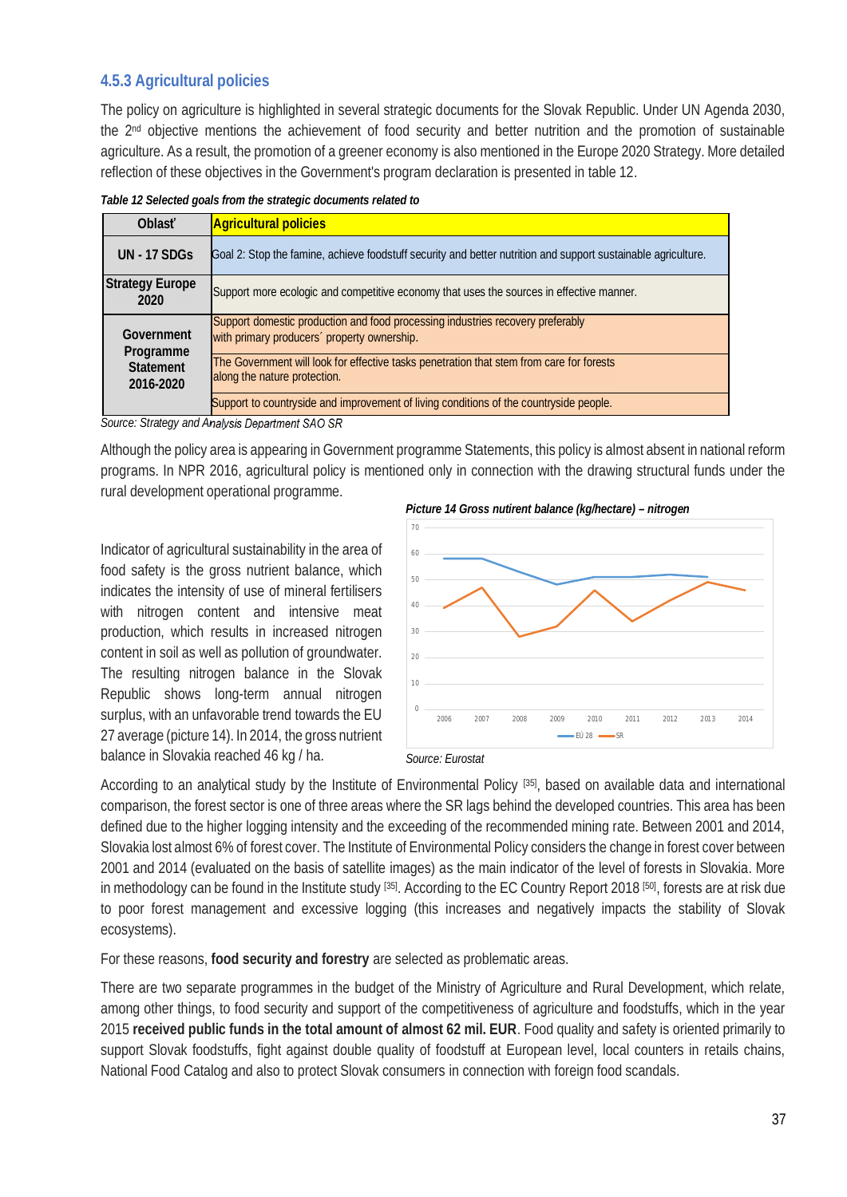### 4.5.3 Agricultural policies

The policy on agriculture is highlighted in several strategic documents for the Slovak Republic. Under UN Agenda 2030, the 2nd objective mentions the achievement of food security and better nutrition and the promotion of sustainable agriculture. As a result, the promotion of a greener economy is also mentioned in the Europe 2020 Strategy. More detailed reflection of these objectives in the Government's program declaration is presented in table 12.

*Table 12 Selected goals from the strategic documents related to*

| Oblasť | Agricultural policies |
|---|---|
| UN - 17 SDGs | Goal 2: Stop the famine, achieve foodstuff security and better nutrition and support sustainable agriculture. |
| Strategy Europe 2020 | Support more ecologic and competitive economy that uses the sources in effective manner. |
| Government Programme Statement 2016-2020 | Support domestic production and food processing industries recovery preferably with primary producers´ property ownership. |
| | The Government will look for effective tasks penetration that stem from care for forests along the nature protection. |
| | Support to countryside and improvement of living conditions of the countryside people. |

*Source: Strategy and Analysis Department SAO SR*

Although the policy area is appearing in Government programme Statements, this policy is almost absent in national reform programs. In NPR 2016, agricultural policy is mentioned only in connection with the drawing structural funds under the rural development operational programme.

Indicator of agricultural sustainability in the area of food safety is the gross nutrient balance, which indicates the intensity of use of mineral fertilisers with nitrogen content and intensive meat production, which results in increased nitrogen content in soil as well as pollution of groundwater. The resulting nitrogen balance in the Slovak Republic shows long-term annual nitrogen surplus, with an unfavorable trend towards the EU 27 average (picture 14). In 2014, the gross nutrient balance in Slovakia reached 46 kg / ha.

*Picture 14 Gross nutrient balance (kg/hectare) – nitrogen*

*Source: Eurostat*

According to an analytical study by the Institute of Environmental Policy [35], based on available data and international comparison, the forest sector is one of three areas where the SR lags behind the developed countries. This area has been defined due to the higher logging intensity and the exceeding of the recommended mining rate. Between 2001 and 2014, Slovakia lost almost 6% of forest cover. The Institute of Environmental Policy considers the change in forest cover between 2001 and 2014 (evaluated on the basis of satellite images) as the main indicator of the level of forests in Slovakia. More in methodology can be found in the Institute study [35]. According to the EC Country Report 2018 [50], forests are at risk due to poor forest management and excessive logging (this increases and negatively impacts the stability of Slovak ecosystems).

For these reasons, **food security and forestry** are selected as problematic areas.

There are two separate programmes in the budget of the Ministry of Agriculture and Rural Development, which relate, among other things, to food security and support of the competitiveness of agriculture and foodstuffs, which in the year 2015 **received public funds in the total amount of almost 62 mil. EUR**. Food quality and safety is oriented primarily to support Slovak foodstuffs, fight against double quality of foodstuff at European level, local counters in retails chains, National Food Catalog and also to protect Slovak consumers in connection with foreign food scandals.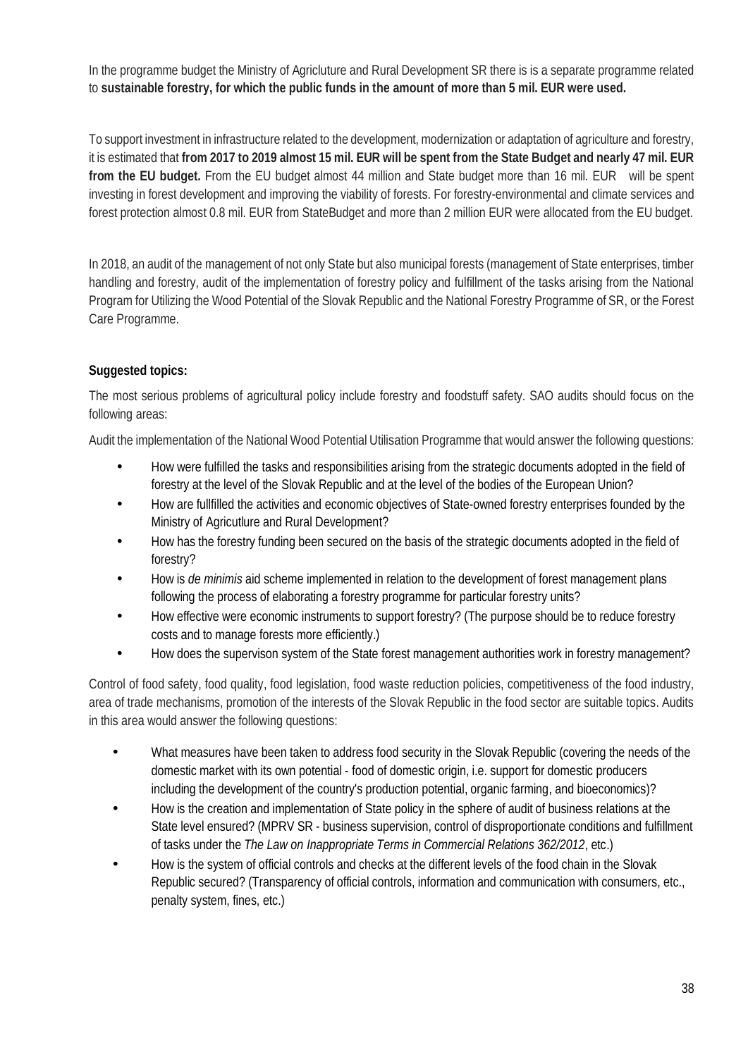In the programme budget the Ministry of Agricluture and Rural Development SR there is is a separate programme related to **sustainable forestry, for which the public funds in the amount of more than 5 mil. EUR were used.**

To support investment in infrastructure related to the development, modernization or adaptation of agriculture and forestry, it is estimated that **from 2017 to 2019 almost 15 mil. EUR will be spent from the State Budget and nearly 47 mil. EUR from the EU budget.** From the EU budget almost 44 million and State budget more than 16 mil. EUR will be spent investing in forest development and improving the viability of forests. For forestry-environmental and climate services and forest protection almost 0.8 mil. EUR from StateBudget and more than 2 million EUR were allocated from the EU budget.

In 2018, an audit of the management of not only State but also municipal forests (management of State enterprises, timber handling and forestry, audit of the implementation of forestry policy and fulfillment of the tasks arising from the National Program for Utilizing the Wood Potential of the Slovak Republic and the National Forestry Programme of SR, or the Forest Care Programme.

**Suggested topics:**

The most serious problems of agricultural policy include forestry and foodstuff safety. SAO audits should focus on the following areas:

Audit the implementation of the National Wood Potential Utilisation Programme that would answer the following questions:

- How were fulfilled the tasks and responsibilities arising from the strategic documents adopted in the field of forestry at the level of the Slovak Republic and at the level of the bodies of the European Union?
- How are fullfilled the activities and economic objectives of State-owned forestry enterprises founded by the Ministry of Agricutlure and Rural Development?
- How has the forestry funding been secured on the basis of the strategic documents adopted in the field of forestry?
- How is *de minimis* aid scheme implemented in relation to the development of forest management plans following the process of elaborating a forestry programme for particular forestry units?
- How effective were economic instruments to support forestry? (The purpose should be to reduce forestry costs and to manage forests more efficiently.)
- How does the supervison system of the State forest management authorities work in forestry management?

Control of food safety, food quality, food legislation, food waste reduction policies, competitiveness of the food industry, area of trade mechanisms, promotion of the interests of the Slovak Republic in the food sector are suitable topics. Audits in this area would answer the following questions:

- What measures have been taken to address food security in the Slovak Republic (covering the needs of the domestic market with its own potential - food of domestic origin, i.e. support for domestic producers including the development of the country's production potential, organic farming, and bioeconomics)?
- How is the creation and implementation of State policy in the sphere of audit of business relations at the State level ensured? (MPRV SR - business supervision, control of disproportionate conditions and fulfillment of tasks under the *The Law on Inappropriate Terms in Commercial Relations 362/2012*, etc.)
- How is the system of official controls and checks at the different levels of the food chain in the Slovak Republic secured? (Transparency of official controls, information and communication with consumers, etc., penalty system, fines, etc.)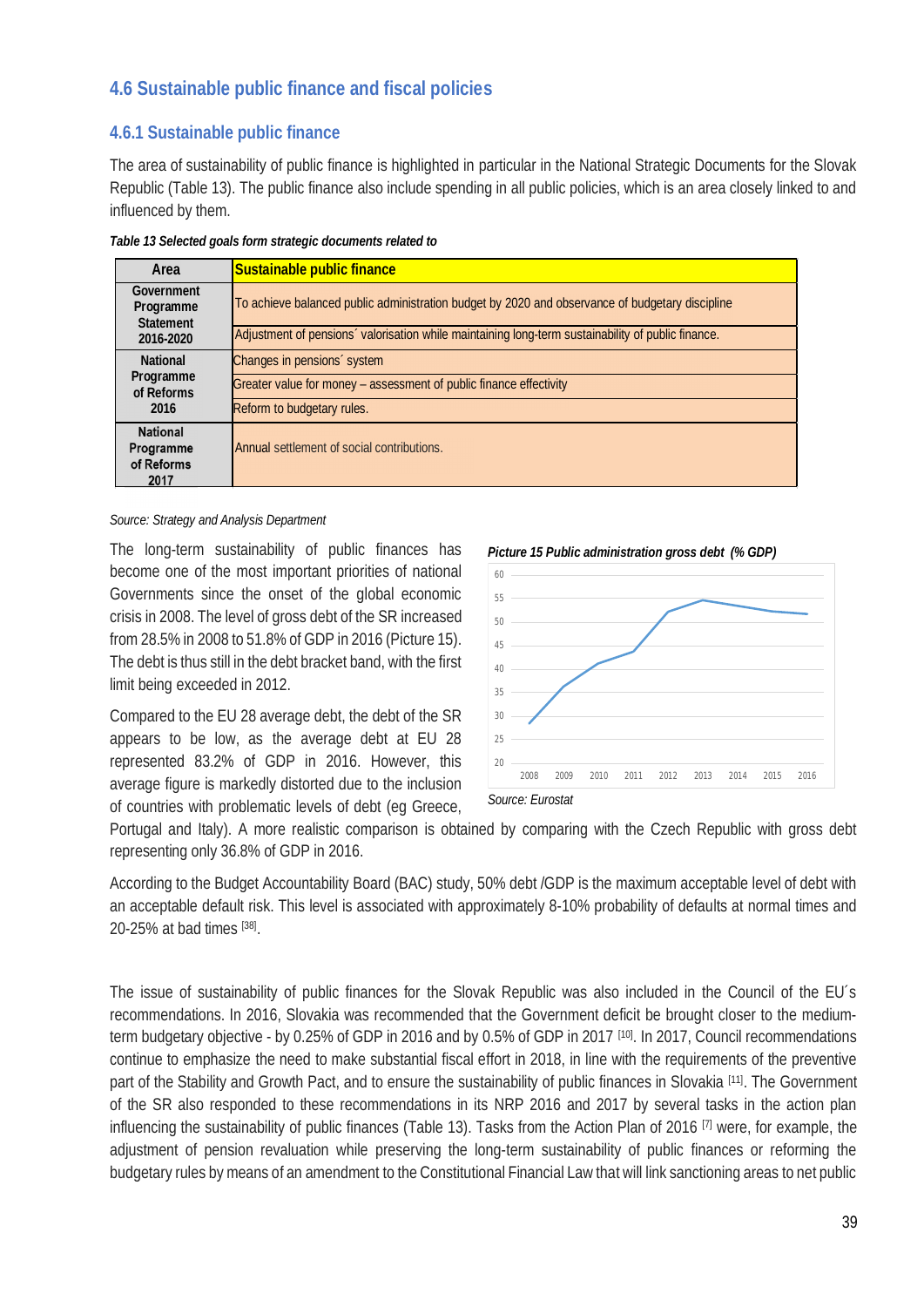## 4.6 Sustainable public finance and fiscal policies

### 4.6.1 Sustainable public finance

The area of sustainability of public finance is highlighted in particular in the National Strategic Documents for the Slovak Republic (Table 13). The public finance also include spending in all public policies, which is an area closely linked to and influenced by them.

*Table 13 Selected goals form strategic documents related to*

| Area | Sustainable public finance |
|---|---|
| Government Programme Statement 2016-2020 | To achieve balanced public administration budget by 2020 and observance of budgetary discipline |
| | Adjustment of pensions´ valorisation while maintaining long-term sustainability of public finance. |
| National Programme of Reforms 2016 | Changes in pensions´ system |
| | Greater value for money – assessment of public finance effectivity |
| | Reform to budgetary rules. |
| National Programme of Reforms 2017 | Annual settlement of social contributions. |

*Source: Strategy and Analysis Department*

The long-term sustainability of public finances has become one of the most important priorities of national Governments since the onset of the global economic crisis in 2008. The level of gross debt of the SR increased from 28.5% in 2008 to 51.8% of GDP in 2016 (Picture 15). The debt is thus still in the debt bracket band, with the first limit being exceeded in 2012.

*Picture 15 Public administration gross debt (% GDP)*

*Source: Eurostat*

Compared to the EU 28 average debt, the debt of the SR appears to be low, as the average debt at EU 28 represented 83.2% of GDP in 2016. However, this average figure is markedly distorted due to the inclusion of countries with problematic levels of debt (eg Greece, Portugal and Italy). A more realistic comparison is obtained by comparing with the Czech Republic with gross debt representing only 36.8% of GDP in 2016.

According to the Budget Accountability Board (BAC) study, 50% debt /GDP is the maximum acceptable level of debt with an acceptable default risk. This level is associated with approximately 8-10% probability of defaults at normal times and 20-25% at bad times [38].

The issue of sustainability of public finances for the Slovak Republic was also included in the Council of the EU´s recommendations. In 2016, Slovakia was recommended that the Government deficit be brought closer to the medium-term budgetary objective - by 0.25% of GDP in 2016 and by 0.5% of GDP in 2017 [10]. In 2017, Council recommendations continue to emphasize the need to make substantial fiscal effort in 2018, in line with the requirements of the preventive part of the Stability and Growth Pact, and to ensure the sustainability of public finances in Slovakia [11]. The Government of the SR also responded to these recommendations in its NRP 2016 and 2017 by several tasks in the action plan influencing the sustainability of public finances (Table 13). Tasks from the Action Plan of 2016 [7] were, for example, the adjustment of pension revaluation while preserving the long-term sustainability of public finances or reforming the budgetary rules by means of an amendment to the Constitutional Financial Law that will link sanctioning areas to net public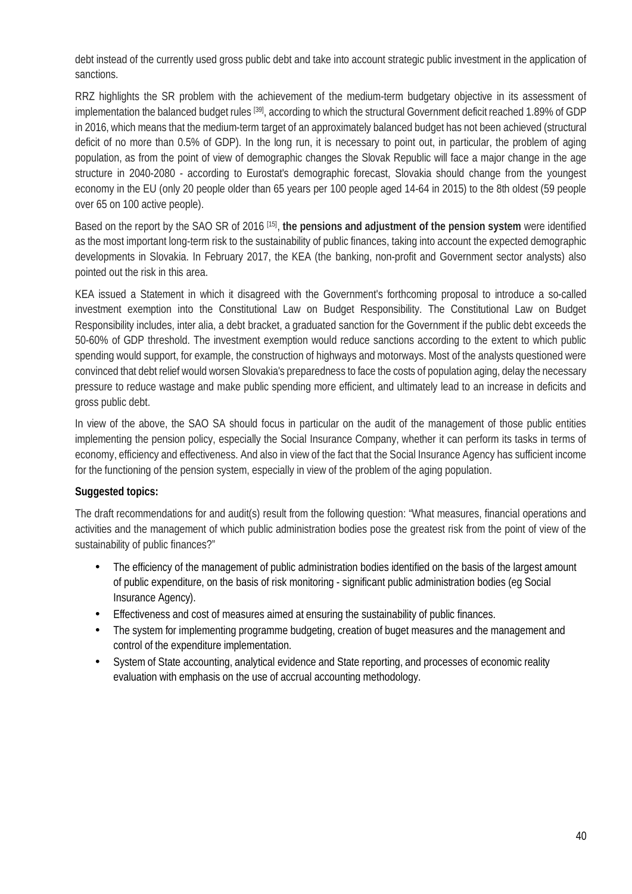debt instead of the currently used gross public debt and take into account strategic public investment in the application of sanctions.

RRZ highlights the SR problem with the achievement of the medium-term budgetary objective in its assessment of implementation the balanced budget rules [39], according to which the structural Government deficit reached 1.89% of GDP in 2016, which means that the medium-term target of an approximately balanced budget has not been achieved (structural deficit of no more than 0.5% of GDP). In the long run, it is necessary to point out, in particular, the problem of aging population, as from the point of view of demographic changes the Slovak Republic will face a major change in the age structure in 2040-2080 - according to Eurostat's demographic forecast, Slovakia should change from the youngest economy in the EU (only 20 people older than 65 years per 100 people aged 14-64 in 2015) to the 8th oldest (59 people over 65 on 100 active people).

Based on the report by the SAO SR of 2016 [15], **the pensions and adjustment of the pension system** were identified as the most important long-term risk to the sustainability of public finances, taking into account the expected demographic developments in Slovakia. In February 2017, the KEA (the banking, non-profit and Government sector analysts) also pointed out the risk in this area.

KEA issued a Statement in which it disagreed with the Government's forthcoming proposal to introduce a so-called investment exemption into the Constitutional Law on Budget Responsibility. The Constitutional Law on Budget Responsibility includes, inter alia, a debt bracket, a graduated sanction for the Government if the public debt exceeds the 50-60% of GDP threshold. The investment exemption would reduce sanctions according to the extent to which public spending would support, for example, the construction of highways and motorways. Most of the analysts questioned were convinced that debt relief would worsen Slovakia's preparedness to face the costs of population aging, delay the necessary pressure to reduce wastage and make public spending more efficient, and ultimately lead to an increase in deficits and gross public debt.

In view of the above, the SAO SA should focus in particular on the audit of the management of those public entities implementing the pension policy, especially the Social Insurance Company, whether it can perform its tasks in terms of economy, efficiency and effectiveness. And also in view of the fact that the Social Insurance Agency has sufficient income for the functioning of the pension system, especially in view of the problem of the aging population.

**Suggested topics:**

The draft recommendations for and audit(s) result from the following question: "What measures, financial operations and activities and the management of which public administration bodies pose the greatest risk from the point of view of the sustainability of public finances?"

- The efficiency of the management of public administration bodies identified on the basis of the largest amount of public expenditure, on the basis of risk monitoring - significant public administration bodies (eg Social Insurance Agency).
- Effectiveness and cost of measures aimed at ensuring the sustainability of public finances.
- The system for implementing programme budgeting, creation of buget measures and the management and control of the expenditure implementation.
- System of State accounting, analytical evidence and State reporting, and processes of economic reality evaluation with emphasis on the use of accrual accounting methodology.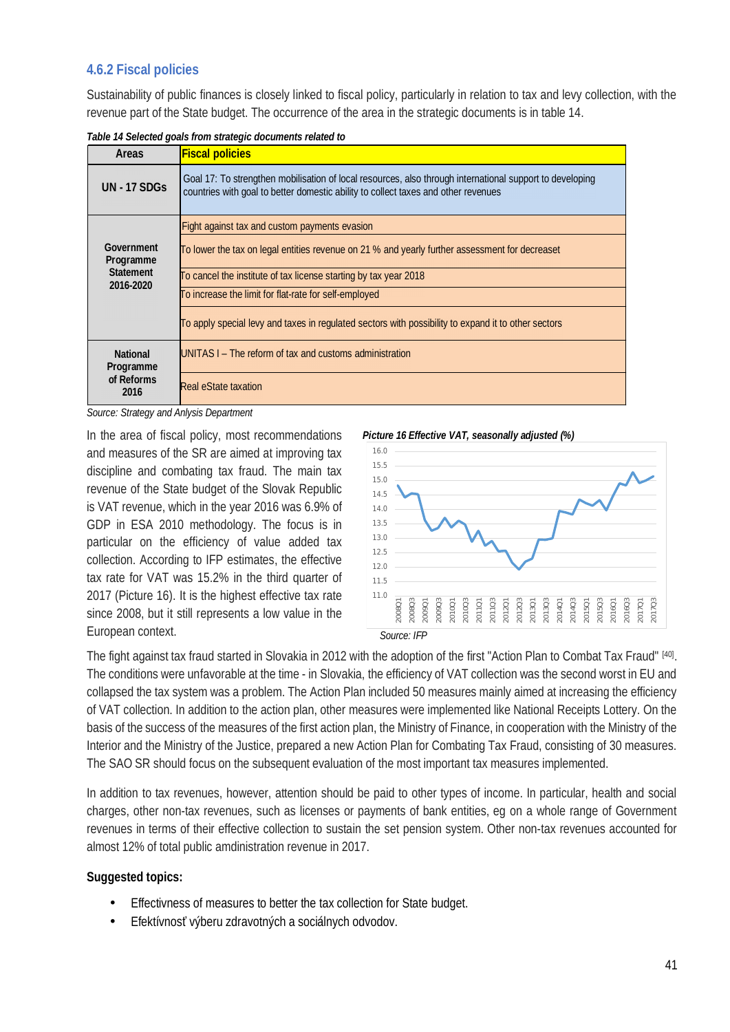### 4.6.2 Fiscal policies

Sustainability of public finances is closely linked to fiscal policy, particularly in relation to tax and levy collection, with the revenue part of the State budget. The occurrence of the area in the strategic documents is in table 14.

*Table 14 Selected goals from strategic documents related to*

| Areas | Fiscal policies |
|---|---|
| UN - 17 SDGs | Goal 17: To strengthen mobilisation of local resources, also through international support to developing countries with goal to better domestic ability to collect taxes and other revenues |
| Government Programme Statement 2016-2020 | Fight against tax and custom payments evasion |
| | To lower the tax on legal entities revenue on 21 % and yearly further assessment for decreaset |
| | To cancel the institute of tax license starting by tax year 2018 |
| | To increase the limit for flat-rate for self-employed |
| | To apply special levy and taxes in regulated sectors with possibility to expand it to other sectors |
| National Programme of Reforms 2016 | UNITAS I – The reform of tax and customs administration |
| | Real eState taxation |

Source: Strategy and Anlysis Department

In the area of fiscal policy, most recommendations and measures of the SR are aimed at improving tax discipline and combating tax fraud. The main tax revenue of the State budget of the Slovak Republic is VAT revenue, which in the year 2016 was 6.9% of GDP in ESA 2010 methodology. The focus is in particular on the efficiency of value added tax collection. According to IFP estimates, the effective tax rate for VAT was 15.2% in the third quarter of 2017 (Picture 16). It is the highest effective tax rate since 2008, but it still represents a low value in the European context.

*Picture 16 Effective VAT, seasonally adjusted (%)*

Source: IFP

The fight against tax fraud started in Slovakia in 2012 with the adoption of the first "Action Plan to Combat Tax Fraud" [40]. The conditions were unfavorable at the time - in Slovakia, the efficiency of VAT collection was the second worst in EU and collapsed the tax system was a problem. The Action Plan included 50 measures mainly aimed at increasing the efficiency of VAT collection. In addition to the action plan, other measures were implemented like National Receipts Lottery. On the basis of the success of the measures of the first action plan, the Ministry of Finance, in cooperation with the Ministry of the Interior and the Ministry of the Justice, prepared a new Action Plan for Combating Tax Fraud, consisting of 30 measures. The SAO SR should focus on the subsequent evaluation of the most important tax measures implemented.

In addition to tax revenues, however, attention should be paid to other types of income. In particular, health and social charges, other non-tax revenues, such as licenses or payments of bank entities, eg on a whole range of Government revenues in terms of their effective collection to sustain the set pension system. Other non-tax revenues accounted for almost 12% of total public amdinistration revenue in 2017.

**Suggested topics:**

- Effectivness of measures to better the tax collection for State budget.
- Efektívnosť výberu zdravotných a sociálnych odvodov.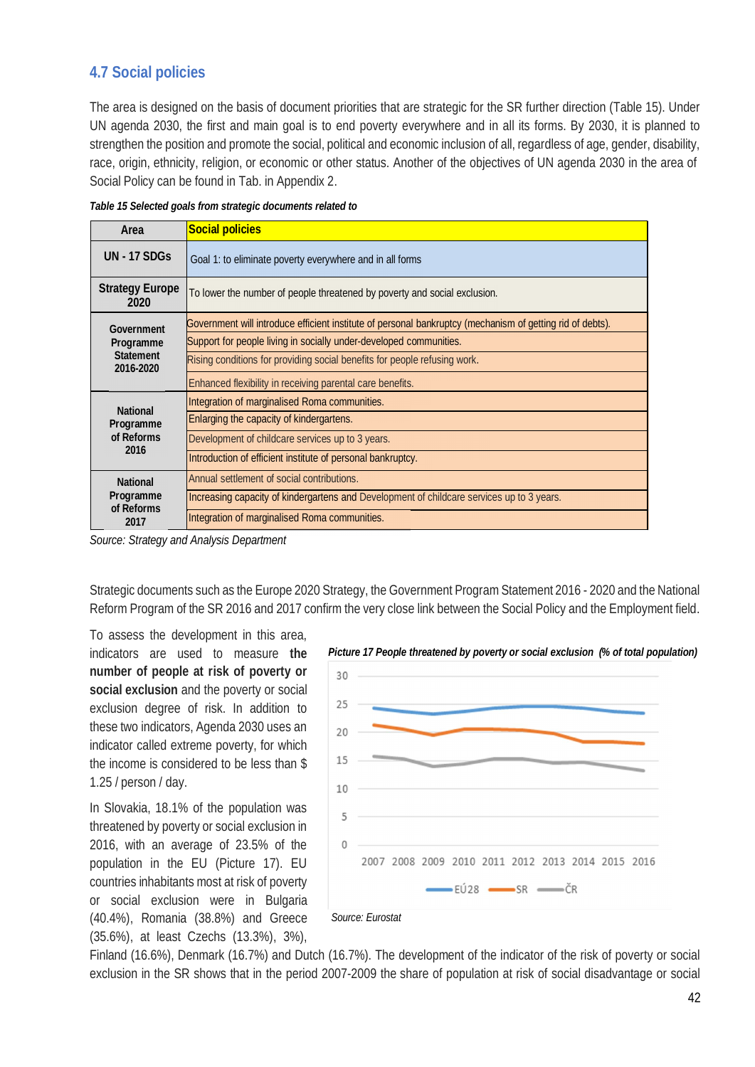## 4.7 Social policies

The area is designed on the basis of document priorities that are strategic for the SR further direction (Table 15). Under UN agenda 2030, the first and main goal is to end poverty everywhere and in all its forms. By 2030, it is planned to strengthen the position and promote the social, political and economic inclusion of all, regardless of age, gender, disability, race, origin, ethnicity, religion, or economic or other status. Another of the objectives of UN agenda 2030 in the area of Social Policy can be found in Tab. in Appendix 2.

*Table 15 Selected goals from strategic documents related to*

| Area | Social policies |
|---|---|
| UN - 17 SDGs | Goal 1: to eliminate poverty everywhere and in all forms |
| Strategy Europe 2020 | To lower the number of people threatened by poverty and social exclusion. |
| Government Programme Statement 2016-2020 | Government will introduce efficient institute of personal bankruptcy (mechanism of getting rid of debts). |
| | Support for people living in socially under-developed communities. |
| | Rising conditions for providing social benefits for people refusing work. |
| | Enhanced flexibility in receiving parental care benefits. |
| National Programme of Reforms 2016 | Integration of marginalised Roma communities. |
| | Enlarging the capacity of kindergartens. |
| | Development of childcare services up to 3 years. |
| | Introduction of efficient institute of personal bankruptcy. |
| National Programme of Reforms 2017 | Annual settlement of social contributions. |
| | Increasing capacity of kindergartens and Development of childcare services up to 3 years. |
| | Integration of marginalised Roma communities. |

*Source: Strategy and Analysis Department*

Strategic documents such as the Europe 2020 Strategy, the Government Program Statement 2016 - 2020 and the National Reform Program of the SR 2016 and 2017 confirm the very close link between the Social Policy and the Employment field.

To assess the development in this area, indicators are used to measure **the number of people at risk of poverty or social exclusion** and the poverty or social exclusion degree of risk. In addition to these two indicators, Agenda 2030 uses an indicator called extreme poverty, for which the income is considered to be less than $ 1.25 / person / day.

*Picture 17 People threatened by poverty or social exclusion (% of total population)*

*Source: Eurostat*

In Slovakia, 18.1% of the population was threatened by poverty or social exclusion in 2016, with an average of 23.5% of the population in the EU (Picture 17). EU countries inhabitants most at risk of poverty or social exclusion were in Bulgaria (40.4%), Romania (38.8%) and Greece (35.6%), at least Czechs (13.3%), 3%), Finland (16.6%), Denmark (16.7%) and Dutch (16.7%). The development of the indicator of the risk of poverty or social exclusion in the SR shows that in the period 2007-2009 the share of population at risk of social disadvantage or social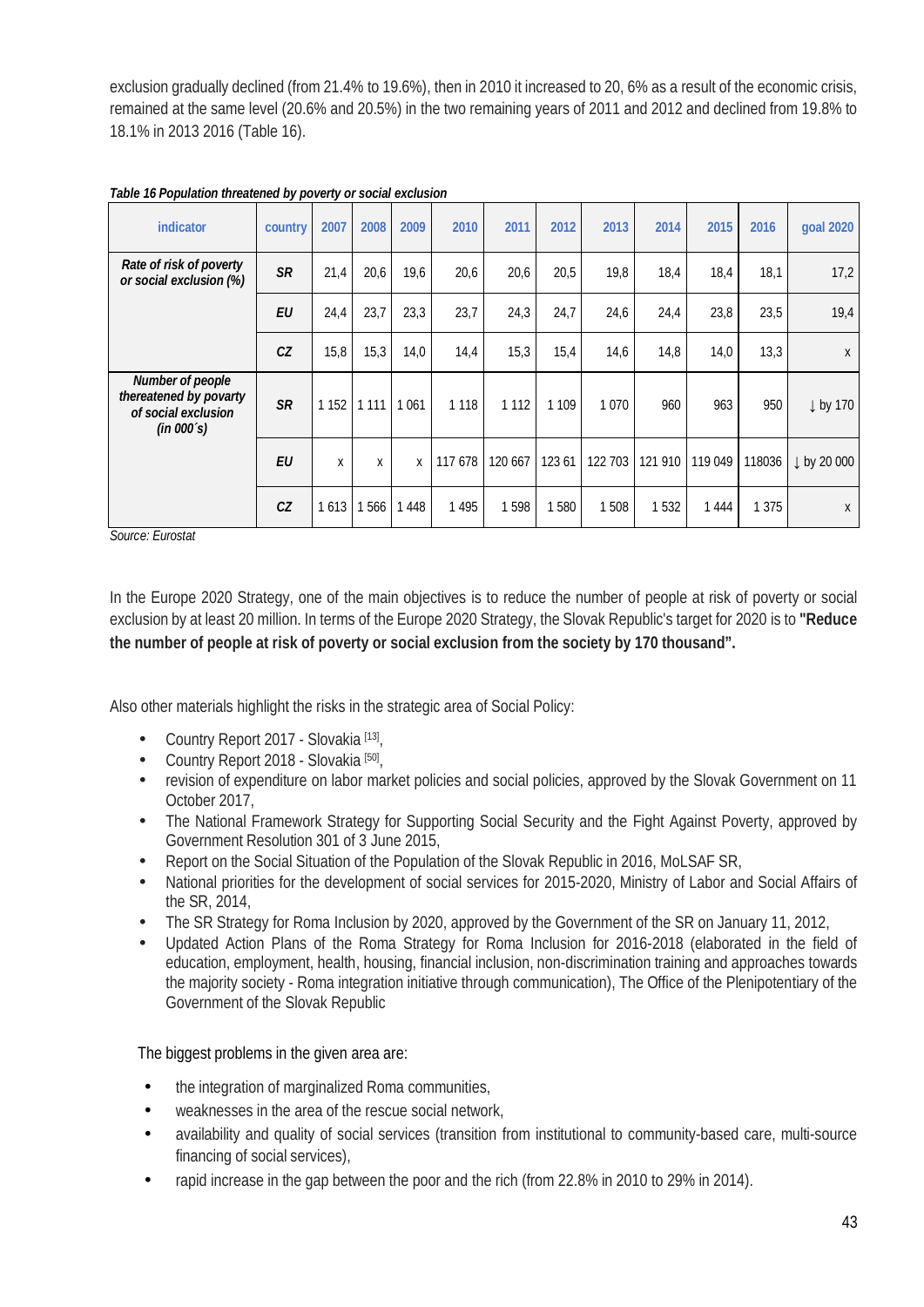exclusion gradually declined (from 21.4% to 19.6%), then in 2010 it increased to 20, 6% as a result of the economic crisis, remained at the same level (20.6% and 20.5%) in the two remaining years of 2011 and 2012 and declined from 19.8% to 18.1% in 2013 2016 (Table 16).

***Table 16 Population threatened by poverty or social exclusion***

| indicator | country | 2007 | 2008 | 2009 | 2010 | 2011 | 2012 | 2013 | 2014 | 2015 | 2016 | goal 2020 |
|---|---|---|---|---|---|---|---|---|---|---|---|---|
| *Rate of risk of poverty or social exclusion (%)* | *SR* | 21,4 | 20,6 | 19,6 | 20,6 | 20,6 | 20,5 | 19,8 | 18,4 | 18,4 | 18,1 | 17,2 |
| | *EU* | 24,4 | 23,7 | 23,3 | 23,7 | 24,3 | 24,7 | 24,6 | 24,4 | 23,8 | 23,5 | 19,4 |
| | *CZ* | 15,8 | 15,3 | 14,0 | 14,4 | 15,3 | 15,4 | 14,6 | 14,8 | 14,0 | 13,3 | x |
| *Number of people thereatened by poverty of social exclusion (in 000´s)* | *SR* | 1 152 | 1 111 | 1 061 | 1 118 | 1 112 | 1 109 | 1 070 | 960 | 963 | 950 | ↓ by 170 |
| | *EU* | x | x | x | 117 678 | 120 667 | 123 61 | 122 703 | 121 910 | 119 049 | 118036 | ↓ by 20 000 |
| | *CZ* | 1 613 | 1 566 | 1 448 | 1 495 | 1 598 | 1 580 | 1 508 | 1 532 | 1 444 | 1 375 | x |

*Source: Eurostat*

In the Europe 2020 Strategy, one of the main objectives is to reduce the number of people at risk of poverty or social exclusion by at least 20 million. In terms of the Europe 2020 Strategy, the Slovak Republic's target for 2020 is to **"Reduce the number of people at risk of poverty or social exclusion from the society by 170 thousand".**

Also other materials highlight the risks in the strategic area of Social Policy:

- Country Report 2017 - Slovakia [13],
- Country Report 2018 - Slovakia [50],
- revision of expenditure on labor market policies and social policies, approved by the Slovak Government on 11 October 2017,
- The National Framework Strategy for Supporting Social Security and the Fight Against Poverty, approved by Government Resolution 301 of 3 June 2015,
- Report on the Social Situation of the Population of the Slovak Republic in 2016, MoLSAF SR,
- National priorities for the development of social services for 2015-2020, Ministry of Labor and Social Affairs of the SR, 2014,
- The SR Strategy for Roma Inclusion by 2020, approved by the Government of the SR on January 11, 2012,
- Updated Action Plans of the Roma Strategy for Roma Inclusion for 2016-2018 (elaborated in the field of education, employment, health, housing, financial inclusion, non-discrimination training and approaches towards the majority society - Roma integration initiative through communication), The Office of the Plenipotentiary of the Government of the Slovak Republic

The biggest problems in the given area are:

- the integration of marginalized Roma communities,
- weaknesses in the area of the rescue social network,
- availability and quality of social services (transition from institutional to community-based care, multi-source financing of social services),
- rapid increase in the gap between the poor and the rich (from 22.8% in 2010 to 29% in 2014).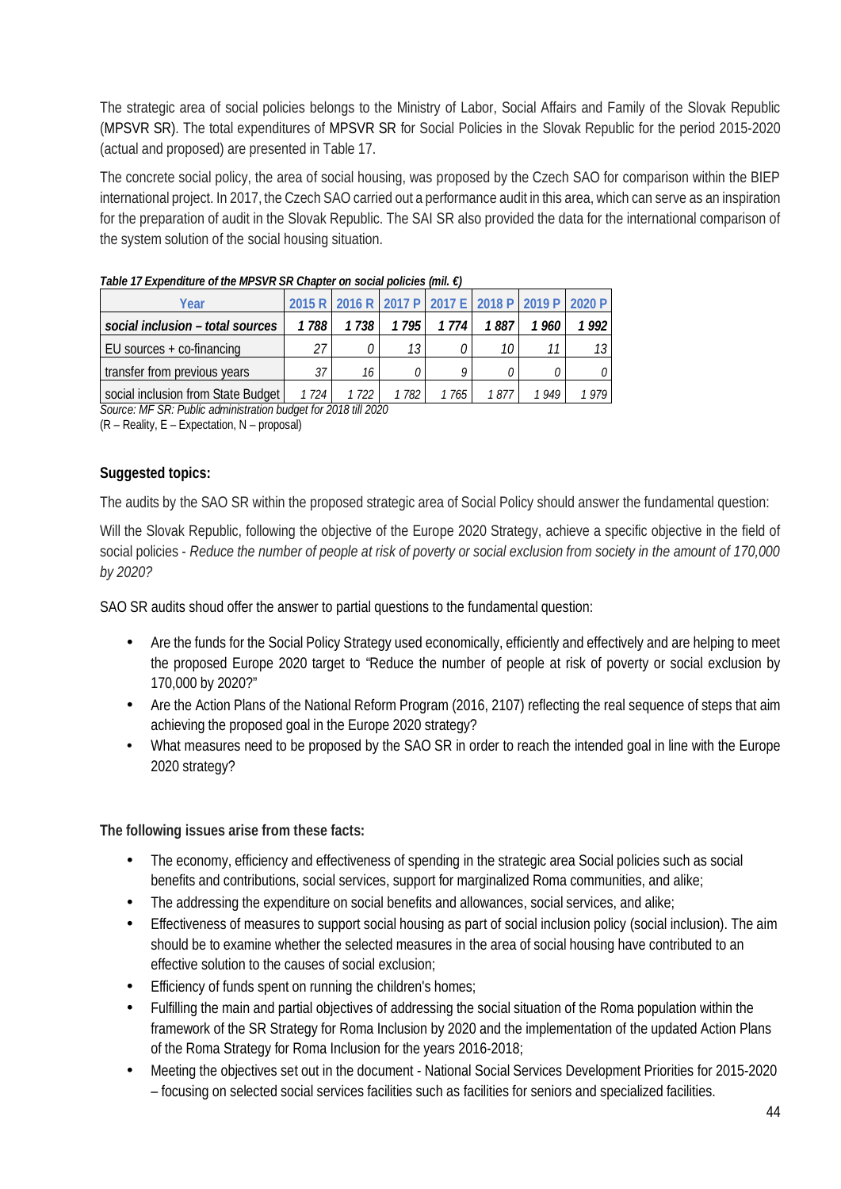The strategic area of social policies belongs to the Ministry of Labor, Social Affairs and Family of the Slovak Republic (MPSVR SR). The total expenditures of MPSVR SR for Social Policies in the Slovak Republic for the period 2015-2020 (actual and proposed) are presented in Table 17.

The concrete social policy, the area of social housing, was proposed by the Czech SAO for comparison within the BIEP international project. In 2017, the Czech SAO carried out a performance audit in this area, which can serve as an inspiration for the preparation of audit in the Slovak Republic. The SAI SR also provided the data for the international comparison of the system solution of the social housing situation.

***Table 17 Expenditure of the MPSVR SR Chapter on social policies (mil. €)***

| Year | 2015 R | 2016 R | 2017 P | 2017 E | 2018 P | 2019 P | 2020 P |
|---|---|---|---|---|---|---|---|
| ***social inclusion – total sources*** | ***1 788*** | ***1 738*** | ***1 795*** | ***1 774*** | ***1 887*** | ***1 960*** | ***1 992*** |
| EU sources + co-financing | *27* | *0* | *13* | *0* | *10* | *11* | *13* |
| transfer from previous years | *37* | *16* | *0* | *9* | *0* | *0* | *0* |
| social inclusion from State Budget | *1 724* | *1 722* | *1 782* | *1 765* | *1 877* | *1 949* | *1 979* |

*Source: MF SR: Public administration budget for 2018 till 2020*

(R – Reality, E – Expectation, N – proposal)

**Suggested topics:**

The audits by the SAO SR within the proposed strategic area of Social Policy should answer the fundamental question:

Will the Slovak Republic, following the objective of the Europe 2020 Strategy, achieve a specific objective in the field of social policies - *Reduce the number of people at risk of poverty or social exclusion from society in the amount of 170,000 by 2020?*

SAO SR audits shoud offer the answer to partial questions to the fundamental question:

- Are the funds for the Social Policy Strategy used economically, efficiently and effectively and are helping to meet the proposed Europe 2020 target to "Reduce the number of people at risk of poverty or social exclusion by 170,000 by 2020?"
- Are the Action Plans of the National Reform Program (2016, 2107) reflecting the real sequence of steps that aim achieving the proposed goal in the Europe 2020 strategy?
- What measures need to be proposed by the SAO SR in order to reach the intended goal in line with the Europe 2020 strategy?

**The following issues arise from these facts:**

- The economy, efficiency and effectiveness of spending in the strategic area Social policies such as social benefits and contributions, social services, support for marginalized Roma communities, and alike;
- The addressing the expenditure on social benefits and allowances, social services, and alike;
- Effectiveness of measures to support social housing as part of social inclusion policy (social inclusion). The aim should be to examine whether the selected measures in the area of social housing have contributed to an effective solution to the causes of social exclusion;
- Efficiency of funds spent on running the children's homes;
- Fulfilling the main and partial objectives of addressing the social situation of the Roma population within the framework of the SR Strategy for Roma Inclusion by 2020 and the implementation of the updated Action Plans of the Roma Strategy for Roma Inclusion for the years 2016-2018;
- Meeting the objectives set out in the document - National Social Services Development Priorities for 2015-2020 – focusing on selected social services facilities such as facilities for seniors and specialized facilities.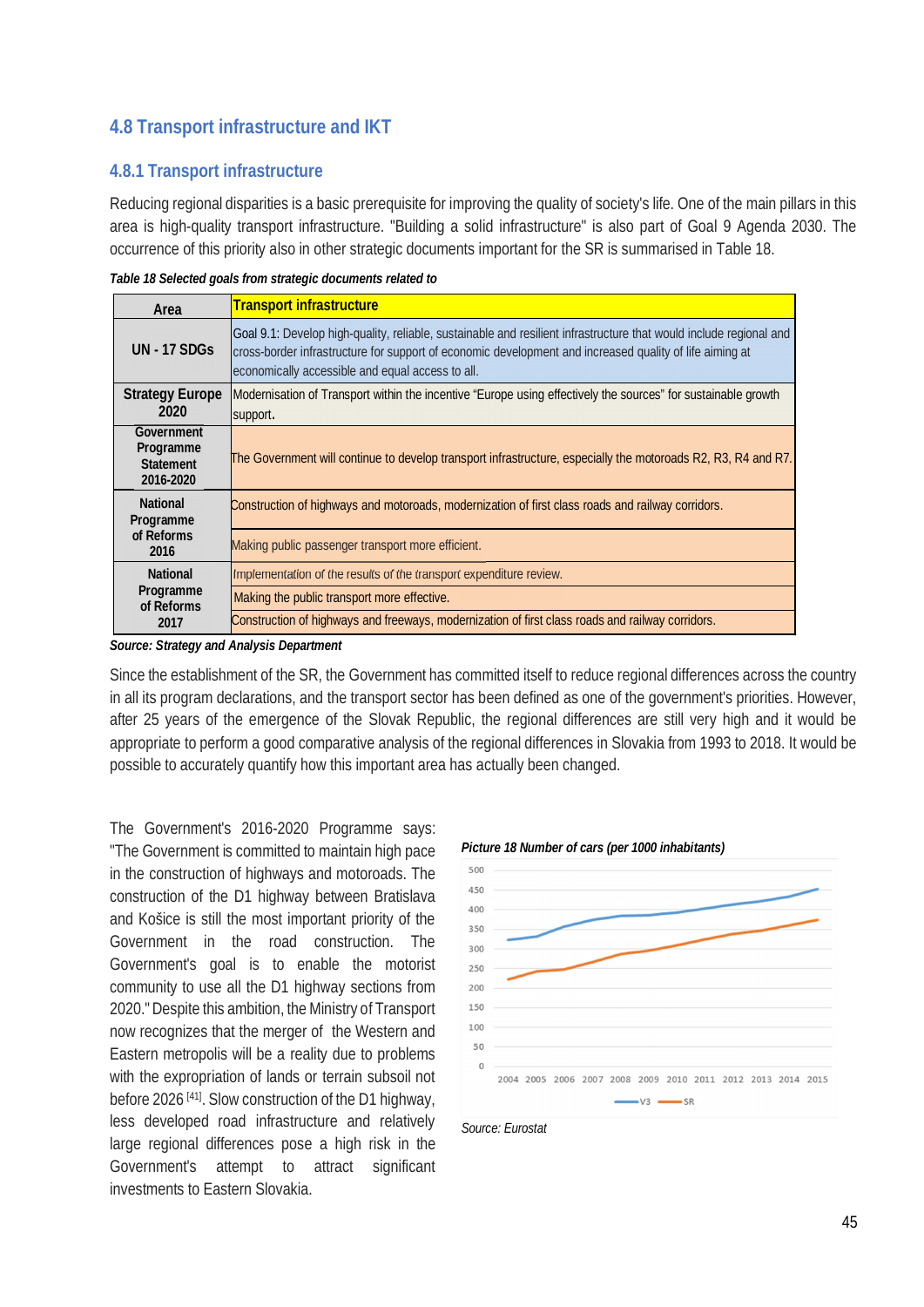## 4.8 Transport infrastructure and IKT

### 4.8.1 Transport infrastructure

Reducing regional disparities is a basic prerequisite for improving the quality of society's life. One of the main pillars in this area is high-quality transport infrastructure. "Building a solid infrastructure" is also part of Goal 9 Agenda 2030. The occurrence of this priority also in other strategic documents important for the SR is summarised in Table 18.

*Table 18 Selected goals from strategic documents related to*

| Area | Transport infrastructure |
|---|---|
| UN - 17 SDGs | Goal 9.1: Develop high-quality, reliable, sustainable and resilient infrastructure that would include regional and cross-border infrastructure for support of economic development and increased quality of life aiming at economically accessible and equal access to all. |
| Strategy Europe 2020 | Modernisation of Transport within the incentive "Europe using effectively the sources" for sustainable growth support. |
| Government Programme Statement 2016-2020 | The Government will continue to develop transport infrastructure, especially the motoroads R2, R3, R4 and R7. |
| National Programme of Reforms 2016 | Construction of highways and motoroads, modernization of first class roads and railway corridors. |
| | Making public passenger transport more efficient. |
| National Programme of Reforms 2017 | Implementation of the results of the transport expenditure review. |
| | Making the public transport more effective. |
| | Construction of highways and freeways, modernization of first class roads and railway corridors. |

*Source: Strategy and Analysis Department*

Since the establishment of the SR, the Government has committed itself to reduce regional differences across the country in all its program declarations, and the transport sector has been defined as one of the government's priorities. However, after 25 years of the emergence of the Slovak Republic, the regional differences are still very high and it would be appropriate to perform a good comparative analysis of the regional differences in Slovakia from 1993 to 2018. It would be possible to accurately quantify how this important area has actually been changed.

The Government's 2016-2020 Programme says: "The Government is committed to maintain high pace in the construction of highways and motoroads. The construction of the D1 highway between Bratislava and Košice is still the most important priority of the Government in the road construction. The Government's goal is to enable the motorist community to use all the D1 highway sections from 2020." Despite this ambition, the Ministry of Transport now recognizes that the merger of the Western and Eastern metropolis will be a reality due to problems with the expropriation of lands or terrain subsoil not before 2026 [41]. Slow construction of the D1 highway, less developed road infrastructure and relatively large regional differences pose a high risk in the Government's attempt to attract significant investments to Eastern Slovakia.

*Picture 18 Number of cars (per 1000 inhabitants)*

Source: Eurostat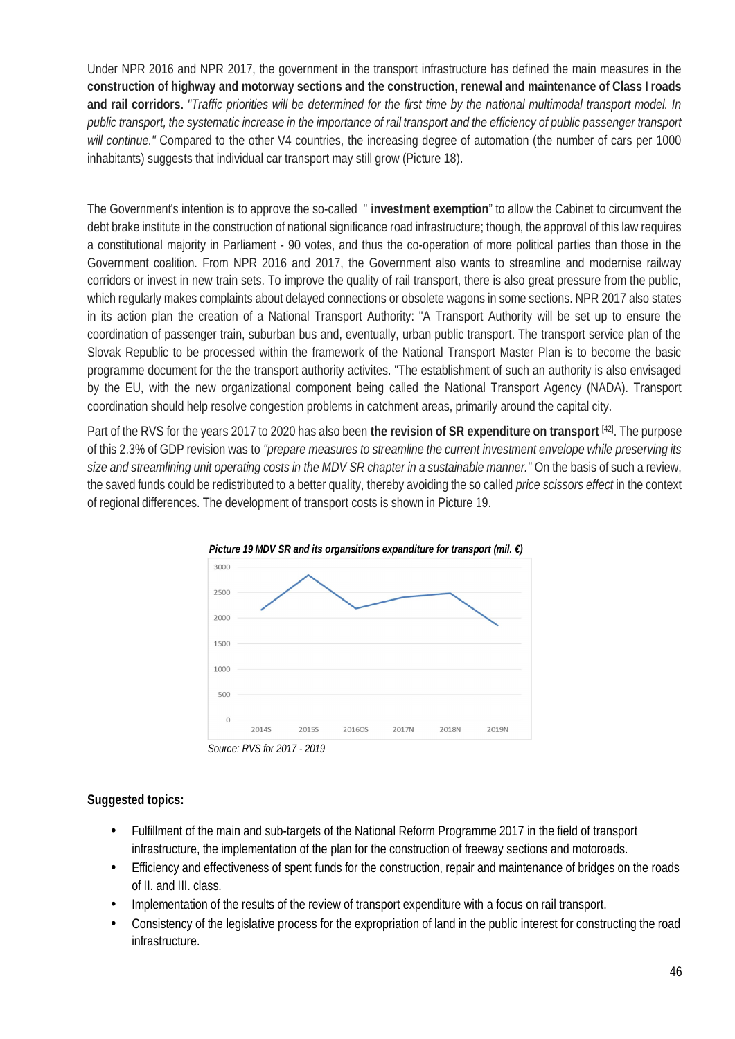Under NPR 2016 and NPR 2017, the government in the transport infrastructure has defined the main measures in the **construction of highway and motorway sections and the construction, renewal and maintenance of Class I roads and rail corridors.** *"Traffic priorities will be determined for the first time by the national multimodal transport model. In public transport, the systematic increase in the importance of rail transport and the efficiency of public passenger transport will continue."* Compared to the other V4 countries, the increasing degree of automation (the number of cars per 1000 inhabitants) suggests that individual car transport may still grow (Picture 18).

The Government's intention is to approve the so-called " **investment exemption**" to allow the Cabinet to circumvent the debt brake institute in the construction of national significance road infrastructure; though, the approval of this law requires a constitutional majority in Parliament - 90 votes, and thus the co-operation of more political parties than those in the Government coalition. From NPR 2016 and 2017, the Government also wants to streamline and modernise railway corridors or invest in new train sets. To improve the quality of rail transport, there is also great pressure from the public, which regularly makes complaints about delayed connections or obsolete wagons in some sections. NPR 2017 also states in its action plan the creation of a National Transport Authority: "A Transport Authority will be set up to ensure the coordination of passenger train, suburban bus and, eventually, urban public transport. The transport service plan of the Slovak Republic to be processed within the framework of the National Transport Master Plan is to become the basic programme document for the the transport authority activites. "The establishment of such an authority is also envisaged by the EU, with the new organizational component being called the National Transport Agency (NADA). Transport coordination should help resolve congestion problems in catchment areas, primarily around the capital city.

Part of the RVS for the years 2017 to 2020 has also been **the revision of SR expenditure on transport** [42]. The purpose of this 2.3% of GDP revision was to *"prepare measures to streamline the current investment envelope while preserving its size and streamlining unit operating costs in the MDV SR chapter in a sustainable manner."* On the basis of such a review, the saved funds could be redistributed to a better quality, thereby avoiding the so called *price scissors effect* in the context of regional differences. The development of transport costs is shown in Picture 19.

***Picture 19 MDV SR and its organsitions expanditure for transport (mil. €)***

*Source: RVS for 2017 - 2019*

**Suggested topics:**

- Fulfillment of the main and sub-targets of the National Reform Programme 2017 in the field of transport infrastructure, the implementation of the plan for the construction of freeway sections and motoroads.
- Efficiency and effectiveness of spent funds for the construction, repair and maintenance of bridges on the roads of II. and III. class.
- Implementation of the results of the review of transport expenditure with a focus on rail transport.
- Consistency of the legislative process for the expropriation of land in the public interest for constructing the road infrastructure.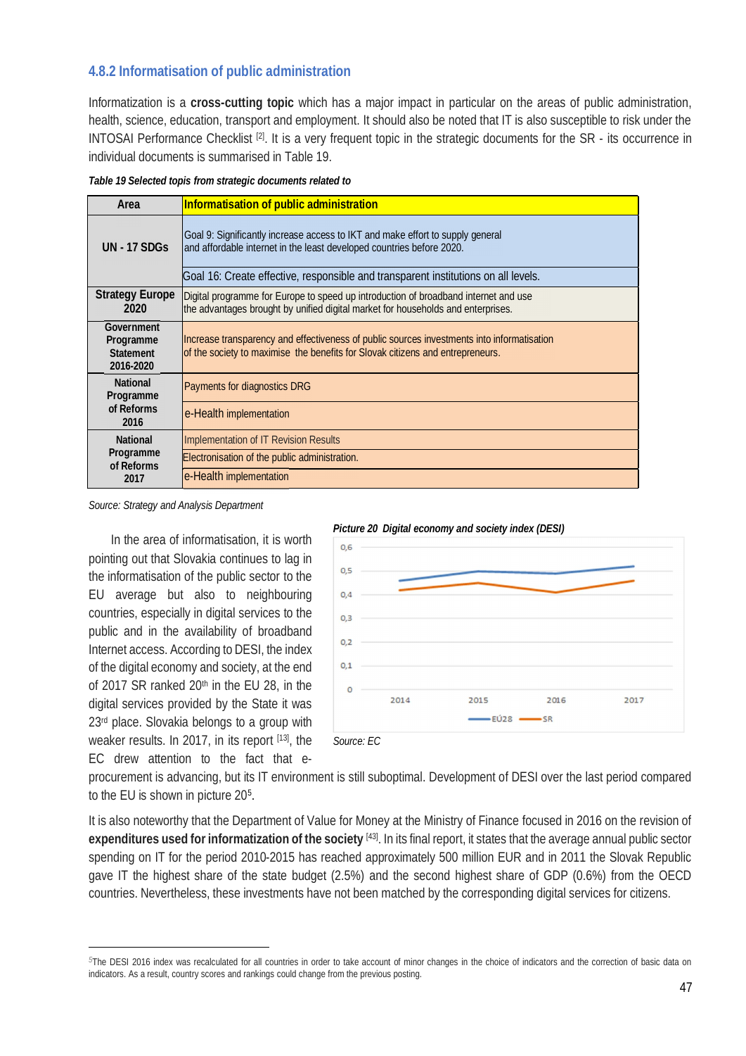### 4.8.2 Informatisation of public administration

Informatization is a **cross-cutting topic** which has a major impact in particular on the areas of public administration, health, science, education, transport and employment. It should also be noted that IT is also susceptible to risk under the INTOSAI Performance Checklist [2]. It is a very frequent topic in the strategic documents for the SR - its occurrence in individual documents is summarised in Table 19.

*Table 19 Selected topics from strategic documents related to*

| Area | Informatisation of public administration |
|---|---|
| UN - 17 SDGs | Goal 9: Significantly increase access to IKT and make effort to supply general and affordable internet in the least developed countries before 2020. |
| | Goal 16: Create effective, responsible and transparent institutions on all levels. |
| Strategy Europe 2020 | Digital programme for Europe to speed up introduction of broadband internet and use the advantages brought by unified digital market for households and enterprises. |
| Government Programme Statement 2016-2020 | Increase transparency and effectiveness of public sources investments into informatisation of the society to maximise the benefits for Slovak citizens and entrepreneurs. |
| National Programme of Reforms 2016 | Payments for diagnostics DRG |
| | e-Health implementation |
| National Programme of Reforms 2017 | Implementation of IT Revision Results |
| | Electronisation of the public administration. |
| | e-Health implementation |

*Source: Strategy and Analysis Department*

In the area of informatisation, it is worth pointing out that Slovakia continues to lag in the informatisation of the public sector to the EU average but also to neighbouring countries, especially in digital services to the public and in the availability of broadband Internet access. According to DESI, the index of the digital economy and society, at the end of 2017 SR ranked 20th in the EU 28, in the digital services provided by the State it was 23rd place. Slovakia belongs to a group with weaker results. In 2017, in its report [13], the EC drew attention to the fact that e-procurement is advancing, but its IT environment is still suboptimal. Development of DESI over the last period compared to the EU is shown in picture 20[5].

*Picture 20 Digital economy and society index (DESI)*

*Source: EC*

It is also noteworthy that the Department of Value for Money at the Ministry of Finance focused in 2016 on the revision of **expenditures used for informatization of the society** [43]. In its final report, it states that the average annual public sector spending on IT for the period 2010-2015 has reached approximately 500 million EUR and in 2011 the Slovak Republic gave IT the highest share of the state budget (2.5%) and the second highest share of GDP (0.6%) from the OECD countries. Nevertheless, these investments have not been matched by the corresponding digital services for citizens.

[5]The DESI 2016 index was recalculated for all countries in order to take account of minor changes in the choice of indicators and the correction of basic data on indicators. As a result, country scores and rankings could change from the previous posting.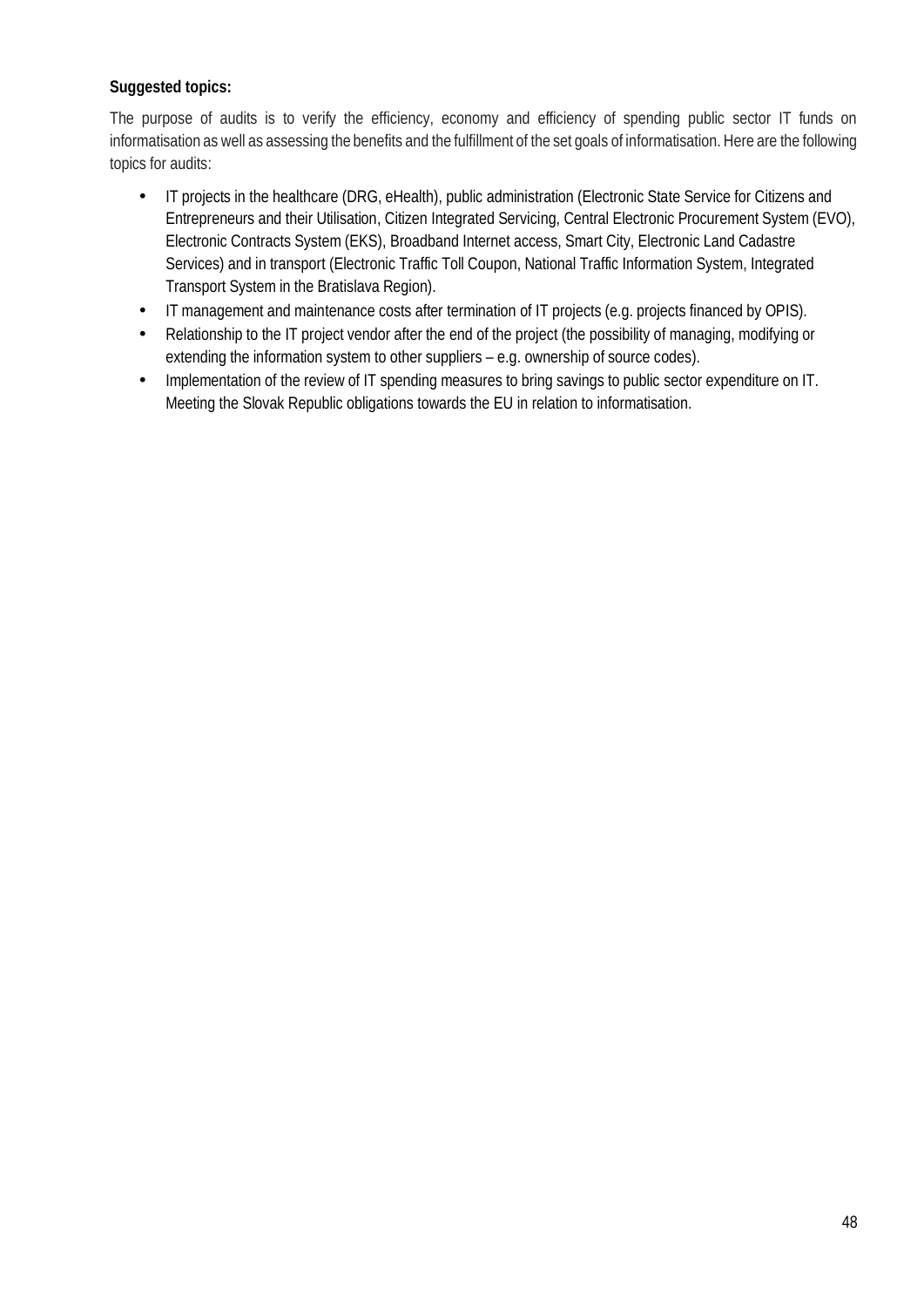**Suggested topics:**

The purpose of audits is to verify the efficiency, economy and efficiency of spending public sector IT funds on informatisation as well as assessing the benefits and the fulfillment of the set goals of informatisation. Here are the following topics for audits:

- IT projects in the healthcare (DRG, eHealth), public administration (Electronic State Service for Citizens and Entrepreneurs and their Utilisation, Citizen Integrated Servicing, Central Electronic Procurement System (EVO), Electronic Contracts System (EKS), Broadband Internet access, Smart City, Electronic Land Cadastre Services) and in transport (Electronic Traffic Toll Coupon, National Traffic Information System, Integrated Transport System in the Bratislava Region).
- IT management and maintenance costs after termination of IT projects (e.g. projects financed by OPIS).
- Relationship to the IT project vendor after the end of the project (the possibility of managing, modifying or extending the information system to other suppliers – e.g. ownership of source codes).
- Implementation of the review of IT spending measures to bring savings to public sector expenditure on IT. Meeting the Slovak Republic obligations towards the EU in relation to informatisation.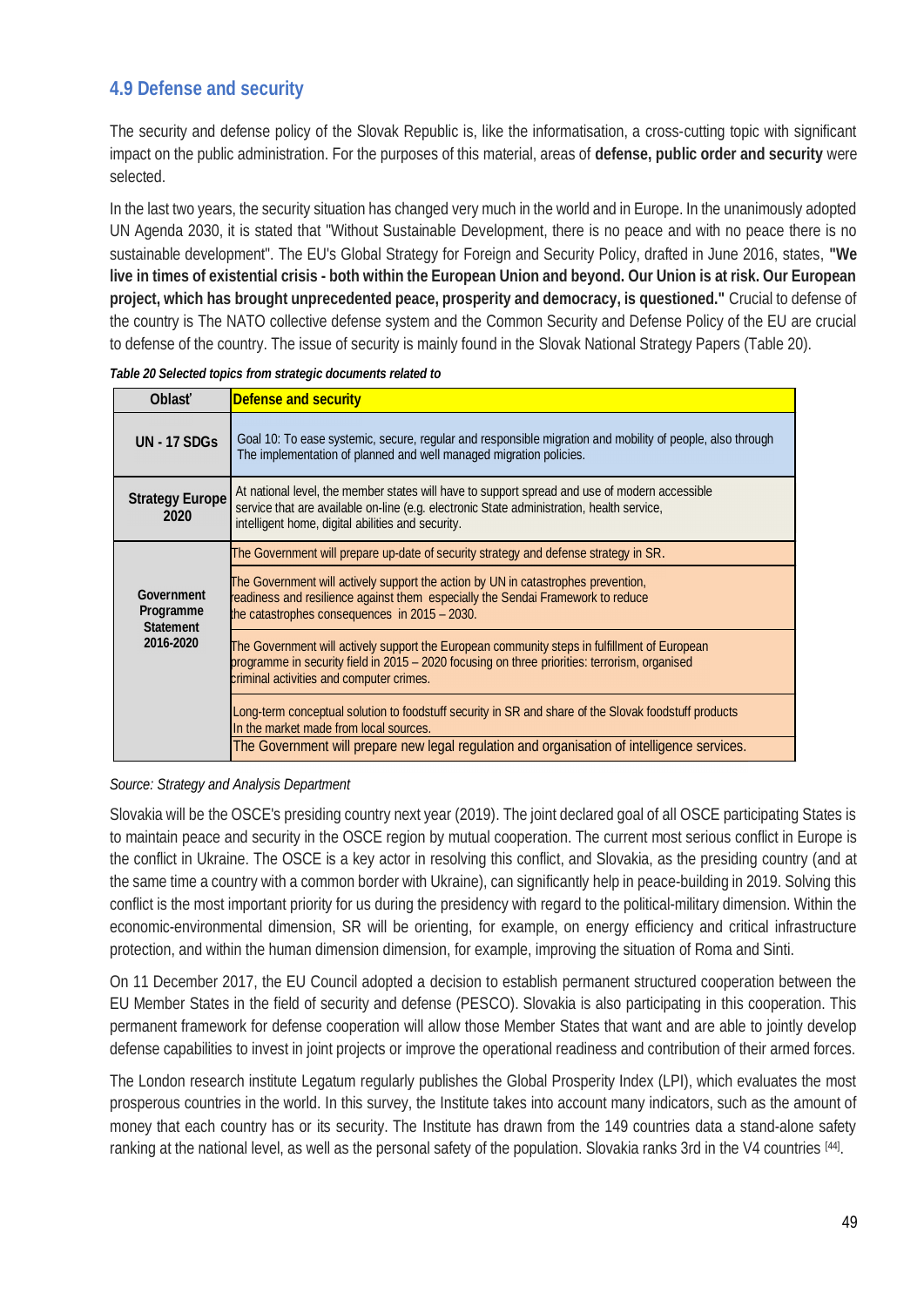## 4.9 Defense and security

The security and defense policy of the Slovak Republic is, like the informatisation, a cross-cutting topic with significant impact on the public administration. For the purposes of this material, areas of **defense, public order and security** were selected.

In the last two years, the security situation has changed very much in the world and in Europe. In the unanimously adopted UN Agenda 2030, it is stated that "Without Sustainable Development, there is no peace and with no peace there is no sustainable development". The EU's Global Strategy for Foreign and Security Policy, drafted in June 2016, states, **"We live in times of existential crisis - both within the European Union and beyond. Our Union is at risk. Our European project, which has brought unprecedented peace, prosperity and democracy, is questioned."** Crucial to defense of the country is The NATO collective defense system and the Common Security and Defense Policy of the EU are crucial to defense of the country. The issue of security is mainly found in the Slovak National Strategy Papers (Table 20).

*Table 20 Selected topics from strategic documents related to*

| Oblasť | Defense and security |
|---|---|
| **UN - 17 SDGs** | Goal 10: To ease systemic, secure, regular and responsible migration and mobility of people, also through The implementation of planned and well managed migration policies. |
| **Strategy Europe 2020** | At national level, the member states will have to support spread and use of modern accessible service that are available on-line (e.g. electronic State administration, health service, intelligent home, digital abilities and security. |
| **Government Programme Statement 2016-2020** | The Government will prepare up-date of security strategy and defense strategy in SR. |
| | The Government will actively support the action by UN in catastrophes prevention, readiness and resilience against them especially the Sendai Framework to reduce the catastrophes consequences in 2015 – 2030. |
| | The Government will actively support the European community steps in fulfillment of European programme in security field in 2015 – 2020 focusing on three priorities: terrorism, organised criminal activities and computer crimes. |
| | Long-term conceptual solution to foodstuff security in SR and share of the Slovak foodstuff products In the market made from local sources. |
| | The Government will prepare new legal regulation and organisation of intelligence services. |

*Source: Strategy and Analysis Department*

Slovakia will be the OSCE's presiding country next year (2019). The joint declared goal of all OSCE participating States is to maintain peace and security in the OSCE region by mutual cooperation. The current most serious conflict in Europe is the conflict in Ukraine. The OSCE is a key actor in resolving this conflict, and Slovakia, as the presiding country (and at the same time a country with a common border with Ukraine), can significantly help in peace-building in 2019. Solving this conflict is the most important priority for us during the presidency with regard to the political-military dimension. Within the economic-environmental dimension, SR will be orienting, for example, on energy efficiency and critical infrastructure protection, and within the human dimension dimension, for example, improving the situation of Roma and Sinti.

On 11 December 2017, the EU Council adopted a decision to establish permanent structured cooperation between the EU Member States in the field of security and defense (PESCO). Slovakia is also participating in this cooperation. This permanent framework for defense cooperation will allow those Member States that want and are able to jointly develop defense capabilities to invest in joint projects or improve the operational readiness and contribution of their armed forces.

The London research institute Legatum regularly publishes the Global Prosperity Index (LPI), which evaluates the most prosperous countries in the world. In this survey, the Institute takes into account many indicators, such as the amount of money that each country has or its security. The Institute has drawn from the 149 countries data a stand-alone safety ranking at the national level, as well as the personal safety of the population. Slovakia ranks 3rd in the V4 countries [44].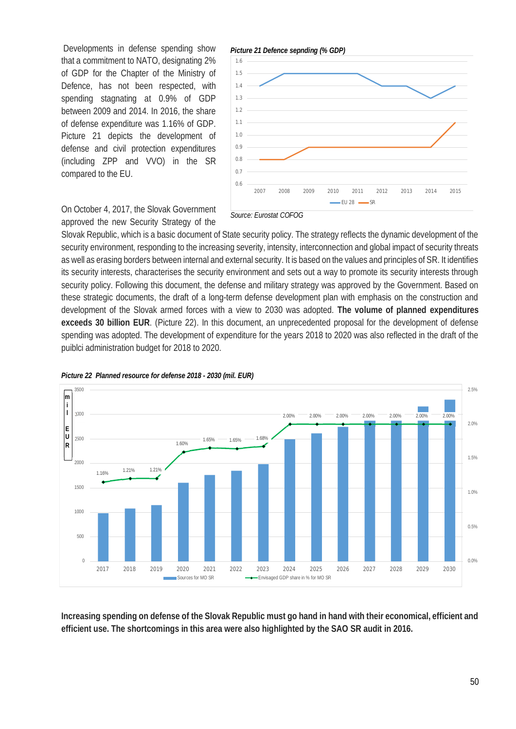Developments in defense spending show that a commitment to NATO, designating 2% of GDP for the Chapter of the Ministry of Defence, has not been respected, with spending stagnating at 0.9% of GDP between 2009 and 2014. In 2016, the share of defense expenditure was 1.16% of GDP. Picture 21 depicts the development of defense and civil protection expenditures (including ZPP and VVO) in the SR compared to the EU.

*Picture 21 Defence sepnding (% GDP)*

*Source: Eurostat COFOG*

On October 4, 2017, the Slovak Government approved the new Security Strategy of the Slovak Republic, which is a basic document of State security policy. The strategy reflects the dynamic development of the security environment, responding to the increasing severity, intensity, interconnection and global impact of security threats as well as erasing borders between internal and external security. It is based on the values and principles of SR. It identifies its security interests, characterises the security environment and sets out a way to promote its security interests through security policy. Following this document, the defense and military strategy was approved by the Government. Based on these strategic documents, the draft of a long-term defense development plan with emphasis on the construction and development of the Slovak armed forces with a view to 2030 was adopted. **The volume of planned expenditures exceeds 30 billion EUR**. (Picture 22). In this document, an unprecedented proposal for the development of defense spending was adopted. The development of expenditure for the years 2018 to 2020 was also reflected in the draft of the puiblci administration budget for 2018 to 2020.

*Picture 22 Planned resource for defense 2018 - 2030 (mil. EUR)*

**Increasing spending on defense of the Slovak Republic must go hand in hand with their economical, efficient and efficient use. The shortcomings in this area were also highlighted by the SAO SR audit in 2016.**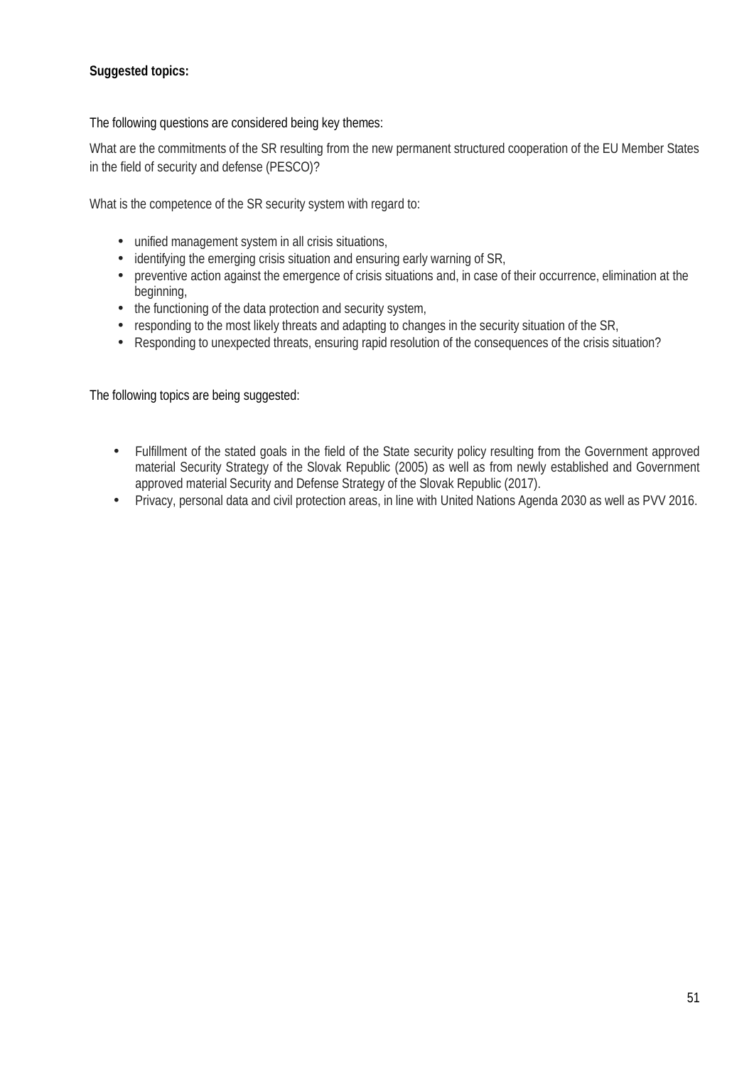**Suggested topics:**

The following questions are considered being key themes:

What are the commitments of the SR resulting from the new permanent structured cooperation of the EU Member States in the field of security and defense (PESCO)?

What is the competence of the SR security system with regard to:

- unified management system in all crisis situations,
- identifying the emerging crisis situation and ensuring early warning of SR,
- preventive action against the emergence of crisis situations and, in case of their occurrence, elimination at the beginning,
- the functioning of the data protection and security system,
- responding to the most likely threats and adapting to changes in the security situation of the SR,
- Responding to unexpected threats, ensuring rapid resolution of the consequences of the crisis situation?

The following topics are being suggested:

- Fulfillment of the stated goals in the field of the State security policy resulting from the Government approved material Security Strategy of the Slovak Republic (2005) as well as from newly established and Government approved material Security and Defense Strategy of the Slovak Republic (2017).
- Privacy, personal data and civil protection areas, in line with United Nations Agenda 2030 as well as PVV 2016.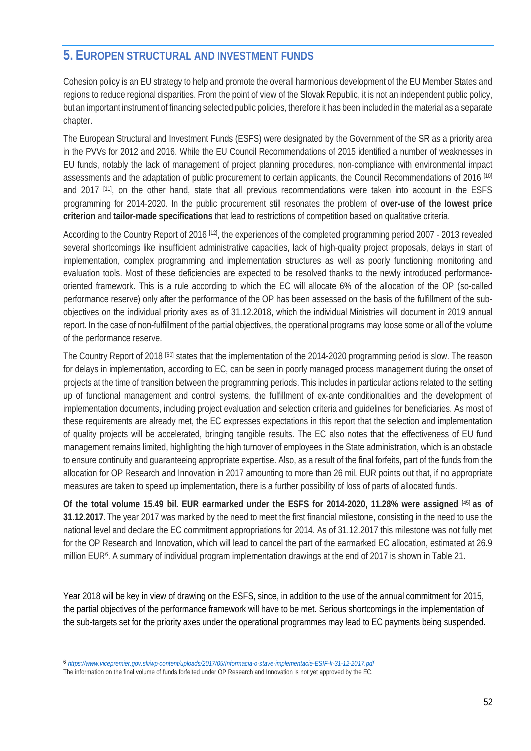## 5. EUROPEN STRUCTURAL AND INVESTMENT FUNDS

Cohesion policy is an EU strategy to help and promote the overall harmonious development of the EU Member States and regions to reduce regional disparities. From the point of view of the Slovak Republic, it is not an independent public policy, but an important instrument of financing selected public policies, therefore it has been included in the material as a separate chapter.

The European Structural and Investment Funds (ESFS) were designated by the Government of the SR as a priority area in the PVVs for 2012 and 2016. While the EU Council Recommendations of 2015 identified a number of weaknesses in EU funds, notably the lack of management of project planning procedures, non-compliance with environmental impact assessments and the adaptation of public procurement to certain applicants, the Council Recommendations of 2016 [10] and 2017 [11], on the other hand, state that all previous recommendations were taken into account in the ESFS programming for 2014-2020. In the public procurement still resonates the problem of **over-use of the lowest price criterion** and **tailor-made specifications** that lead to restrictions of competition based on qualitative criteria.

According to the Country Report of 2016 [12], the experiences of the completed programming period 2007 - 2013 revealed several shortcomings like insufficient administrative capacities, lack of high-quality project proposals, delays in start of implementation, complex programming and implementation structures as well as poorly functioning monitoring and evaluation tools. Most of these deficiencies are expected to be resolved thanks to the newly introduced performance-oriented framework. This is a rule according to which the EC will allocate 6% of the allocation of the OP (so-called performance reserve) only after the performance of the OP has been assessed on the basis of the fulfillment of the sub-objectives on the individual priority axes as of 31.12.2018, which the individual Ministries will document in 2019 annual report. In the case of non-fulfillment of the partial objectives, the operational programs may loose some or all of the volume of the performance reserve.

The Country Report of 2018 [50] states that the implementation of the 2014-2020 programming period is slow. The reason for delays in implementation, according to EC, can be seen in poorly managed process management during the onset of projects at the time of transition between the programming periods. This includes in particular actions related to the setting up of functional management and control systems, the fulfillment of ex-ante conditionalities and the development of implementation documents, including project evaluation and selection criteria and guidelines for beneficiaries. As most of these requirements are already met, the EC expresses expectations in this report that the selection and implementation of quality projects will be accelerated, bringing tangible results. The EC also notes that the effectiveness of EU fund management remains limited, highlighting the high turnover of employees in the State administration, which is an obstacle to ensure continuity and guaranteeing appropriate expertise. Also, as a result of the final forfeits, part of the funds from the allocation for OP Research and Innovation in 2017 amounting to more than 26 mil. EUR points out that, if no appropriate measures are taken to speed up implementation, there is a further possibility of loss of parts of allocated funds.

**Of the total volume 15.49 bil. EUR earmarked under the ESFS for 2014-2020, 11.28% were assigned** [45] **as of 31.12.2017.** The year 2017 was marked by the need to meet the first financial milestone, consisting in the need to use the national level and declare the EC commitment appropriations for 2014. As of 31.12.2017 this milestone was not fully met for the OP Research and Innovation, which will lead to cancel the part of the earmarked EC allocation, estimated at 26.9 million EUR[6]. A summary of individual program implementation drawings at the end of 2017 is shown in Table 21.

Year 2018 will be key in view of drawing on the ESFS, since, in addition to the use of the annual commitment for 2015, the partial objectives of the performance framework will have to be met. Serious shortcomings in the implementation of the sub-targets set for the priority axes under the operational programmes may lead to EC payments being suspended.

---

[6] *https://www.vicepremier.gov.sk/wp-content/uploads/2017/05/Informacia-o-stave-implementacie-ESIF-k-31-12-2017.pdf*
The information on the final volume of funds forfeited under OP Research and Innovation is not yet approved by the EC.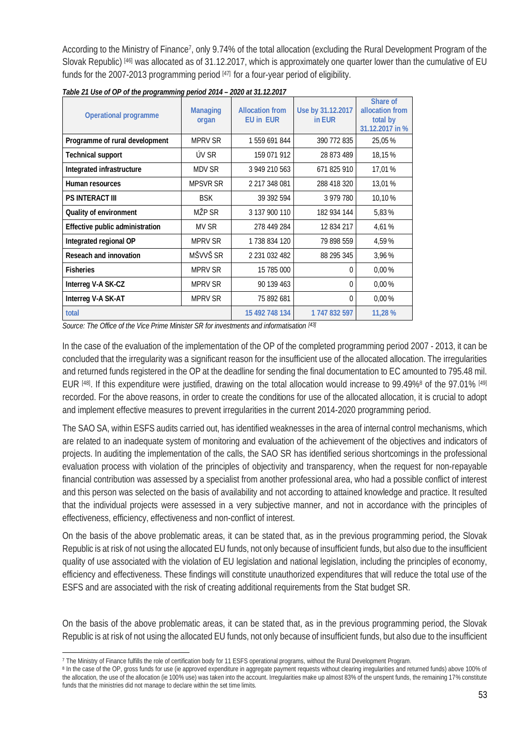According to the Ministry of Finance[7], only 9.74% of the total allocation (excluding the Rural Development Program of the Slovak Republic) [46] was allocated as of 31.12.2017, which is approximately one quarter lower than the cumulative of EU funds for the 2007-2013 programming period [47] for a four-year period of eligibility.

*Table 21 Use of OP of the programming period 2014 – 2020 at 31.12.2017*

| Operational programme | Managing organ | Allocation from EU in EUR | Use by 31.12.2017 in EUR | Share of allocation from total by 31.12.2017 in % |
|---|---|---|---|---|
| Programme of rural development | MPRV SR | 1 559 691 844 | 390 772 835 | 25,05 % |
| Technical support | ÚV SR | 159 071 912 | 28 873 489 | 18,15 % |
| Integrated infrastructure | MDV SR | 3 949 210 563 | 671 825 910 | 17,01 % |
| Human resources | MPSVR SR | 2 217 348 081 | 288 418 320 | 13,01 % |
| PS INTERACT III | BSK | 39 392 594 | 3 979 780 | 10,10 % |
| Quality of environment | MŽP SR | 3 137 900 110 | 182 934 144 | 5,83 % |
| Effective public administration | MV SR | 278 449 284 | 12 834 217 | 4,61 % |
| Integrated regional OP | MPRV SR | 1 738 834 120 | 79 898 559 | 4,59 % |
| Reseach and innovation | MŠVVŠ SR | 2 231 032 482 | 88 295 345 | 3,96 % |
| Fisheries | MPRV SR | 15 785 000 | 0 | 0,00 % |
| Interreg V-A SK-CZ | MPRV SR | 90 139 463 | 0 | 0,00 % |
| Interreg V-A SK-AT | MPRV SR | 75 892 681 | 0 | 0,00 % |
| total | | 15 492 748 134 | 1 747 832 597 | 11,28 % |

*Source: The Office of the Vice Prime Minister SR for investments and informatisation [43]*

In the case of the evaluation of the implementation of the OP of the completed programming period 2007 - 2013, it can be concluded that the irregularity was a significant reason for the insufficient use of the allocated allocation. The irregularities and returned funds registered in the OP at the deadline for sending the final documentation to EC amounted to 795.48 mil. EUR [48]. If this expenditure were justified, drawing on the total allocation would increase to 99.49%[8] of the 97.01% [49] recorded. For the above reasons, in order to create the conditions for use of the allocated allocation, it is crucial to adopt and implement effective measures to prevent irregularities in the current 2014-2020 programming period.

The SAO SA, within ESFS audits carried out, has identified weaknesses in the area of internal control mechanisms, which are related to an inadequate system of monitoring and evaluation of the achievement of the objectives and indicators of projects. In auditing the implementation of the calls, the SAO SR has identified serious shortcomings in the professional evaluation process with violation of the principles of objectivity and transparency, when the request for non-repayable financial contribution was assessed by a specialist from another professional area, who had a possible conflict of interest and this person was selected on the basis of availability and not according to attained knowledge and practice. It resulted that the individual projects were assessed in a very subjective manner, and not in accordance with the principles of effectiveness, efficiency, effectiveness and non-conflict of interest.

On the basis of the above problematic areas, it can be stated that, as in the previous programming period, the Slovak Republic is at risk of not using the allocated EU funds, not only because of insufficient funds, but also due to the insufficient quality of use associated with the violation of EU legislation and national legislation, including the principles of economy, efficiency and effectiveness. These findings will constitute unauthorized expenditures that will reduce the total use of the ESFS and are associated with the risk of creating additional requirements from the Stat budget SR.

On the basis of the above problematic areas, it can be stated that, as in the previous programming period, the Slovak Republic is at risk of not using the allocated EU funds, not only because of insufficient funds, but also due to the insufficient

---

[7] The Ministry of Finance fulfills the role of certification body for 11 ESFS operational programs, without the Rural Development Program.

[8] In the case of the OP, gross funds for use (ie approved expenditure in aggregate payment requests without clearing irregularities and returned funds) above 100% of the allocation, the use of the allocation (ie 100% use) was taken into the account. Irregularities make up almost 83% of the unspent funds, the remaining 17% constitute funds that the ministries did not manage to declare within the set time limits.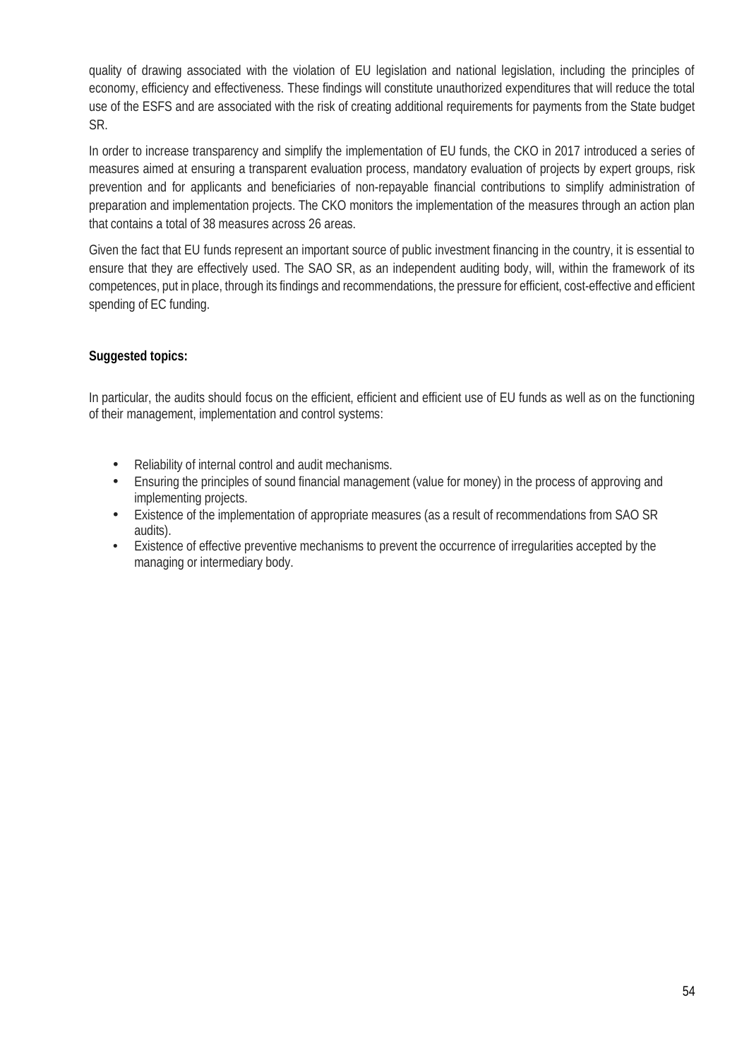quality of drawing associated with the violation of EU legislation and national legislation, including the principles of economy, efficiency and effectiveness. These findings will constitute unauthorized expenditures that will reduce the total use of the ESFS and are associated with the risk of creating additional requirements for payments from the State budget SR.

In order to increase transparency and simplify the implementation of EU funds, the CKO in 2017 introduced a series of measures aimed at ensuring a transparent evaluation process, mandatory evaluation of projects by expert groups, risk prevention and for applicants and beneficiaries of non-repayable financial contributions to simplify administration of preparation and implementation projects. The CKO monitors the implementation of the measures through an action plan that contains a total of 38 measures across 26 areas.

Given the fact that EU funds represent an important source of public investment financing in the country, it is essential to ensure that they are effectively used. The SAO SR, as an independent auditing body, will, within the framework of its competences, put in place, through its findings and recommendations, the pressure for efficient, cost-effective and efficient spending of EC funding.

**Suggested topics:**

In particular, the audits should focus on the efficient, efficient and efficient use of EU funds as well as on the functioning of their management, implementation and control systems:

- Reliability of internal control and audit mechanisms.
- Ensuring the principles of sound financial management (value for money) in the process of approving and implementing projects.
- Existence of the implementation of appropriate measures (as a result of recommendations from SAO SR audits).
- Existence of effective preventive mechanisms to prevent the occurrence of irregularities accepted by the managing or intermediary body.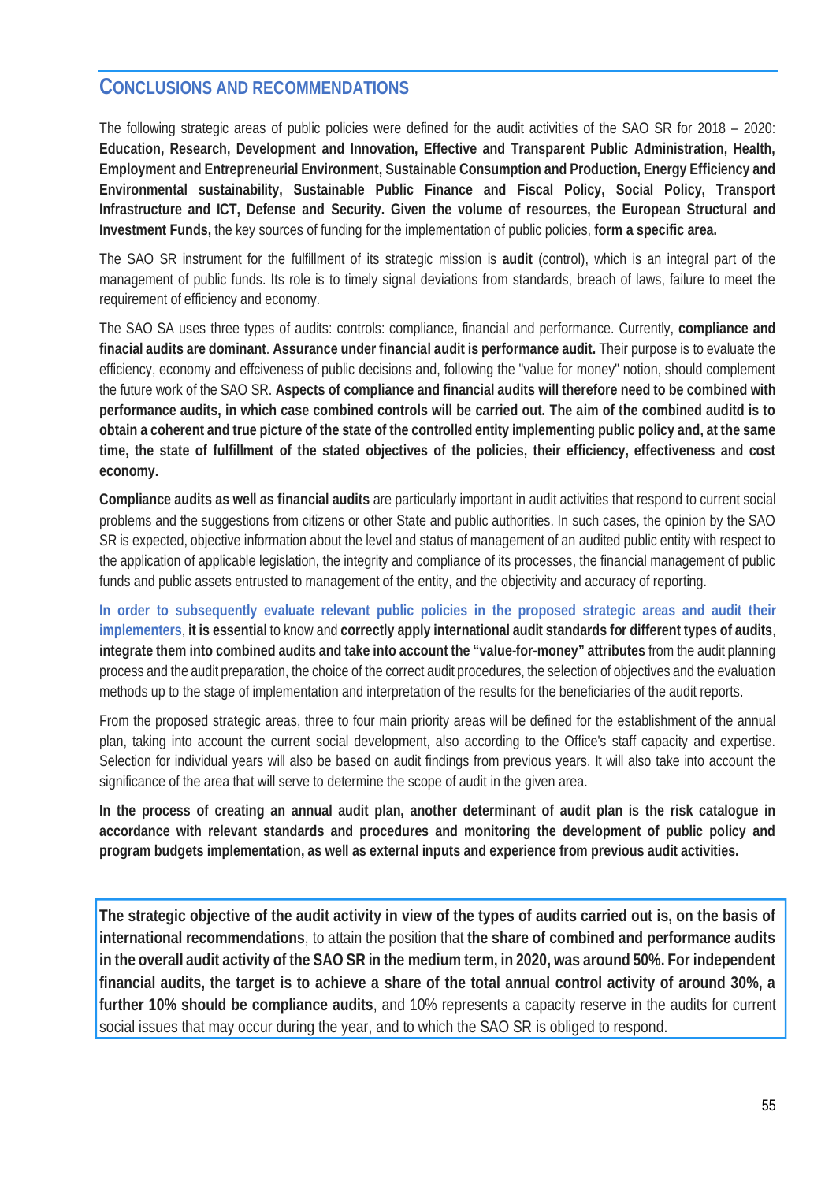## Conclusions and Recommendations

The following strategic areas of public policies were defined for the audit activities of the SAO SR for 2018 – 2020: **Education, Research, Development and Innovation, Effective and Transparent Public Administration, Health, Employment and Entrepreneurial Environment, Sustainable Consumption and Production, Energy Efficiency and Environmental sustainability, Sustainable Public Finance and Fiscal Policy, Social Policy, Transport Infrastructure and ICT, Defense and Security. Given the volume of resources, the European Structural and Investment Funds,** the key sources of funding for the implementation of public policies, **form a specific area.**

The SAO SR instrument for the fulfillment of its strategic mission is **audit** (control), which is an integral part of the management of public funds. Its role is to timely signal deviations from standards, breach of laws, failure to meet the requirement of efficiency and economy.

The SAO SA uses three types of audits: controls: compliance, financial and performance. Currently, **compliance and finacial audits are dominant**. **Assurance under financial audit is performance audit.** Their purpose is to evaluate the efficiency, economy and effciveness of public decisions and, following the "value for money" notion, should complement the future work of the SAO SR. **Aspects of compliance and financial audits will therefore need to be combined with performance audits, in which case combined controls will be carried out. The aim of the combined auditd is to obtain a coherent and true picture of the state of the controlled entity implementing public policy and, at the same time, the state of fulfillment of the stated objectives of the policies, their efficiency, effectiveness and cost economy.**

**Compliance audits as well as financial audits** are particularly important in audit activities that respond to current social problems and the suggestions from citizens or other State and public authorities. In such cases, the opinion by the SAO SR is expected, objective information about the level and status of management of an audited public entity with respect to the application of applicable legislation, the integrity and compliance of its processes, the financial management of public funds and public assets entrusted to management of the entity, and the objectivity and accuracy of reporting.

**In order to subsequently evaluate relevant public policies in the proposed strategic areas and audit their implementers**, **it is essential** to know and **correctly apply international audit standards for different types of audits**, **integrate them into combined audits and take into account the "value-for-money" attributes** from the audit planning process and the audit preparation, the choice of the correct audit procedures, the selection of objectives and the evaluation methods up to the stage of implementation and interpretation of the results for the beneficiaries of the audit reports.

From the proposed strategic areas, three to four main priority areas will be defined for the establishment of the annual plan, taking into account the current social development, also according to the Office's staff capacity and expertise. Selection for individual years will also be based on audit findings from previous years. It will also take into account the significance of the area that will serve to determine the scope of audit in the given area.

**In the process of creating an annual audit plan, another determinant of audit plan is the risk catalogue in accordance with relevant standards and procedures and monitoring the development of public policy and program budgets implementation, as well as external inputs and experience from previous audit activities.**

**The strategic objective of the audit activity in view of the types of audits carried out is, on the basis of international recommendations**, to attain the position that **the share of combined and performance audits in the overall audit activity of the SAO SR in the medium term, in 2020, was around 50%. For independent financial audits, the target is to achieve a share of the total annual control activity of around 30%, a further 10% should be compliance audits**, and 10% represents a capacity reserve in the audits for current social issues that may occur during the year, and to which the SAO SR is obliged to respond.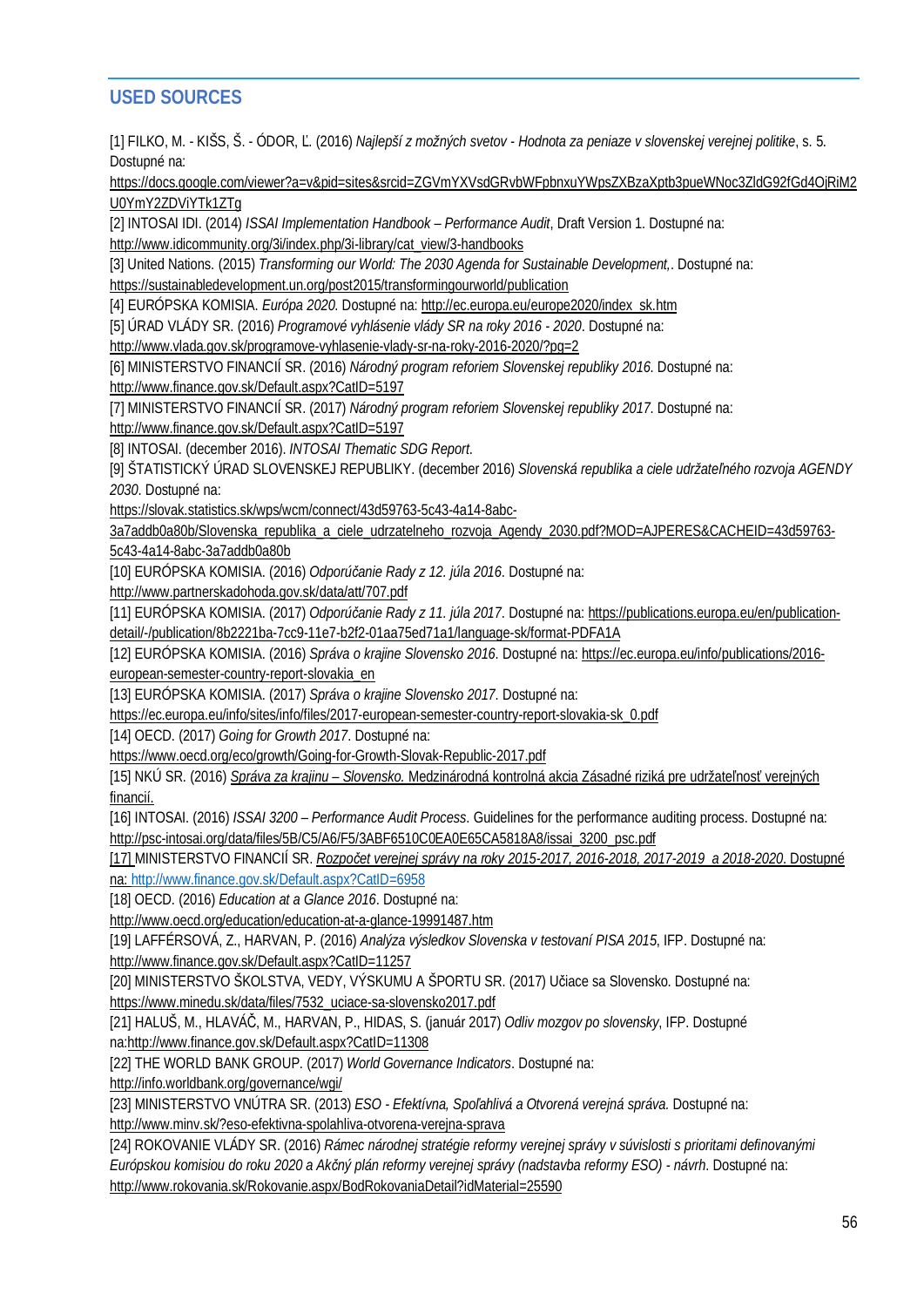## USED SOURCES

[1] FILKO, M. - KIŠS, Š. - ÓDOR, Ľ. (2016) *Najlepší z možných svetov - Hodnota za peniaze v slovenskej verejnej politike*, s. 5. Dostupné na: https://docs.google.com/viewer?a=v&pid=sites&srcid=ZGVmYXVsdGRvbWFpbnxuYWpsZXBzaXptb3pueWNoc3ZldG92fGd4OjRiM2U0YmY2ZDViYTk1ZTg

[2] INTOSAI IDI. (2014) *ISSAI Implementation Handbook – Performance Audit*, Draft Version 1. Dostupné na: http://www.idicommunity.org/3i/index.php/3i-library/cat_view/3-handbooks

[3] United Nations. (2015) *Transforming our World: The 2030 Agenda for Sustainable Development,*. Dostupné na: https://sustainabledevelopment.un.org/post2015/transformingourworld/publication

[4] EURÓPSKA KOMISIA. *Európa 2020*. Dostupné na: http://ec.europa.eu/europe2020/index_sk.htm

[5] ÚRAD VLÁDY SR. (2016) *Programové vyhlásenie vlády SR na roky 2016 - 2020*. Dostupné na: http://www.vlada.gov.sk/programove-vyhlasenie-vlady-sr-na-roky-2016-2020/?pg=2

[6] MINISTERSTVO FINANCIÍ SR. (2016) *Národný program reforiem Slovenskej republiky 2016*. Dostupné na: http://www.finance.gov.sk/Default.aspx?CatID=5197

[7] MINISTERSTVO FINANCIÍ SR. (2017) *Národný program reforiem Slovenskej republiky 2017*. Dostupné na: http://www.finance.gov.sk/Default.aspx?CatID=5197

[8] INTOSAI. (december 2016). *INTOSAI Thematic SDG Report*.

[9] ŠTATISTICKÝ ÚRAD SLOVENSKEJ REPUBLIKY. (december 2016) *Slovenská republika a ciele udržateľného rozvoja AGENDY 2030*. Dostupné na: https://slovak.statistics.sk/wps/wcm/connect/43d59763-5c43-4a14-8abc-3a7addb0a80b/Slovenska_republika_a_ciele_udrzatelneho_rozvoja_Agendy_2030.pdf?MOD=AJPERES&CACHEID=43d59763-5c43-4a14-8abc-3a7addb0a80b

[10] EURÓPSKA KOMISIA. (2016) *Odporúčanie Rady z 12. júla 2016*. Dostupné na: http://www.partnerskadohoda.gov.sk/data/att/707.pdf

[11] EURÓPSKA KOMISIA. (2017) *Odporúčanie Rady z 11. júla 2017*. Dostupné na: https://publications.europa.eu/en/publication-detail/-/publication/8b2221ba-7cc9-11e7-b2f2-01aa75ed71a1/language-sk/format-PDFA1A

[12] EURÓPSKA KOMISIA. (2016) *Správa o krajine Slovensko 2016*. Dostupné na: https://ec.europa.eu/info/publications/2016-european-semester-country-report-slovakia_en

[13] EURÓPSKA KOMISIA. (2017) *Správa o krajine Slovensko 2017*. Dostupné na: https://ec.europa.eu/info/sites/info/files/2017-european-semester-country-report-slovakia-sk_0.pdf

[14] OECD. (2017) *Going for Growth 2017*. Dostupné na: https://www.oecd.org/eco/growth/Going-for-Growth-Slovak-Republic-2017.pdf

[15] NKÚ SR. (2016) *Správa za krajinu – Slovensko.* Medzinárodná kontrolná akcia Zásadné riziká pre udržateľnosť verejných financií.

[16] INTOSAI. (2016) *ISSAI 3200 – Performance Audit Process*. Guidelines for the performance auditing process. Dostupné na: http://psc-intosai.org/data/files/5B/C5/A6/F5/3ABF6510C0EA0E65CA5818A8/issai_3200_psc.pdf

[17] MINISTERSTVO FINANCIÍ SR. *Rozpočet verejnej správy na roky 2015-2017, 2016-2018, 2017-2019 a 2018-2020*. Dostupné na: http://www.finance.gov.sk/Default.aspx?CatID=6958

[18] OECD. (2016) *Education at a Glance 2016*. Dostupné na: http://www.oecd.org/education/education-at-a-glance-19991487.htm

[19] LAFFÉRSOVÁ, Z., HARVAN, P. (2016) *Analýza výsledkov Slovenska v testovaní PISA 2015*, IFP. Dostupné na: http://www.finance.gov.sk/Default.aspx?CatID=11257

[20] MINISTERSTVO ŠKOLSTVA, VEDY, VÝSKUMU A ŠPORTU SR. (2017) Učiace sa Slovensko. Dostupné na: https://www.minedu.sk/data/files/7532_uciace-sa-slovensko2017.pdf

[21] HALUŠ, M., HLAVÁČ, M., HARVAN, P., HIDAS, S. (január 2017) *Odliv mozgov po slovensky*, IFP. Dostupné na:http://www.finance.gov.sk/Default.aspx?CatID=11308

[22] THE WORLD BANK GROUP. (2017) *World Governance Indicators*. Dostupné na: http://info.worldbank.org/governance/wgi/

[23] MINISTERSTVO VNÚTRA SR. (2013) *ESO - Efektívna, Spoľahlivá a Otvorená verejná správa*. Dostupné na: http://www.minv.sk/?eso-efektivna-spolahliva-otvorena-verejna-sprava

[24] ROKOVANIE VLÁDY SR. (2016) *Rámec národnej stratégie reformy verejnej správy v súvislosti s prioritami definovanými Európskou komisiou do roku 2020 a Akčný plán reformy verejnej správy (nadstavba reformy ESO) - návrh*. Dostupné na: http://www.rokovania.sk/Rokovanie.aspx/BodRokovaniaDetail?idMaterial=25590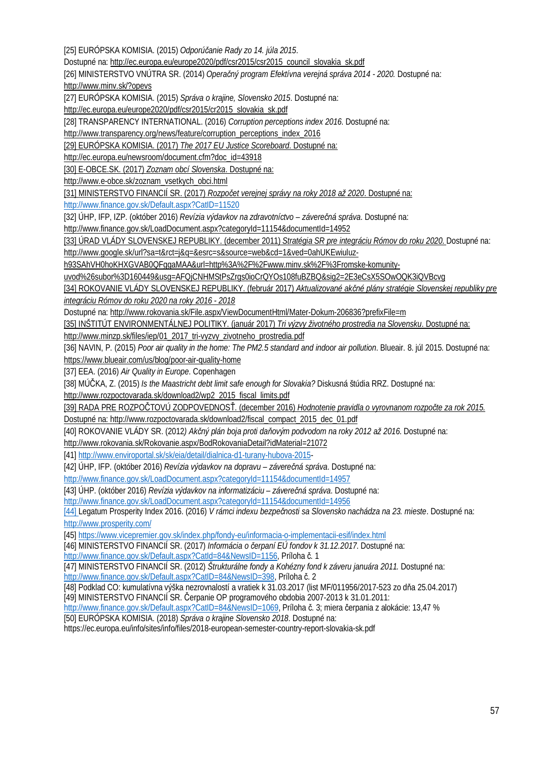[25] EURÓPSKA KOMISIA. (2015) *Odporúčanie Rady zo 14. júla 2015*. Dostupné na: http://ec.europa.eu/europe2020/pdf/csr2015/csr2015_council_slovakia_sk.pdf

[26] MINISTERSTVO VNÚTRA SR. (2014) *Operačný program Efektívna verejná správa 2014 - 2020.* Dostupné na: http://www.minv.sk/?opevs

[27] EURÓPSKA KOMISIA. (2015) *Správa o krajine, Slovensko 2015*. Dostupné na: http://ec.europa.eu/europe2020/pdf/csr2015/cr2015_slovakia_sk.pdf

[28] TRANSPARENCY INTERNATIONAL. (2016) *Corruption perceptions index 2016*. Dostupné na: http://www.transparency.org/news/feature/corruption_perceptions_index_2016

[29] EURÓPSKA KOMISIA. (2017) *The 2017 EU Justice Scoreboard*. Dostupné na: http://ec.europa.eu/newsroom/document.cfm?doc_id=43918

[30] E-OBCE.SK. (2017) *Zoznam obcí Slovenska*. Dostupné na: http://www.e-obce.sk/zoznam_vsetkych_obci.html

[31] MINISTERSTVO FINANCIÍ SR. (2017) *Rozpočet verejnej správy na roky 2018 až 2020*. Dostupné na: http://www.finance.gov.sk/Default.aspx?CatID=11520

[32] ÚHP, IFP, IZP. (október 2016) *Revízia výdavkov na zdravotníctvo – záverečná správa*. Dostupné na: http://www.finance.gov.sk/LoadDocument.aspx?categoryId=11154&documentId=14952

[33] ÚRAD VLÁDY SLOVENSKEJ REPUBLIKY. (december 2011) *Stratégia SR pre integráciu Rómov do roku 2020*. Dostupné na: http://www.google.sk/url?sa=t&rct=j&q=&esrc=s&source=web&cd=1&ved=0ahUKEwiuluz-h93SAhVH0hoKHXGVAB0QFggaMAA&url=http%3A%2F%2Fwww.minv.sk%2F%3Fromske-komunity-uvod%26subor%3D160449&usg=AFQjCNHMStPsZrgs0ioCrQYOs108fuBZBQ&sig2=2E3eCsX5SOwOQK3iQVBcvg

[34] ROKOVANIE VLÁDY SLOVENSKEJ REPUBLIKY. (február 2017) *Aktualizované akčné plány stratégie Slovenskej republiky pre integráciu Rómov do roku 2020 na roky 2016 - 2018*

Dostupné na: http://www.rokovania.sk/File.aspx/ViewDocumentHtml/Mater-Dokum-206836?prefixFile=m

[35] INŠTITÚT ENVIRONMENTÁLNEJ POLITIKY. (január 2017) *Tri výzvy životného prostredia na Slovensku*. Dostupné na: http://www.minzp.sk/files/iep/01_2017_tri-vyzvy_zivotneho_prostredia.pdf

[36] NAVIN, P. (2015) *Poor air quality in the home: The PM2.5 standard and indoor air pollution*. Blueair. 8. júl 2015. Dostupné na: https://www.blueair.com/us/blog/poor-air-quality-home

[37] EEA. (2016) *Air Quality in Europe*. Copenhagen

[38] MÚČKA, Z. (2015) *Is the Maastricht debt limit safe enough for Slovakia?* Diskusná štúdia RRZ. Dostupné na: http://www.rozpoctovarada.sk/download2/wp2_2015_fiscal_limits.pdf

[39] RADA PRE ROZPOČTOVÚ ZODPOVEDNOSŤ. (december 2016) *Hodnotenie pravidla o vyrovnanom rozpočte za rok 2015.* Dostupné na: http://www.rozpoctovarada.sk/download2/fiscal_compact_2015_dec_01.pdf

[40] ROKOVANIE VLÁDY SR. (2012) *Akčný plán boja proti daňovým podvodom na roky 2012 až 2016*. Dostupné na: http://www.rokovania.sk/Rokovanie.aspx/BodRokovaniaDetail?idMaterial=21072

[41] http://www.enviroportal.sk/sk/eia/detail/dialnica-d1-turany-hubova-2015-

[42] ÚHP, IFP. (október 2016) *Revízia výdavkov na dopravu – záverečná správa*. Dostupné na: http://www.finance.gov.sk/LoadDocument.aspx?categoryId=11154&documentId=14957

[43] ÚHP. (október 2016) *Revízia výdavkov na informatizáciu – záverečná správa*. Dostupné na: http://www.finance.gov.sk/LoadDocument.aspx?categoryId=11154&documentId=14956

[44] Legatum Prosperity Index 2016. (2016) *V rámci indexu bezpečnosti sa Slovensko nachádza na 23. mieste*. Dostupné na: http://www.prosperity.com/

[45] https://www.vicepremier.gov.sk/index.php/fondy-eu/informacia-o-implementacii-esif/index.html

[46] MINISTERSTVO FINANCIÍ SR. (2017) *Informácia o čerpaní EÚ fondov k 31.12.2017*. Dostupné na: http://www.finance.gov.sk/Default.aspx?CatId=84&NewsID=1156, Príloha č. 1

[47] MINISTERSTVO FINANCIÍ SR. (2012) *Štrukturálne fondy a Kohézny fond k záveru januára 2011.* Dostupné na: http://www.finance.gov.sk/Default.aspx?CatID=84&NewsID=398, Príloha č. 2

[48] Podklad CO: kumulatívna výška nezrovnalostí a vratiek k 31.03.2017 (list MF/011956/2017-523 zo dňa 25.04.2017)

[49] MINISTERSTVO FINANCIÍ SR. Čerpanie OP programového obdobia 2007-2013 k 31.01.2011: http://www.finance.gov.sk/Default.aspx?CatID=84&NewsID=1069, Príloha č. 3; miera čerpania z alokácie: 13,47 %

[50] EURÓPSKA KOMISIA. (2018) *Správa o krajine Slovensko 2018*. Dostupné na: https://ec.europa.eu/info/sites/info/files/2018-european-semester-country-report-slovakia-sk.pdf